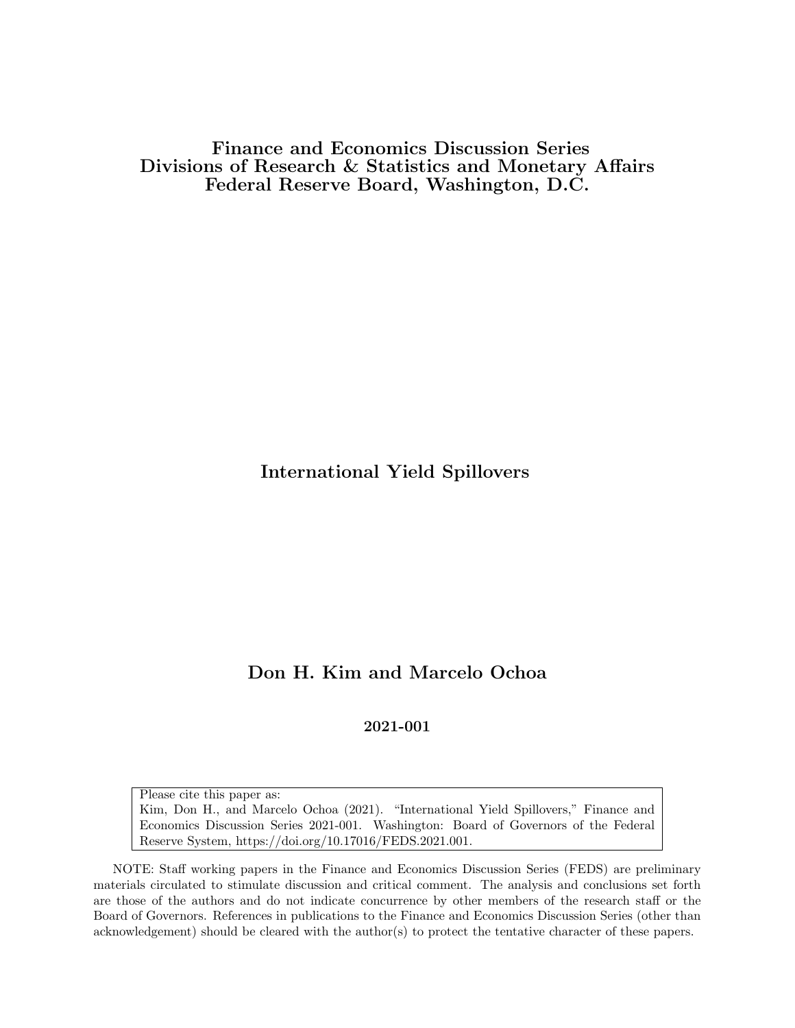**Finance and Economics Discussion Series**
**Divisions of Research & Statistics and Monetary Affairs**
**Federal Reserve Board, Washington, D.C.**

# International Yield Spillovers

**Don H. Kim and Marcelo Ochoa**

**2021-001**

Please cite this paper as:
Kim, Don H., and Marcelo Ochoa (2021). "International Yield Spillovers," Finance and Economics Discussion Series 2021-001. Washington: Board of Governors of the Federal Reserve System, https://doi.org/10.17016/FEDS.2021.001.

NOTE: Staff working papers in the Finance and Economics Discussion Series (FEDS) are preliminary materials circulated to stimulate discussion and critical comment. The analysis and conclusions set forth are those of the authors and do not indicate concurrence by other members of the research staff or the Board of Governors. References in publications to the Finance and Economics Discussion Series (other than acknowledgement) should be cleared with the author(s) to protect the tentative character of these papers.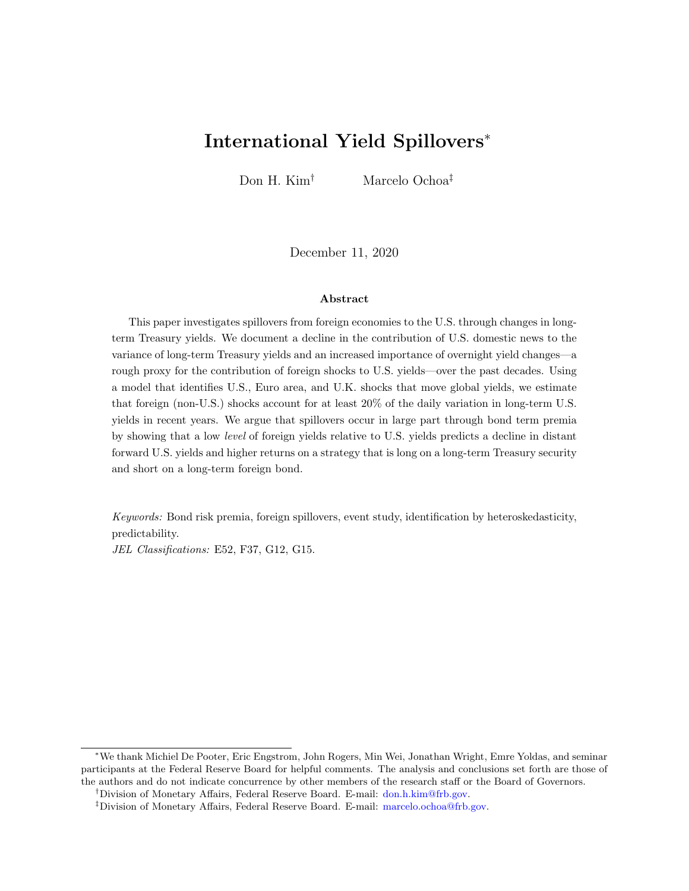# International Yield Spillovers*

Don H. Kim[†] Marcelo Ochoa[‡]

December 11, 2020

### Abstract

This paper investigates spillovers from foreign economies to the U.S. through changes in long-term Treasury yields. We document a decline in the contribution of U.S. domestic news to the variance of long-term Treasury yields and an increased importance of overnight yield changes—a rough proxy for the contribution of foreign shocks to U.S. yields—over the past decades. Using a model that identifies U.S., Euro area, and U.K. shocks that move global yields, we estimate that foreign (non-U.S.) shocks account for at least 20% of the daily variation in long-term U.S. yields in recent years. We argue that spillovers occur in large part through bond term premia by showing that a low *level* of foreign yields relative to U.S. yields predicts a decline in distant forward U.S. yields and higher returns on a strategy that is long on a long-term Treasury security and short on a long-term foreign bond.

*Keywords:* Bond risk premia, foreign spillovers, event study, identification by heteroskedasticity, predictability.

*JEL Classifications:* E52, F37, G12, G15.

*We thank Michiel De Pooter, Eric Engstrom, John Rogers, Min Wei, Jonathan Wright, Emre Yoldas, and seminar participants at the Federal Reserve Board for helpful comments. The analysis and conclusions set forth are those of the authors and do not indicate concurrence by other members of the research staff or the Board of Governors.

[†]Division of Monetary Affairs, Federal Reserve Board. E-mail: don.h.kim@frb.gov.

[‡]Division of Monetary Affairs, Federal Reserve Board. E-mail: marcelo.ochoa@frb.gov.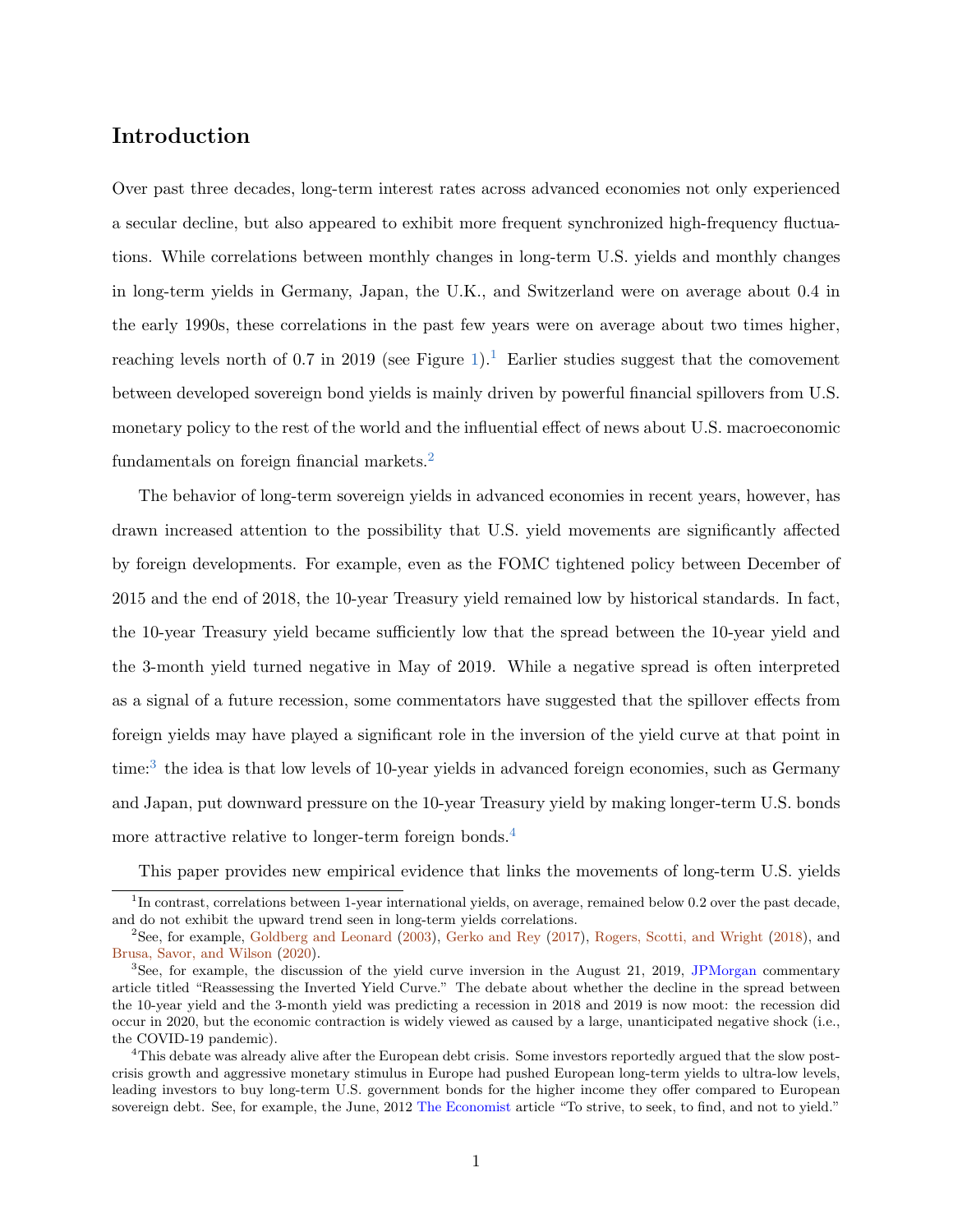# Introduction

Over past three decades, long-term interest rates across advanced economies not only experienced a secular decline, but also appeared to exhibit more frequent synchronized high-frequency fluctuations. While correlations between monthly changes in long-term U.S. yields and monthly changes in long-term yields in Germany, Japan, the U.K., and Switzerland were on average about 0.4 in the early 1990s, these correlations in the past few years were on average about two times higher, reaching levels north of 0.7 in 2019 (see Figure 1).[1] Earlier studies suggest that the comovement between developed sovereign bond yields is mainly driven by powerful financial spillovers from U.S. monetary policy to the rest of the world and the influential effect of news about U.S. macroeconomic fundamentals on foreign financial markets.[2]

The behavior of long-term sovereign yields in advanced economies in recent years, however, has drawn increased attention to the possibility that U.S. yield movements are significantly affected by foreign developments. For example, even as the FOMC tightened policy between December of 2015 and the end of 2018, the 10-year Treasury yield remained low by historical standards. In fact, the 10-year Treasury yield became sufficiently low that the spread between the 10-year yield and the 3-month yield turned negative in May of 2019. While a negative spread is often interpreted as a signal of a future recession, some commentators have suggested that the spillover effects from foreign yields may have played a significant role in the inversion of the yield curve at that point in time:[3] the idea is that low levels of 10-year yields in advanced foreign economies, such as Germany and Japan, put downward pressure on the 10-year Treasury yield by making longer-term U.S. bonds more attractive relative to longer-term foreign bonds.[4]

This paper provides new empirical evidence that links the movements of long-term U.S. yields

---

[1] In contrast, correlations between 1-year international yields, on average, remained below 0.2 over the past decade, and do not exhibit the upward trend seen in long-term yields correlations.

[2] See, for example, Goldberg and Leonard (2003), Gerko and Rey (2017), Rogers, Scotti, and Wright (2018), and Brusa, Savor, and Wilson (2020).

[3] See, for example, the discussion of the yield curve inversion in the August 21, 2019, JPMorgan commentary article titled "Reassessing the Inverted Yield Curve." The debate about whether the decline in the spread between the 10-year yield and the 3-month yield was predicting a recession in 2018 and 2019 is now moot: the recession did occur in 2020, but the economic contraction is widely viewed as caused by a large, unanticipated negative shock (i.e., the COVID-19 pandemic).

[4] This debate was already alive after the European debt crisis. Some investors reportedly argued that the slow post-crisis growth and aggressive monetary stimulus in Europe had pushed European long-term yields to ultra-low levels, leading investors to buy long-term U.S. government bonds for the higher income they offer compared to European sovereign debt. See, for example, the June, 2012 The Economist article "To strive, to seek, to find, and not to yield."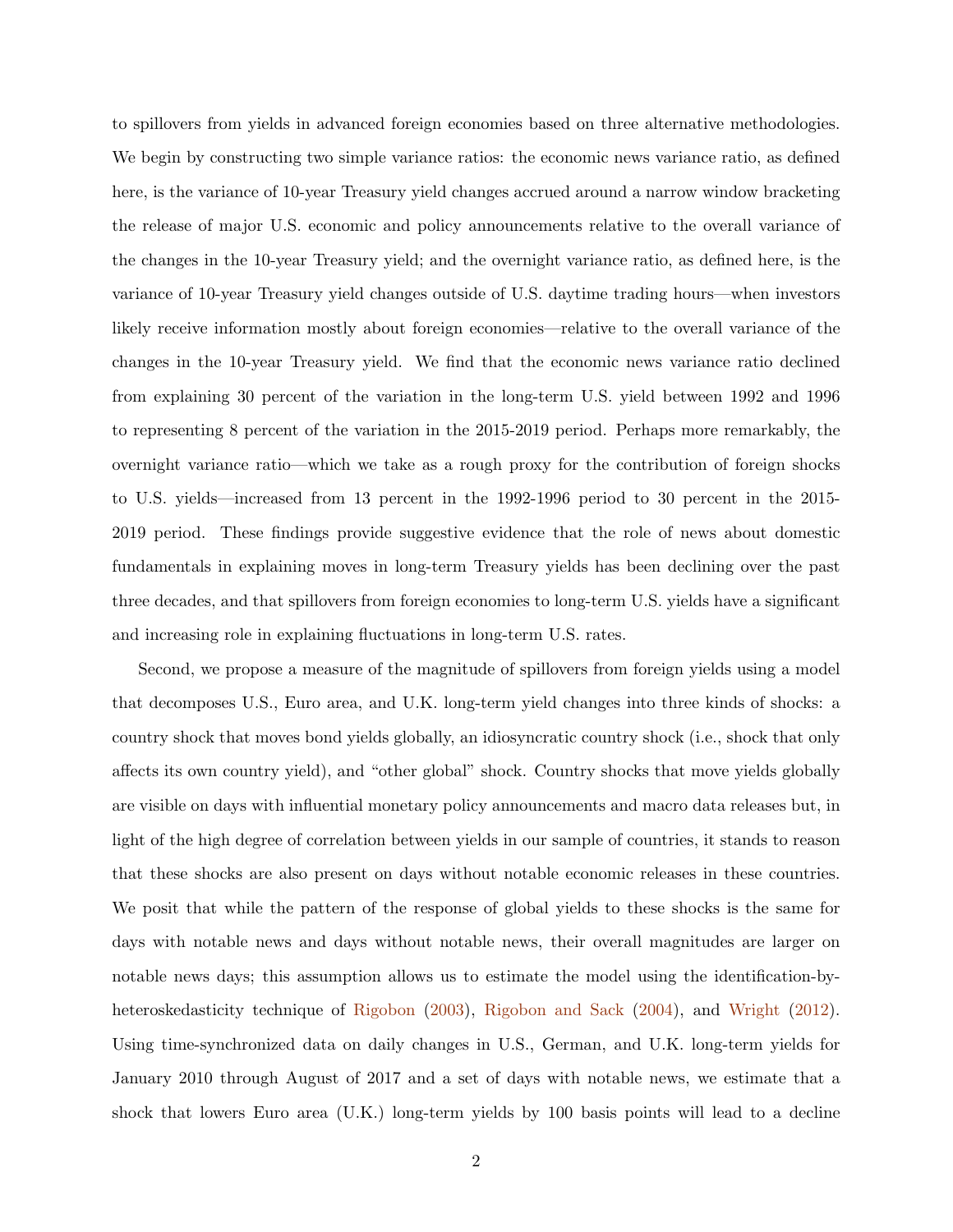to spillovers from yields in advanced foreign economies based on three alternative methodologies. We begin by constructing two simple variance ratios: the economic news variance ratio, as defined here, is the variance of 10-year Treasury yield changes accrued around a narrow window bracketing the release of major U.S. economic and policy announcements relative to the overall variance of the changes in the 10-year Treasury yield; and the overnight variance ratio, as defined here, is the variance of 10-year Treasury yield changes outside of U.S. daytime trading hours—when investors likely receive information mostly about foreign economies—relative to the overall variance of the changes in the 10-year Treasury yield. We find that the economic news variance ratio declined from explaining 30 percent of the variation in the long-term U.S. yield between 1992 and 1996 to representing 8 percent of the variation in the 2015-2019 period. Perhaps more remarkably, the overnight variance ratio—which we take as a rough proxy for the contribution of foreign shocks to U.S. yields—increased from 13 percent in the 1992-1996 period to 30 percent in the 2015-2019 period. These findings provide suggestive evidence that the role of news about domestic fundamentals in explaining moves in long-term Treasury yields has been declining over the past three decades, and that spillovers from foreign economies to long-term U.S. yields have a significant and increasing role in explaining fluctuations in long-term U.S. rates.

Second, we propose a measure of the magnitude of spillovers from foreign yields using a model that decomposes U.S., Euro area, and U.K. long-term yield changes into three kinds of shocks: a country shock that moves bond yields globally, an idiosyncratic country shock (i.e., shock that only affects its own country yield), and "other global" shock. Country shocks that move yields globally are visible on days with influential monetary policy announcements and macro data releases but, in light of the high degree of correlation between yields in our sample of countries, it stands to reason that these shocks are also present on days without notable economic releases in these countries. We posit that while the pattern of the response of global yields to these shocks is the same for days with notable news and days without notable news, their overall magnitudes are larger on notable news days; this assumption allows us to estimate the model using the identification-by-heteroskedasticity technique of Rigobon (2003), Rigobon and Sack (2004), and Wright (2012). Using time-synchronized data on daily changes in U.S., German, and U.K. long-term yields for January 2010 through August of 2017 and a set of days with notable news, we estimate that a shock that lowers Euro area (U.K.) long-term yields by 100 basis points will lead to a decline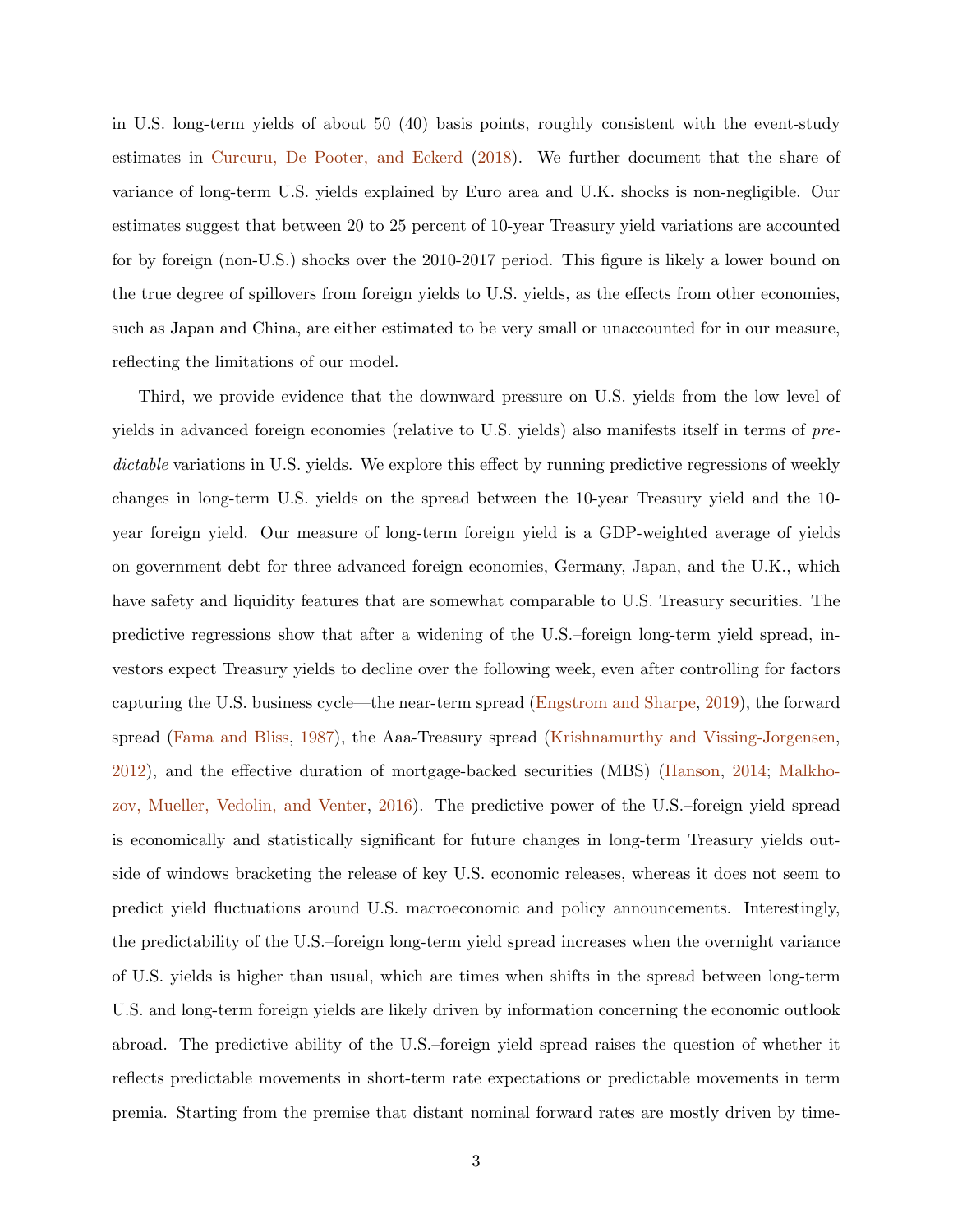in U.S. long-term yields of about 50 (40) basis points, roughly consistent with the event-study estimates in Curcuru, De Pooter, and Eckerd (2018). We further document that the share of variance of long-term U.S. yields explained by Euro area and U.K. shocks is non-negligible. Our estimates suggest that between 20 to 25 percent of 10-year Treasury yield variations are accounted for by foreign (non-U.S.) shocks over the 2010-2017 period. This figure is likely a lower bound on the true degree of spillovers from foreign yields to U.S. yields, as the effects from other economies, such as Japan and China, are either estimated to be very small or unaccounted for in our measure, reflecting the limitations of our model.

Third, we provide evidence that the downward pressure on U.S. yields from the low level of yields in advanced foreign economies (relative to U.S. yields) also manifests itself in terms of *predictable* variations in U.S. yields. We explore this effect by running predictive regressions of weekly changes in long-term U.S. yields on the spread between the 10-year Treasury yield and the 10-year foreign yield. Our measure of long-term foreign yield is a GDP-weighted average of yields on government debt for three advanced foreign economies, Germany, Japan, and the U.K., which have safety and liquidity features that are somewhat comparable to U.S. Treasury securities. The predictive regressions show that after a widening of the U.S.–foreign long-term yield spread, investors expect Treasury yields to decline over the following week, even after controlling for factors capturing the U.S. business cycle—the near-term spread (Engstrom and Sharpe, 2019), the forward spread (Fama and Bliss, 1987), the Aaa-Treasury spread (Krishnamurthy and Vissing-Jorgensen, 2012), and the effective duration of mortgage-backed securities (MBS) (Hanson, 2014; Malkhozov, Mueller, Vedolin, and Venter, 2016). The predictive power of the U.S.–foreign yield spread is economically and statistically significant for future changes in long-term Treasury yields outside of windows bracketing the release of key U.S. economic releases, whereas it does not seem to predict yield fluctuations around U.S. macroeconomic and policy announcements. Interestingly, the predictability of the U.S.–foreign long-term yield spread increases when the overnight variance of U.S. yields is higher than usual, which are times when shifts in the spread between long-term U.S. and long-term foreign yields are likely driven by information concerning the economic outlook abroad. The predictive ability of the U.S.–foreign yield spread raises the question of whether it reflects predictable movements in short-term rate expectations or predictable movements in term premia. Starting from the premise that distant nominal forward rates are mostly driven by time-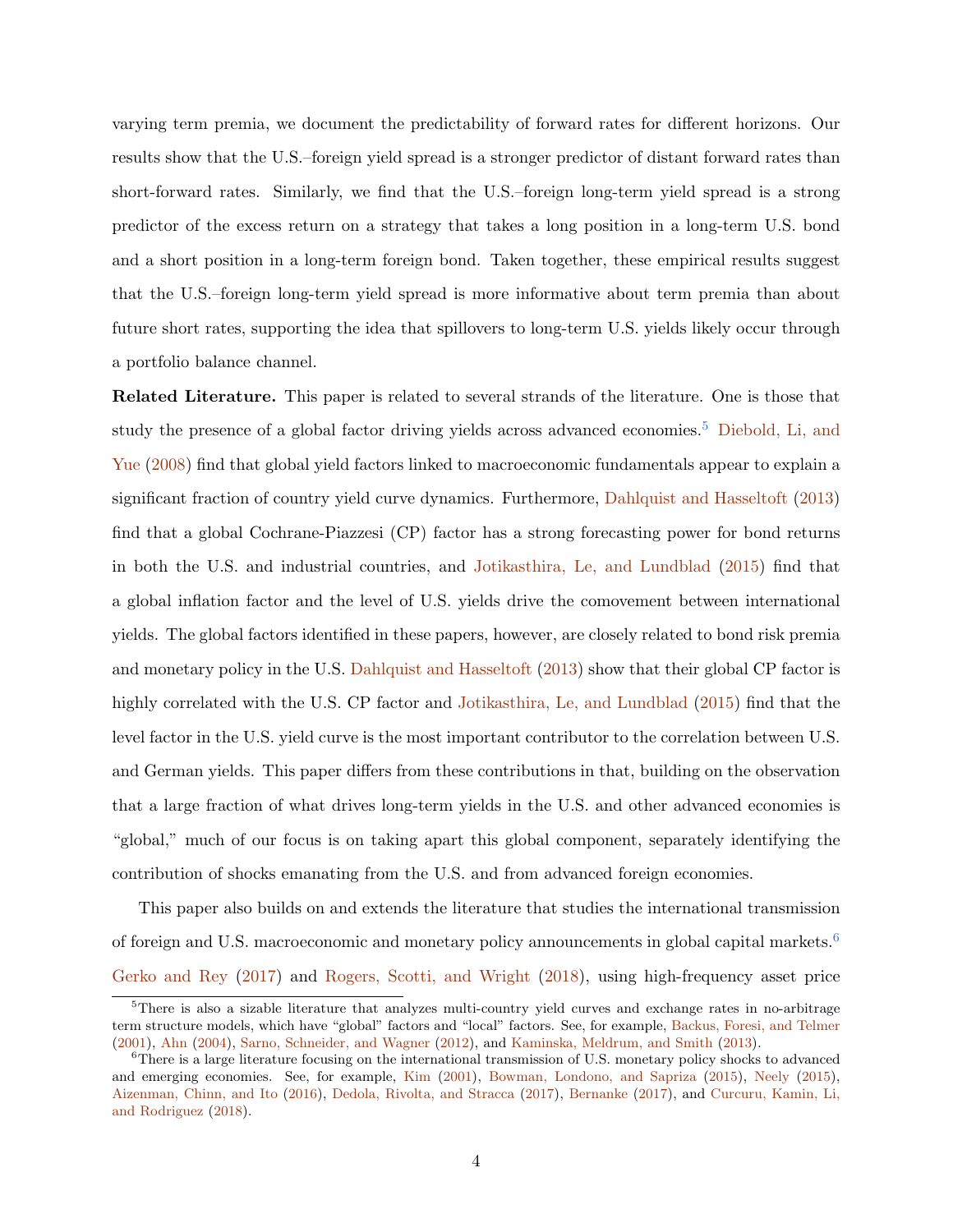varying term premia, we document the predictability of forward rates for different horizons. Our results show that the U.S.–foreign yield spread is a stronger predictor of distant forward rates than short-forward rates. Similarly, we find that the U.S.–foreign long-term yield spread is a strong predictor of the excess return on a strategy that takes a long position in a long-term U.S. bond and a short position in a long-term foreign bond. Taken together, these empirical results suggest that the U.S.–foreign long-term yield spread is more informative about term premia than about future short rates, supporting the idea that spillovers to long-term U.S. yields likely occur through a portfolio balance channel.

**Related Literature.** This paper is related to several strands of the literature. One is those that study the presence of a global factor driving yields across advanced economies.[5] Diebold, Li, and Yue (2008) find that global yield factors linked to macroeconomic fundamentals appear to explain a significant fraction of country yield curve dynamics. Furthermore, Dahlquist and Hasseltoft (2013) find that a global Cochrane-Piazzesi (CP) factor has a strong forecasting power for bond returns in both the U.S. and industrial countries, and Jotikasthira, Le, and Lundblad (2015) find that a global inflation factor and the level of U.S. yields drive the comovement between international yields. The global factors identified in these papers, however, are closely related to bond risk premia and monetary policy in the U.S. Dahlquist and Hasseltoft (2013) show that their global CP factor is highly correlated with the U.S. CP factor and Jotikasthira, Le, and Lundblad (2015) find that the level factor in the U.S. yield curve is the most important contributor to the correlation between U.S. and German yields. This paper differs from these contributions in that, building on the observation that a large fraction of what drives long-term yields in the U.S. and other advanced economies is "global," much of our focus is on taking apart this global component, separately identifying the contribution of shocks emanating from the U.S. and from advanced foreign economies.

This paper also builds on and extends the literature that studies the international transmission of foreign and U.S. macroeconomic and monetary policy announcements in global capital markets.[6] Gerko and Rey (2017) and Rogers, Scotti, and Wright (2018), using high-frequency asset price

[5] There is also a sizable literature that analyzes multi-country yield curves and exchange rates in no-arbitrage term structure models, which have "global" factors and "local" factors. See, for example, Backus, Foresi, and Telmer (2001), Ahn (2004), Sarno, Schneider, and Wagner (2012), and Kaminska, Meldrum, and Smith (2013).

[6] There is a large literature focusing on the international transmission of U.S. monetary policy shocks to advanced and emerging economies. See, for example, Kim (2001), Bowman, Londono, and Sapriza (2015), Neely (2015), Aizenman, Chinn, and Ito (2016), Dedola, Rivolta, and Stracca (2017), Bernanke (2017), and Curcuru, Kamin, Li, and Rodriguez (2018).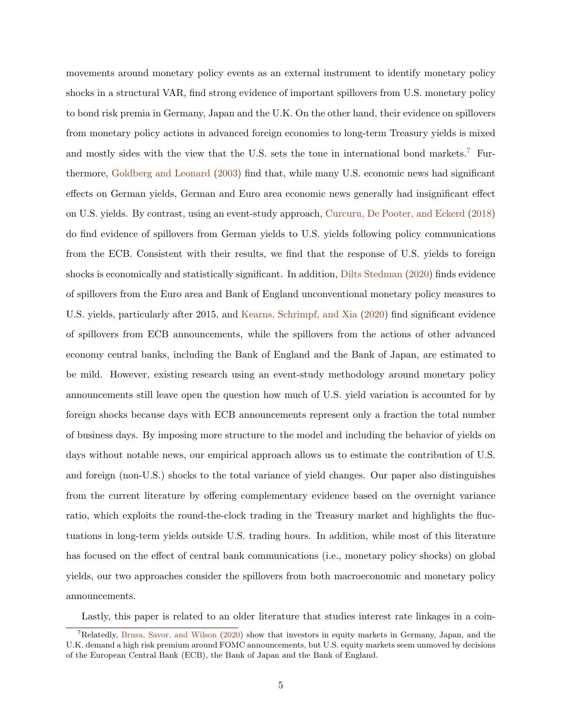movements around monetary policy events as an external instrument to identify monetary policy shocks in a structural VAR, find strong evidence of important spillovers from U.S. monetary policy to bond risk premia in Germany, Japan and the U.K. On the other hand, their evidence on spillovers from monetary policy actions in advanced foreign economies to long-term Treasury yields is mixed and mostly sides with the view that the U.S. sets the tone in international bond markets.[7] Furthermore, Goldberg and Leonard (2003) find that, while many U.S. economic news had significant effects on German yields, German and Euro area economic news generally had insignificant effect on U.S. yields. By contrast, using an event-study approach, Curcuru, De Pooter, and Eckerd (2018) do find evidence of spillovers from German yields to U.S. yields following policy communications from the ECB. Consistent with their results, we find that the response of U.S. yields to foreign shocks is economically and statistically significant. In addition, Dilts Stedman (2020) finds evidence of spillovers from the Euro area and Bank of England unconventional monetary policy measures to U.S. yields, particularly after 2015, and Kearns, Schrimpf, and Xia (2020) find significant evidence of spillovers from ECB announcements, while the spillovers from the actions of other advanced economy central banks, including the Bank of England and the Bank of Japan, are estimated to be mild. However, existing research using an event-study methodology around monetary policy announcements still leave open the question how much of U.S. yield variation is accounted for by foreign shocks because days with ECB announcements represent only a fraction the total number of business days. By imposing more structure to the model and including the behavior of yields on days without notable news, our empirical approach allows us to estimate the contribution of U.S. and foreign (non-U.S.) shocks to the total variance of yield changes. Our paper also distinguishes from the current literature by offering complementary evidence based on the overnight variance ratio, which exploits the round-the-clock trading in the Treasury market and highlights the fluctuations in long-term yields outside U.S. trading hours. In addition, while most of this literature has focused on the effect of central bank communications (i.e., monetary policy shocks) on global yields, our two approaches consider the spillovers from both macroeconomic and monetary policy announcements.

Lastly, this paper is related to an older literature that studies interest rate linkages in a coin-

[7] Relatedly, Brusa, Savor, and Wilson (2020) show that investors in equity markets in Germany, Japan, and the U.K. demand a high risk premium around FOMC announcements, but U.S. equity markets seem unmoved by decisions of the European Central Bank (ECB), the Bank of Japan and the Bank of England.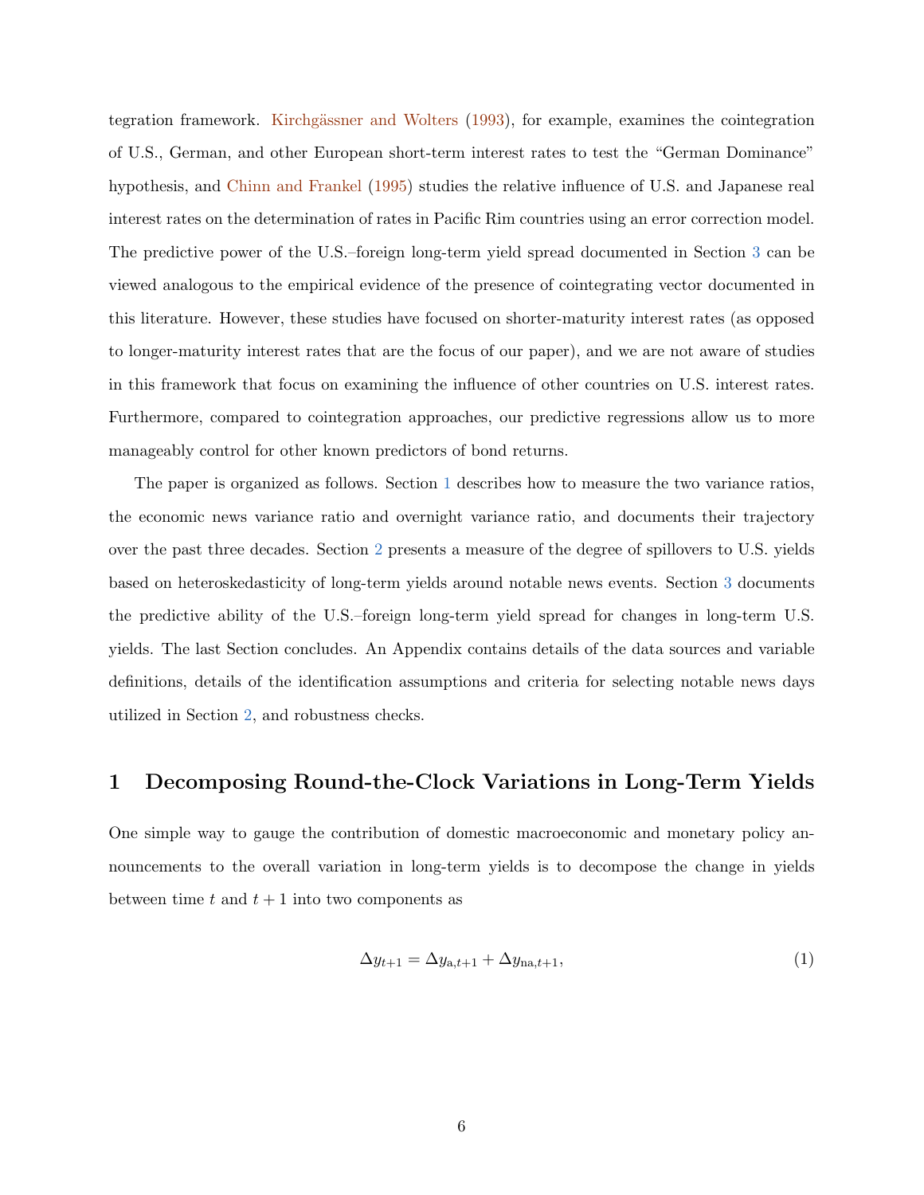tegration framework. Kirchgässner and Wolters (1993), for example, examines the cointegration of U.S., German, and other European short-term interest rates to test the "German Dominance" hypothesis, and Chinn and Frankel (1995) studies the relative influence of U.S. and Japanese real interest rates on the determination of rates in Pacific Rim countries using an error correction model. The predictive power of the U.S.–foreign long-term yield spread documented in Section 3 can be viewed analogous to the empirical evidence of the presence of cointegrating vector documented in this literature. However, these studies have focused on shorter-maturity interest rates (as opposed to longer-maturity interest rates that are the focus of our paper), and we are not aware of studies in this framework that focus on examining the influence of other countries on U.S. interest rates. Furthermore, compared to cointegration approaches, our predictive regressions allow us to more manageably control for other known predictors of bond returns.

The paper is organized as follows. Section 1 describes how to measure the two variance ratios, the economic news variance ratio and overnight variance ratio, and documents their trajectory over the past three decades. Section 2 presents a measure of the degree of spillovers to U.S. yields based on heteroskedasticity of long-term yields around notable news events. Section 3 documents the predictive ability of the U.S.–foreign long-term yield spread for changes in long-term U.S. yields. The last Section concludes. An Appendix contains details of the data sources and variable definitions, details of the identification assumptions and criteria for selecting notable news days utilized in Section 2, and robustness checks.

# 1 Decomposing Round-the-Clock Variations in Long-Term Yields

One simple way to gauge the contribution of domestic macroeconomic and monetary policy announcements to the overall variation in long-term yields is to decompose the change in yields between time $t$ and $t+1$ into two components as

$$\Delta y_{t+1} = \Delta y_{\mathrm{a},t+1} + \Delta y_{\mathrm{na},t+1}, \tag{1}$$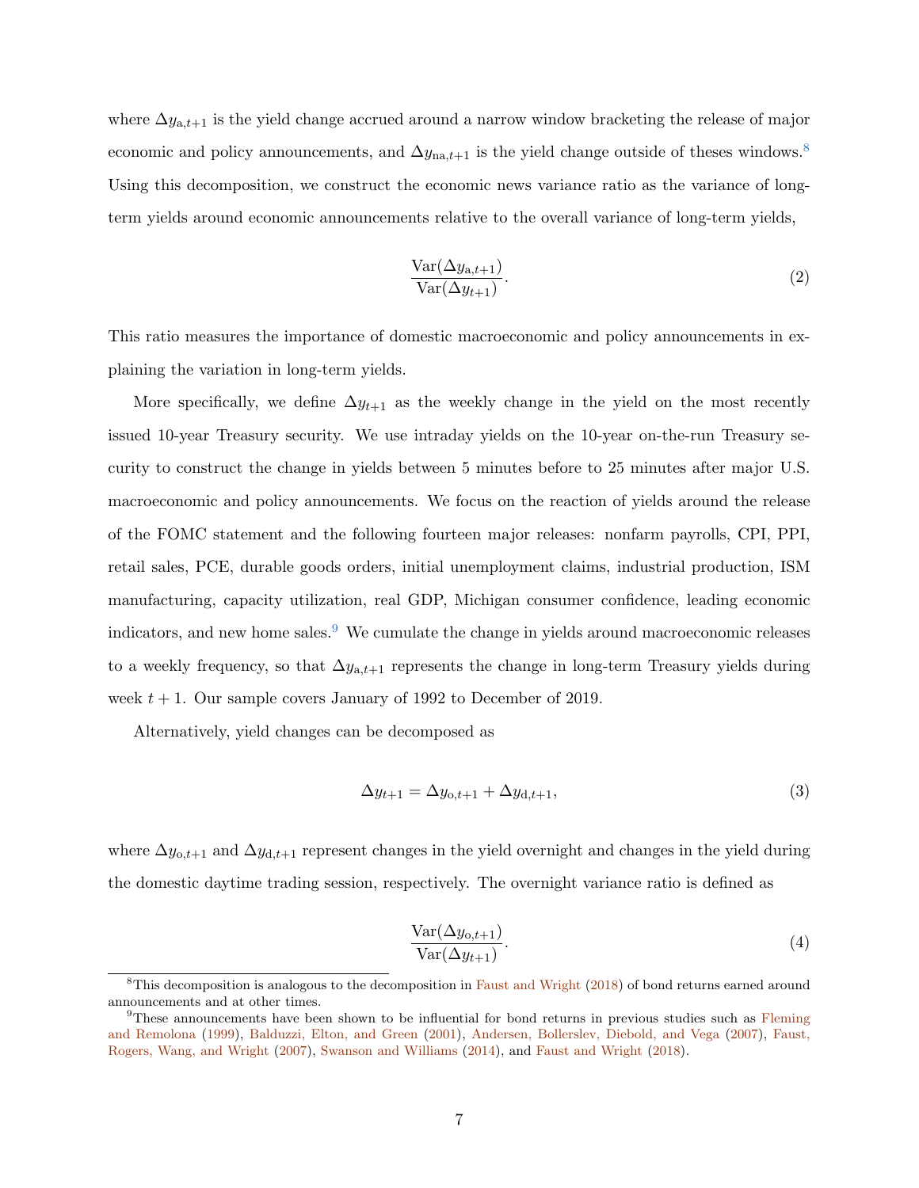where $\Delta y_{\text{a},t+1}$ is the yield change accrued around a narrow window bracketing the release of major economic and policy announcements, and $\Delta y_{\text{na},t+1}$ is the yield change outside of theses windows.[8] Using this decomposition, we construct the economic news variance ratio as the variance of long-term yields around economic announcements relative to the overall variance of long-term yields,

$$\frac{\text{Var}(\Delta y_{\text{a},t+1})}{\text{Var}(\Delta y_{t+1})}. \tag{2}$$

This ratio measures the importance of domestic macroeconomic and policy announcements in explaining the variation in long-term yields.

More specifically, we define $\Delta y_{t+1}$ as the weekly change in the yield on the most recently issued 10-year Treasury security. We use intraday yields on the 10-year on-the-run Treasury security to construct the change in yields between 5 minutes before to 25 minutes after major U.S. macroeconomic and policy announcements. We focus on the reaction of yields around the release of the FOMC statement and the following fourteen major releases: nonfarm payrolls, CPI, PPI, retail sales, PCE, durable goods orders, initial unemployment claims, industrial production, ISM manufacturing, capacity utilization, real GDP, Michigan consumer confidence, leading economic indicators, and new home sales.[9] We cumulate the change in yields around macroeconomic releases to a weekly frequency, so that $\Delta y_{\text{a},t+1}$ represents the change in long-term Treasury yields during week $t+1$. Our sample covers January of 1992 to December of 2019.

Alternatively, yield changes can be decomposed as

$$\Delta y_{t+1} = \Delta y_{\text{o},t+1} + \Delta y_{\text{d},t+1}, \tag{3}$$

where $\Delta y_{\text{o},t+1}$ and $\Delta y_{\text{d},t+1}$ represent changes in the yield overnight and changes in the yield during the domestic daytime trading session, respectively. The overnight variance ratio is defined as

$$\frac{\text{Var}(\Delta y_{\text{o},t+1})}{\text{Var}(\Delta y_{t+1})}. \tag{4}$$

[8] This decomposition is analogous to the decomposition in Faust and Wright (2018) of bond returns earned around announcements and at other times.

[9] These announcements have been shown to be influential for bond returns in previous studies such as Fleming and Remolona (1999), Balduzzi, Elton, and Green (2001), Andersen, Bollerslev, Diebold, and Vega (2007), Faust, Rogers, Wang, and Wright (2007), Swanson and Williams (2014), and Faust and Wright (2018).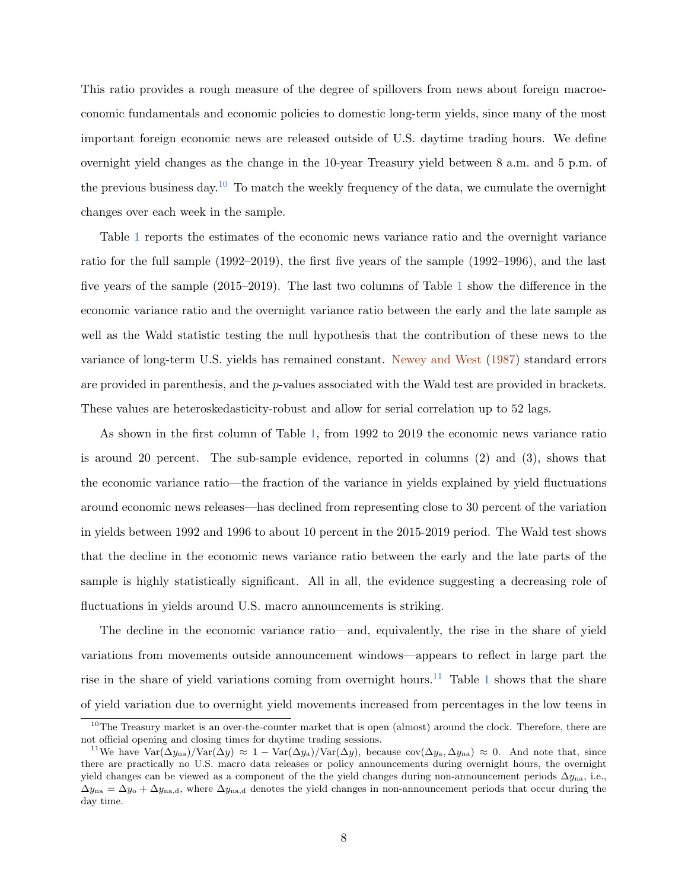This ratio provides a rough measure of the degree of spillovers from news about foreign macroeconomic fundamentals and economic policies to domestic long-term yields, since many of the most important foreign economic news are released outside of U.S. daytime trading hours. We define overnight yield changes as the change in the 10-year Treasury yield between 8 a.m. and 5 p.m. of the previous business day.[10] To match the weekly frequency of the data, we cumulate the overnight changes over each week in the sample.

Table 1 reports the estimates of the economic news variance ratio and the overnight variance ratio for the full sample (1992–2019), the first five years of the sample (1992–1996), and the last five years of the sample (2015–2019). The last two columns of Table 1 show the difference in the economic variance ratio and the overnight variance ratio between the early and the late sample as well as the Wald statistic testing the null hypothesis that the contribution of these news to the variance of long-term U.S. yields has remained constant. Newey and West (1987) standard errors are provided in parenthesis, and the $p$-values associated with the Wald test are provided in brackets. These values are heteroskedasticity-robust and allow for serial correlation up to 52 lags.

As shown in the first column of Table 1, from 1992 to 2019 the economic news variance ratio is around 20 percent. The sub-sample evidence, reported in columns (2) and (3), shows that the economic variance ratio—the fraction of the variance in yields explained by yield fluctuations around economic news releases—has declined from representing close to 30 percent of the variation in yields between 1992 and 1996 to about 10 percent in the 2015-2019 period. The Wald test shows that the decline in the economic news variance ratio between the early and the late parts of the sample is highly statistically significant. All in all, the evidence suggesting a decreasing role of fluctuations in yields around U.S. macro announcements is striking.

The decline in the economic variance ratio—and, equivalently, the rise in the share of yield variations from movements outside announcement windows—appears to reflect in large part the rise in the share of yield variations coming from overnight hours.[11] Table 1 shows that the share of yield variation due to overnight yield movements increased from percentages in the low teens in

[10] The Treasury market is an over-the-counter market that is open (almost) around the clock. Therefore, there are not official opening and closing times for daytime trading sessions.

[11] We have $\text{Var}(\Delta y_{\text{na}})/\text{Var}(\Delta y) \approx 1 - \text{Var}(\Delta y_{\text{a}})/\text{Var}(\Delta y)$, because $\text{cov}(\Delta y_{\text{a}}, \Delta y_{\text{na}}) \approx 0$. And note that, since there are practically no U.S. macro data releases or policy announcements during overnight hours, the overnight yield changes can be viewed as a component of the the yield changes during non-announcement periods $\Delta y_{\text{na}}$, i.e., $\Delta y_{\text{na}} = \Delta y_{\text{o}} + \Delta y_{\text{na,d}}$, where $\Delta y_{\text{na,d}}$ denotes the yield changes in non-announcement periods that occur during the day time.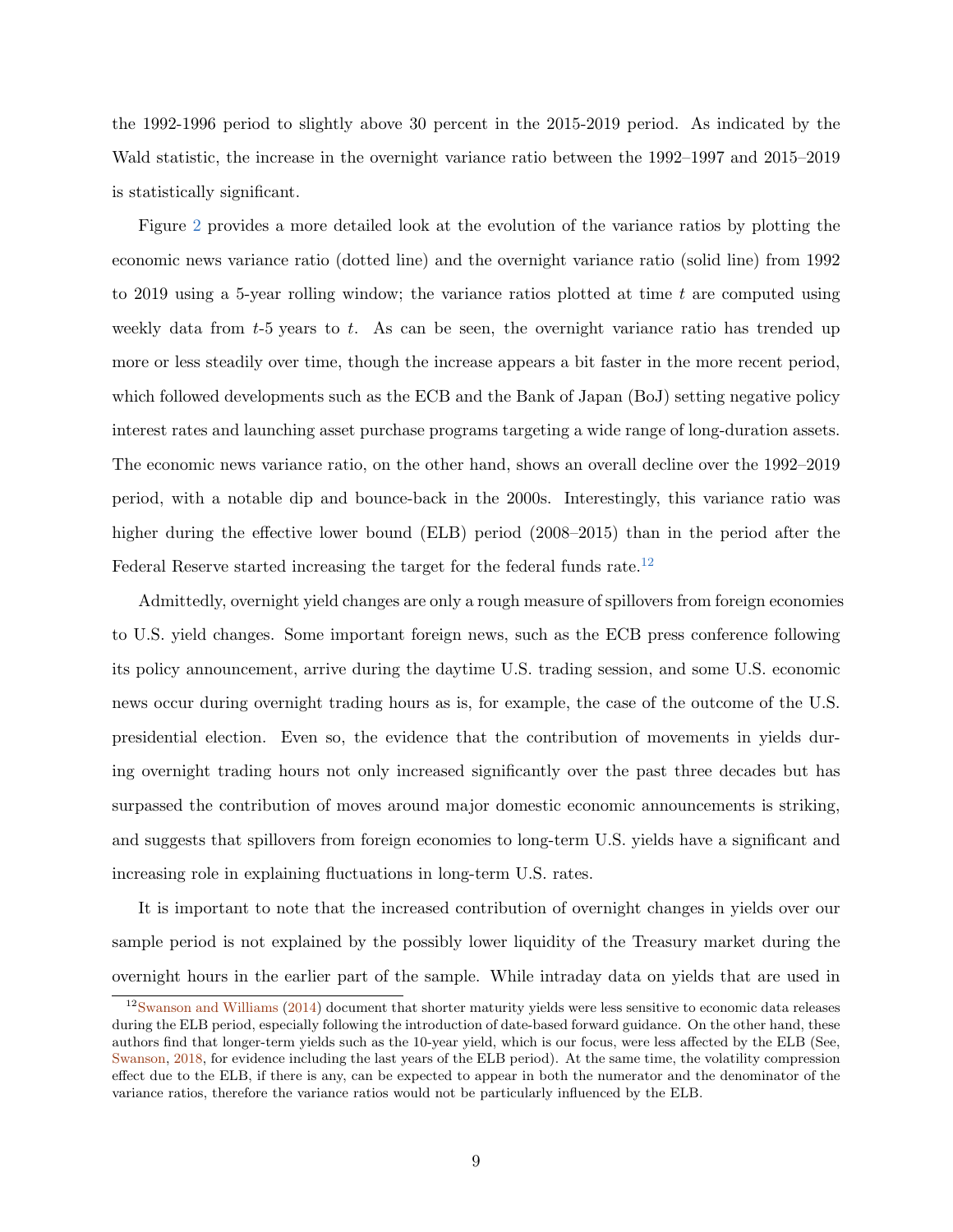the 1992-1996 period to slightly above 30 percent in the 2015-2019 period. As indicated by the Wald statistic, the increase in the overnight variance ratio between the 1992–1997 and 2015–2019 is statistically significant.

Figure 2 provides a more detailed look at the evolution of the variance ratios by plotting the economic news variance ratio (dotted line) and the overnight variance ratio (solid line) from 1992 to 2019 using a 5-year rolling window; the variance ratios plotted at time $t$ are computed using weekly data from $t$-5 years to $t$. As can be seen, the overnight variance ratio has trended up more or less steadily over time, though the increase appears a bit faster in the more recent period, which followed developments such as the ECB and the Bank of Japan (BoJ) setting negative policy interest rates and launching asset purchase programs targeting a wide range of long-duration assets. The economic news variance ratio, on the other hand, shows an overall decline over the 1992–2019 period, with a notable dip and bounce-back in the 2000s. Interestingly, this variance ratio was higher during the effective lower bound (ELB) period (2008–2015) than in the period after the Federal Reserve started increasing the target for the federal funds rate.[12]

Admittedly, overnight yield changes are only a rough measure of spillovers from foreign economies to U.S. yield changes. Some important foreign news, such as the ECB press conference following its policy announcement, arrive during the daytime U.S. trading session, and some U.S. economic news occur during overnight trading hours as is, for example, the case of the outcome of the U.S. presidential election. Even so, the evidence that the contribution of movements in yields during overnight trading hours not only increased significantly over the past three decades but has surpassed the contribution of moves around major domestic economic announcements is striking, and suggests that spillovers from foreign economies to long-term U.S. yields have a significant and increasing role in explaining fluctuations in long-term U.S. rates.

It is important to note that the increased contribution of overnight changes in yields over our sample period is not explained by the possibly lower liquidity of the Treasury market during the overnight hours in the earlier part of the sample. While intraday data on yields that are used in

[12] Swanson and Williams (2014) document that shorter maturity yields were less sensitive to economic data releases during the ELB period, especially following the introduction of date-based forward guidance. On the other hand, these authors find that longer-term yields such as the 10-year yield, which is our focus, were less affected by the ELB (See, Swanson, 2018, for evidence including the last years of the ELB period). At the same time, the volatility compression effect due to the ELB, if there is any, can be expected to appear in both the numerator and the denominator of the variance ratios, therefore the variance ratios would not be particularly influenced by the ELB.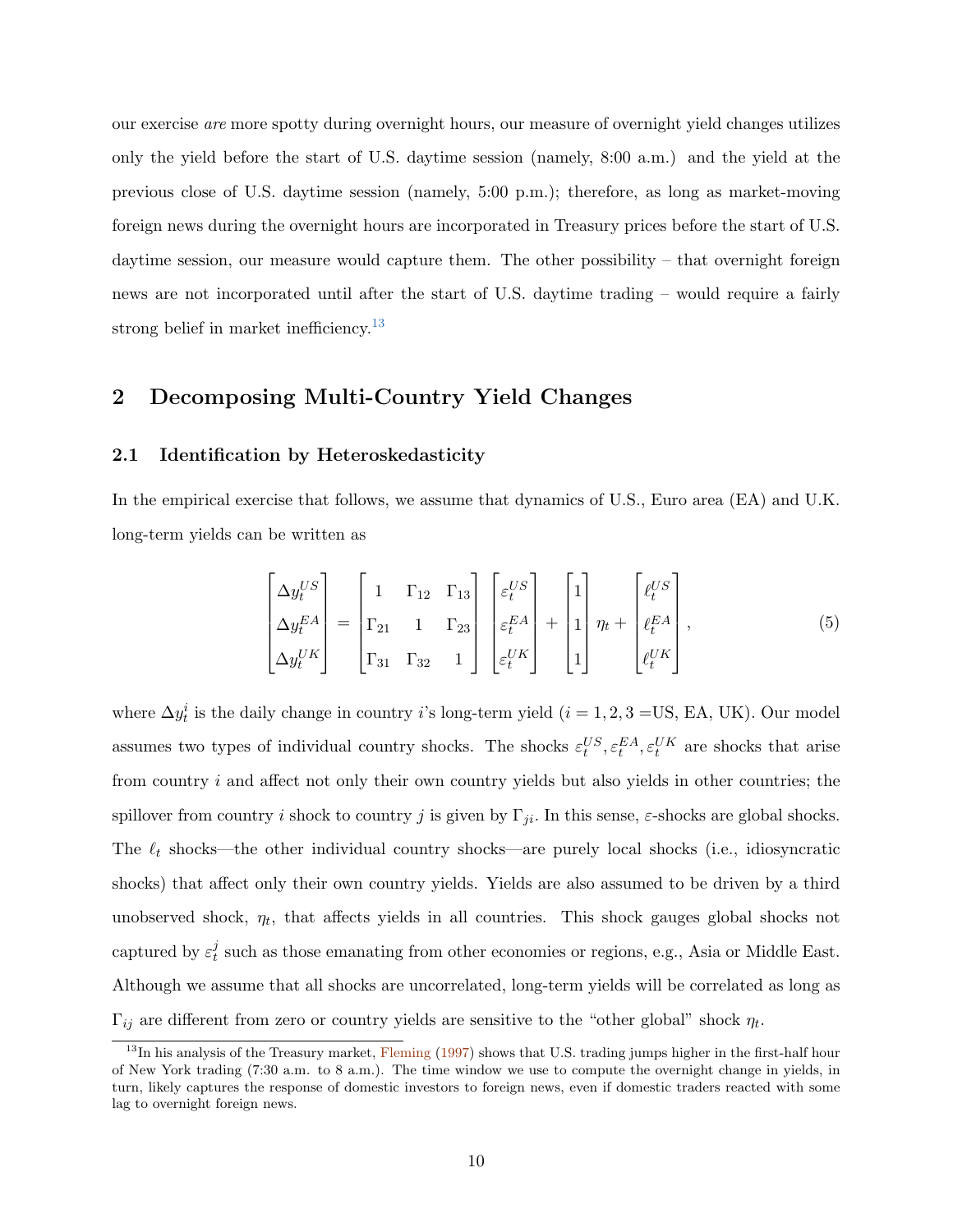our exercise *are* more spotty during overnight hours, our measure of overnight yield changes utilizes only the yield before the start of U.S. daytime session (namely, 8:00 a.m.) and the yield at the previous close of U.S. daytime session (namely, 5:00 p.m.); therefore, as long as market-moving foreign news during the overnight hours are incorporated in Treasury prices before the start of U.S. daytime session, our measure would capture them. The other possibility – that overnight foreign news are not incorporated until after the start of U.S. daytime trading – would require a fairly strong belief in market inefficiency.[13]

## 2 Decomposing Multi-Country Yield Changes

### 2.1 Identification by Heteroskedasticity

In the empirical exercise that follows, we assume that dynamics of U.S., Euro area (EA) and U.K. long-term yields can be written as

$$
\begin{bmatrix} \Delta y_t^{US} \\ \Delta y_t^{EA} \\ \Delta y_t^{UK} \end{bmatrix} = \begin{bmatrix} 1 & \Gamma_{12} & \Gamma_{13} \\ \Gamma_{21} & 1 & \Gamma_{23} \\ \Gamma_{31} & \Gamma_{32} & 1 \end{bmatrix} \begin{bmatrix} \varepsilon_t^{US} \\ \varepsilon_t^{EA} \\ \varepsilon_t^{UK} \end{bmatrix} + \begin{bmatrix} 1 \\ 1 \\ 1 \end{bmatrix} \eta_t + \begin{bmatrix} \ell_t^{US} \\ \ell_t^{EA} \\ \ell_t^{UK} \end{bmatrix}, \tag{5}
$$

where $\Delta y_t^i$ is the daily change in country $i$'s long-term yield ($i = 1, 2, 3 =$US, EA, UK). Our model assumes two types of individual country shocks. The shocks $\varepsilon_t^{US}, \varepsilon_t^{EA}, \varepsilon_t^{UK}$ are shocks that arise from country $i$ and affect not only their own country yields but also yields in other countries; the spillover from country $i$ shock to country $j$ is given by $\Gamma_{ji}$. In this sense, $\varepsilon$-shocks are global shocks. The $\ell_t$ shocks—the other individual country shocks—are purely local shocks (i.e., idiosyncratic shocks) that affect only their own country yields. Yields are also assumed to be driven by a third unobserved shock, $\eta_t$, that affects yields in all countries. This shock gauges global shocks not captured by $\varepsilon_t^j$ such as those emanating from other economies or regions, e.g., Asia or Middle East. Although we assume that all shocks are uncorrelated, long-term yields will be correlated as long as $\Gamma_{ij}$ are different from zero or country yields are sensitive to the "other global" shock $\eta_t$.

[13] In his analysis of the Treasury market, Fleming (1997) shows that U.S. trading jumps higher in the first-half hour of New York trading (7:30 a.m. to 8 a.m.). The time window we use to compute the overnight change in yields, in turn, likely captures the response of domestic investors to foreign news, even if domestic traders reacted with some lag to overnight foreign news.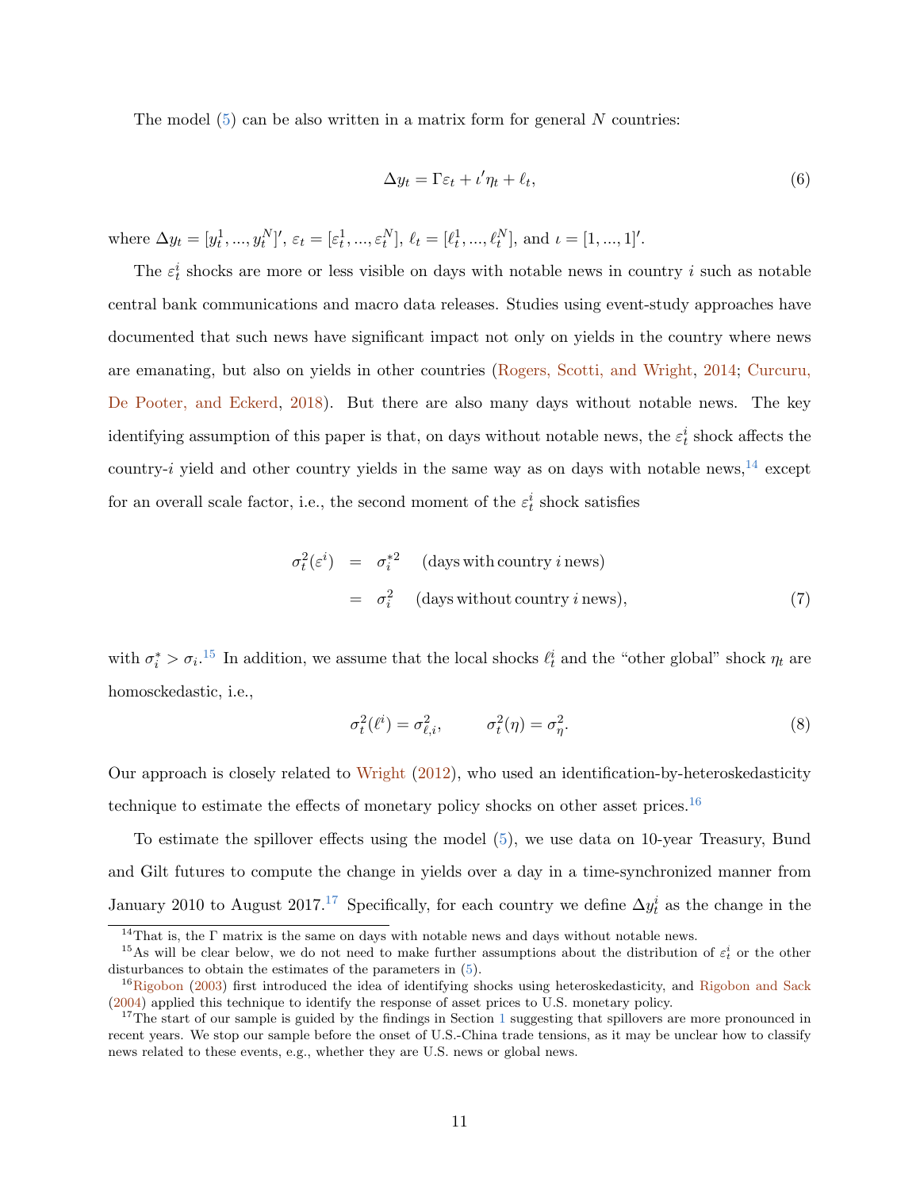The model (5) can be also written in a matrix form for general $N$ countries:

$$\Delta y_t = \Gamma \varepsilon_t + \iota' \eta_t + \ell_t, \tag{6}$$

where $\Delta y_t = [y_t^1, ..., y_t^N]'$, $\varepsilon_t = [\varepsilon_t^1, ..., \varepsilon_t^N]$, $\ell_t = [\ell_t^1, ..., \ell_t^N]$, and $\iota = [1, ..., 1]'$.

The $\varepsilon_t^i$ shocks are more or less visible on days with notable news in country $i$ such as notable central bank communications and macro data releases. Studies using event-study approaches have documented that such news have significant impact not only on yields in the country where news are emanating, but also on yields in other countries (Rogers, Scotti, and Wright, 2014; Curcuru, De Pooter, and Eckerd, 2018). But there are also many days without notable news. The key identifying assumption of this paper is that, on days without notable news, the $\varepsilon_t^i$ shock affects the country-$i$ yield and other country yields in the same way as on days with notable news,[14] except for an overall scale factor, i.e., the second moment of the $\varepsilon_t^i$ shock satisfies

$$\begin{aligned}
\sigma_t^2(\varepsilon^i) &= \sigma_i^{*2} \quad \text{(days with country } i \text{ news)} \\
&= \sigma_i^2 \quad \text{(days without country } i \text{ news)},
\end{aligned} \tag{7}$$

with $\sigma_i^* > \sigma_i$.[15] In addition, we assume that the local shocks $\ell_t^i$ and the "other global" shock $\eta_t$ are homosckedastic, i.e.,

$$\sigma_t^2(\ell^i) = \sigma_{\ell,i}^2, \qquad \sigma_t^2(\eta) = \sigma_\eta^2. \tag{8}$$

Our approach is closely related to Wright (2012), who used an identification-by-heteroskedasticity technique to estimate the effects of monetary policy shocks on other asset prices.[16]

To estimate the spillover effects using the model (5), we use data on 10-year Treasury, Bund and Gilt futures to compute the change in yields over a day in a time-synchronized manner from January 2010 to August 2017.[17] Specifically, for each country we define $\Delta y_t^i$ as the change in the

---

[14] That is, the $\Gamma$ matrix is the same on days with notable news and days without notable news.

[15] As will be clear below, we do not need to make further assumptions about the distribution of $\varepsilon_t^i$ or the other disturbances to obtain the estimates of the parameters in (5).

[16] Rigobon (2003) first introduced the idea of identifying shocks using heteroskedasticity, and Rigobon and Sack (2004) applied this technique to identify the response of asset prices to U.S. monetary policy.

[17] The start of our sample is guided by the findings in Section 1 suggesting that spillovers are more pronounced in recent years. We stop our sample before the onset of U.S.-China trade tensions, as it may be unclear how to classify news related to these events, e.g., whether they are U.S. news or global news.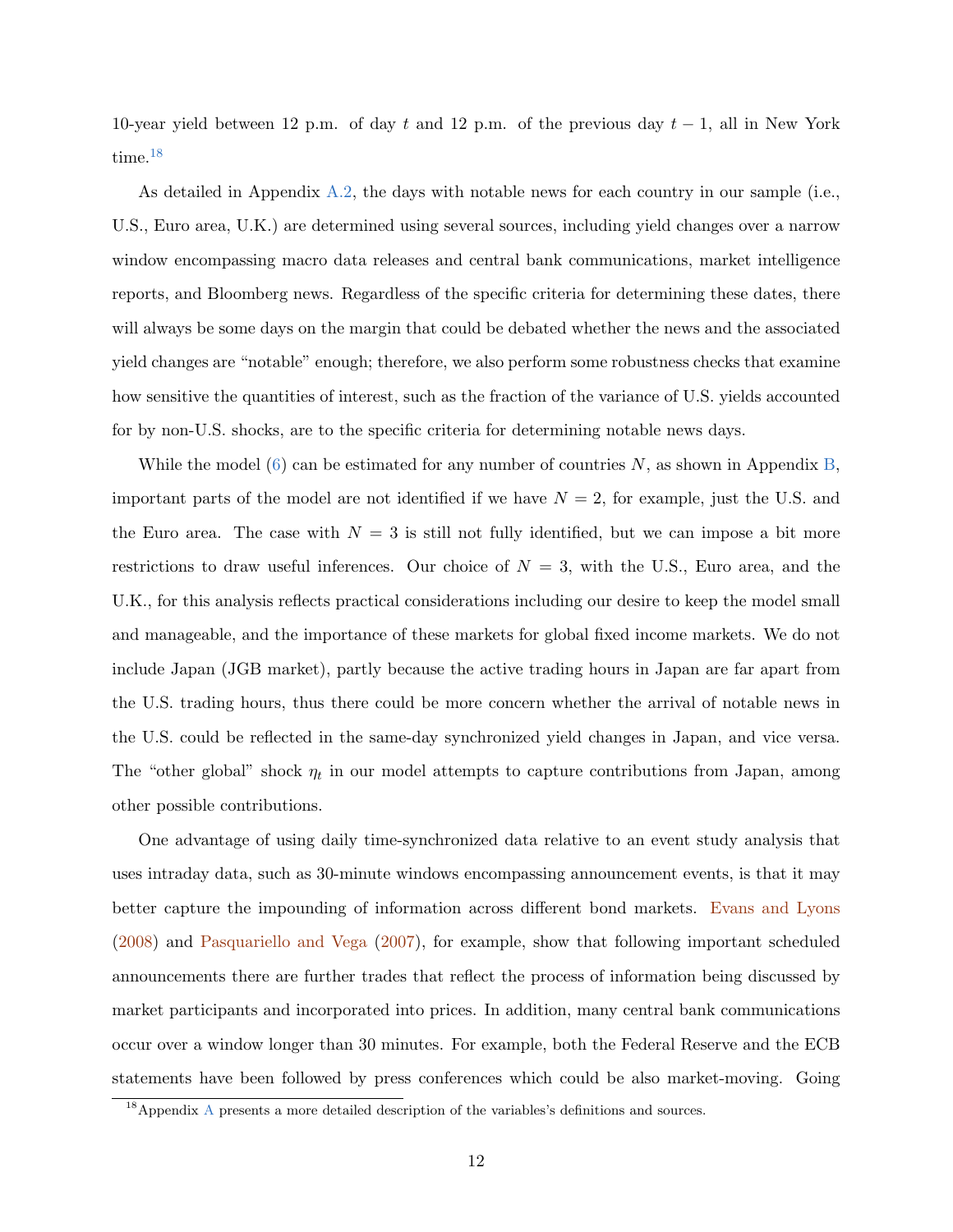10-year yield between 12 p.m. of day $t$ and 12 p.m. of the previous day $t-1$, all in New York time.[18]

As detailed in Appendix A.2, the days with notable news for each country in our sample (i.e., U.S., Euro area, U.K.) are determined using several sources, including yield changes over a narrow window encompassing macro data releases and central bank communications, market intelligence reports, and Bloomberg news. Regardless of the specific criteria for determining these dates, there will always be some days on the margin that could be debated whether the news and the associated yield changes are "notable" enough; therefore, we also perform some robustness checks that examine how sensitive the quantities of interest, such as the fraction of the variance of U.S. yields accounted for by non-U.S. shocks, are to the specific criteria for determining notable news days.

While the model (6) can be estimated for any number of countries $N$, as shown in Appendix B, important parts of the model are not identified if we have $N = 2$, for example, just the U.S. and the Euro area. The case with $N = 3$ is still not fully identified, but we can impose a bit more restrictions to draw useful inferences. Our choice of $N = 3$, with the U.S., Euro area, and the U.K., for this analysis reflects practical considerations including our desire to keep the model small and manageable, and the importance of these markets for global fixed income markets. We do not include Japan (JGB market), partly because the active trading hours in Japan are far apart from the U.S. trading hours, thus there could be more concern whether the arrival of notable news in the U.S. could be reflected in the same-day synchronized yield changes in Japan, and vice versa. The "other global" shock $\eta_t$ in our model attempts to capture contributions from Japan, among other possible contributions.

One advantage of using daily time-synchronized data relative to an event study analysis that uses intraday data, such as 30-minute windows encompassing announcement events, is that it may better capture the impounding of information across different bond markets. Evans and Lyons (2008) and Pasquariello and Vega (2007), for example, show that following important scheduled announcements there are further trades that reflect the process of information being discussed by market participants and incorporated into prices. In addition, many central bank communications occur over a window longer than 30 minutes. For example, both the Federal Reserve and the ECB statements have been followed by press conferences which could be also market-moving. Going

[18] Appendix A presents a more detailed description of the variables's definitions and sources.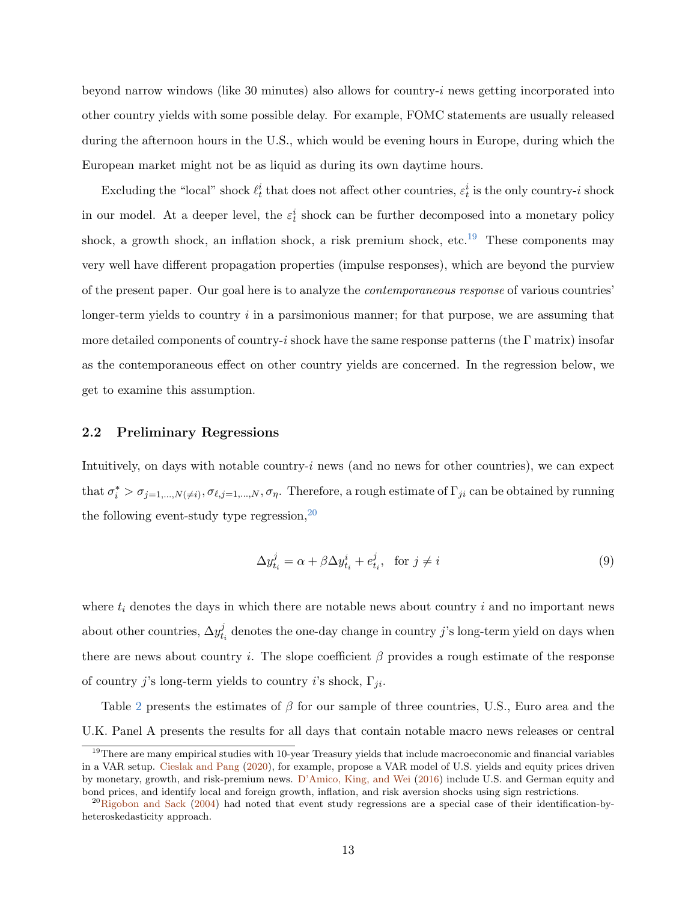beyond narrow windows (like 30 minutes) also allows for country-$i$ news getting incorporated into other country yields with some possible delay. For example, FOMC statements are usually released during the afternoon hours in the U.S., which would be evening hours in Europe, during which the European market might not be as liquid as during its own daytime hours.

Excluding the "local" shock $\ell_t^i$ that does not affect other countries, $\varepsilon_t^i$ is the only country-$i$ shock in our model. At a deeper level, the $\varepsilon_t^i$ shock can be further decomposed into a monetary policy shock, a growth shock, an inflation shock, a risk premium shock, etc.[19] These components may very well have different propagation properties (impulse responses), which are beyond the purview of the present paper. Our goal here is to analyze the *contemporaneous response* of various countries' longer-term yields to country $i$ in a parsimonious manner; for that purpose, we are assuming that more detailed components of country-$i$ shock have the same response patterns (the $\Gamma$ matrix) insofar as the contemporaneous effect on other country yields are concerned. In the regression below, we get to examine this assumption.

### 2.2 Preliminary Regressions

Intuitively, on days with notable country-$i$ news (and no news for other countries), we can expect that $\sigma_i^* > \sigma_{j=1,\ldots,N(\neq i)}, \sigma_{\ell,j=1,\ldots,N}, \sigma_\eta$. Therefore, a rough estimate of $\Gamma_{ji}$ can be obtained by running the following event-study type regression,[20]

$$\Delta y_{t_i}^j = \alpha + \beta \Delta y_{t_i}^i + e_{t_i}^j, \quad \text{for } j \neq i \tag{9}$$

where $t_i$ denotes the days in which there are notable news about country $i$ and no important news about other countries, $\Delta y_{t_i}^j$ denotes the one-day change in country $j$'s long-term yield on days when there are news about country $i$. The slope coefficient $\beta$ provides a rough estimate of the response of country $j$'s long-term yields to country $i$'s shock, $\Gamma_{ji}$.

Table 2 presents the estimates of $\beta$ for our sample of three countries, U.S., Euro area and the U.K. Panel A presents the results for all days that contain notable macro news releases or central

[19] There are many empirical studies with 10-year Treasury yields that include macroeconomic and financial variables in a VAR setup. Cieslak and Pang (2020), for example, propose a VAR model of U.S. yields and equity prices driven by monetary, growth, and risk-premium news. D'Amico, King, and Wei (2016) include U.S. and German equity and bond prices, and identify local and foreign growth, inflation, and risk aversion shocks using sign restrictions.

[20] Rigobon and Sack (2004) had noted that event study regressions are a special case of their identification-by-heteroskedasticity approach.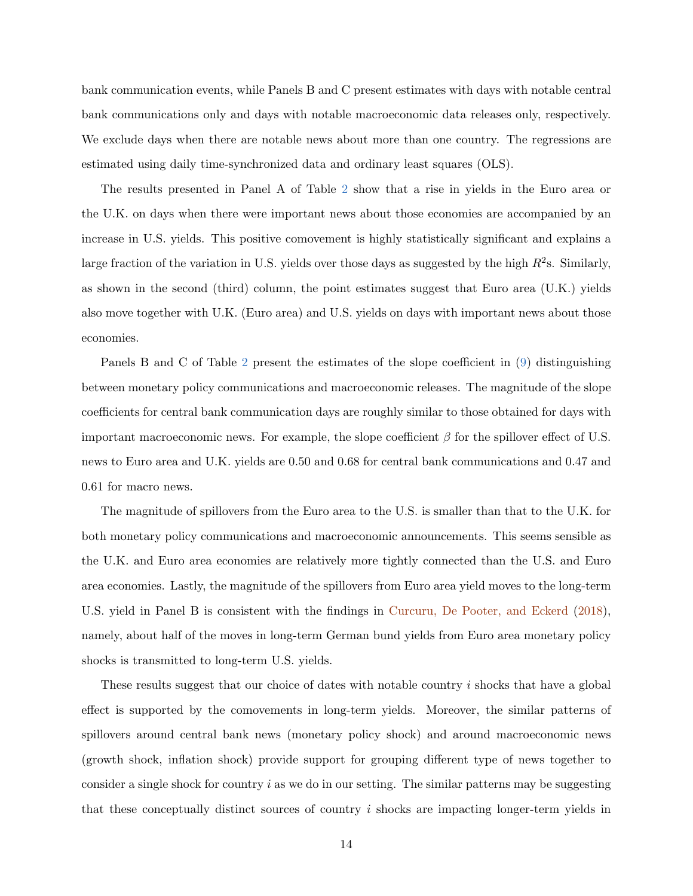bank communication events, while Panels B and C present estimates with days with notable central bank communications only and days with notable macroeconomic data releases only, respectively. We exclude days when there are notable news about more than one country. The regressions are estimated using daily time-synchronized data and ordinary least squares (OLS).

The results presented in Panel A of Table 2 show that a rise in yields in the Euro area or the U.K. on days when there were important news about those economies are accompanied by an increase in U.S. yields. This positive comovement is highly statistically significant and explains a large fraction of the variation in U.S. yields over those days as suggested by the high $R^2$s. Similarly, as shown in the second (third) column, the point estimates suggest that Euro area (U.K.) yields also move together with U.K. (Euro area) and U.S. yields on days with important news about those economies.

Panels B and C of Table 2 present the estimates of the slope coefficient in (9) distinguishing between monetary policy communications and macroeconomic releases. The magnitude of the slope coefficients for central bank communication days are roughly similar to those obtained for days with important macroeconomic news. For example, the slope coefficient $\beta$ for the spillover effect of U.S. news to Euro area and U.K. yields are 0.50 and 0.68 for central bank communications and 0.47 and 0.61 for macro news.

The magnitude of spillovers from the Euro area to the U.S. is smaller than that to the U.K. for both monetary policy communications and macroeconomic announcements. This seems sensible as the U.K. and Euro area economies are relatively more tightly connected than the U.S. and Euro area economies. Lastly, the magnitude of the spillovers from Euro area yield moves to the long-term U.S. yield in Panel B is consistent with the findings in Curcuru, De Pooter, and Eckerd (2018), namely, about half of the moves in long-term German bund yields from Euro area monetary policy shocks is transmitted to long-term U.S. yields.

These results suggest that our choice of dates with notable country $i$ shocks that have a global effect is supported by the comovements in long-term yields. Moreover, the similar patterns of spillovers around central bank news (monetary policy shock) and around macroeconomic news (growth shock, inflation shock) provide support for grouping different type of news together to consider a single shock for country $i$ as we do in our setting. The similar patterns may be suggesting that these conceptually distinct sources of country $i$ shocks are impacting longer-term yields in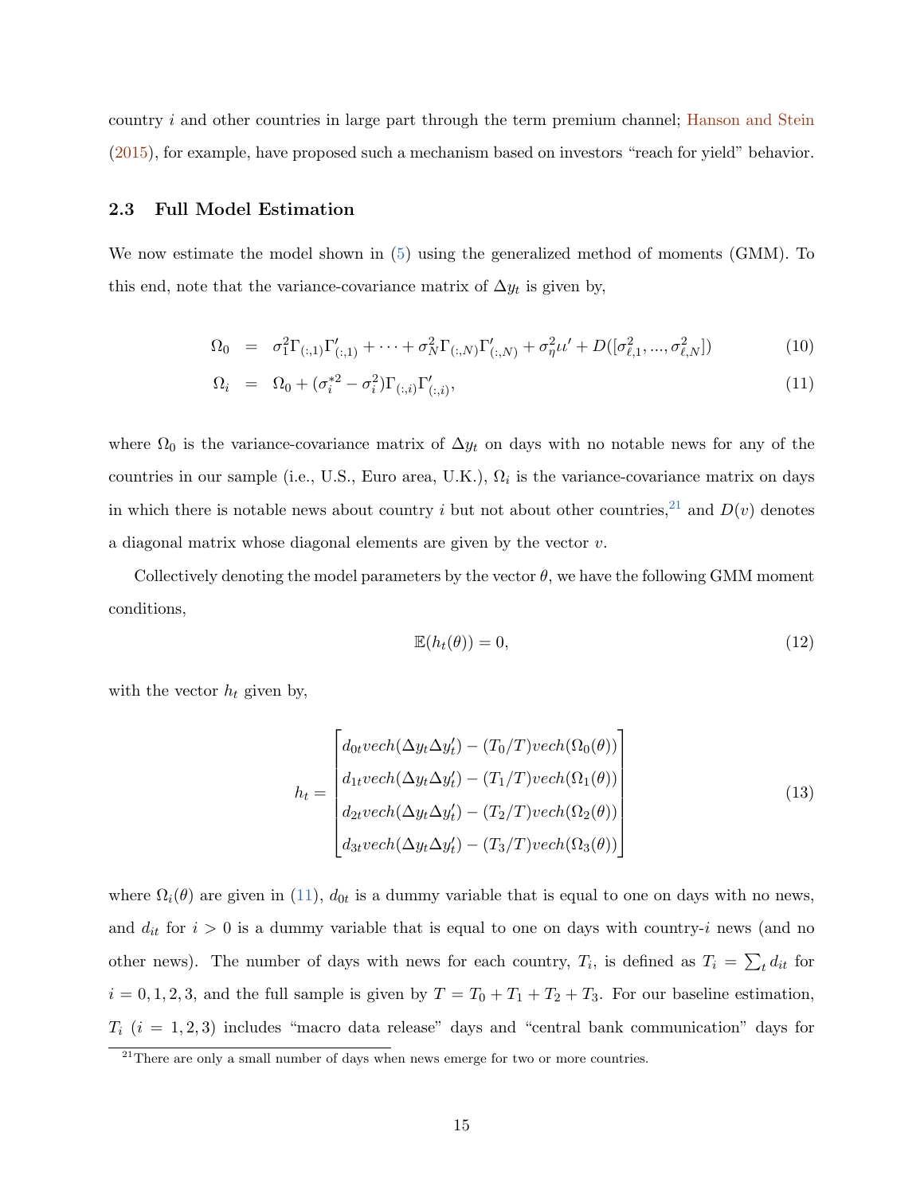country $i$ and other countries in large part through the term premium channel; Hanson and Stein (2015), for example, have proposed such a mechanism based on investors "reach for yield" behavior.

### 2.3 Full Model Estimation

We now estimate the model shown in (5) using the generalized method of moments (GMM). To this end, note that the variance-covariance matrix of $\Delta y_t$ is given by,

$$
\begin{aligned}
\Omega_0 &= \sigma_1^2 \Gamma_{(:,1)} \Gamma'_{(:,1)} + \cdots + \sigma_N^2 \Gamma_{(:,N)} \Gamma'_{(:,N)} + \sigma_\eta^2 \iota \iota' + D([\sigma_{\ell,1}^2, ..., \sigma_{\ell,N}^2]) \qquad (10) \\
\Omega_i &= \Omega_0 + (\sigma_i^{*2} - \sigma_i^2) \Gamma_{(:,i)} \Gamma'_{(:,i)}, \qquad (11)
\end{aligned}
$$

where $\Omega_0$ is the variance-covariance matrix of $\Delta y_t$ on days with no notable news for any of the countries in our sample (i.e., U.S., Euro area, U.K.), $\Omega_i$ is the variance-covariance matrix on days in which there is notable news about country $i$ but not about other countries,[21] and $D(v)$ denotes a diagonal matrix whose diagonal elements are given by the vector $v$.

Collectively denoting the model parameters by the vector $\theta$, we have the following GMM moment conditions,

$$
\mathbb{E}(h_t(\theta)) = 0, \qquad (12)
$$

with the vector $h_t$ given by,

$$
h_t = \begin{bmatrix} d_{0t} vech(\Delta y_t \Delta y_t') - (T_0/T) vech(\Omega_0(\theta)) \\ d_{1t} vech(\Delta y_t \Delta y_t') - (T_1/T) vech(\Omega_1(\theta)) \\ d_{2t} vech(\Delta y_t \Delta y_t') - (T_2/T) vech(\Omega_2(\theta)) \\ d_{3t} vech(\Delta y_t \Delta y_t') - (T_3/T) vech(\Omega_3(\theta)) \end{bmatrix} \qquad (13)
$$

where $\Omega_i(\theta)$ are given in (11), $d_{0t}$ is a dummy variable that is equal to one on days with no news, and $d_{it}$ for $i > 0$ is a dummy variable that is equal to one on days with country-$i$ news (and no other news). The number of days with news for each country, $T_i$, is defined as $T_i = \sum_t d_{it}$ for $i = 0, 1, 2, 3$, and the full sample is given by $T = T_0 + T_1 + T_2 + T_3$. For our baseline estimation, $T_i$ ($i = 1, 2, 3$) includes "macro data release" days and "central bank communication" days for

[21] There are only a small number of days when news emerge for two or more countries.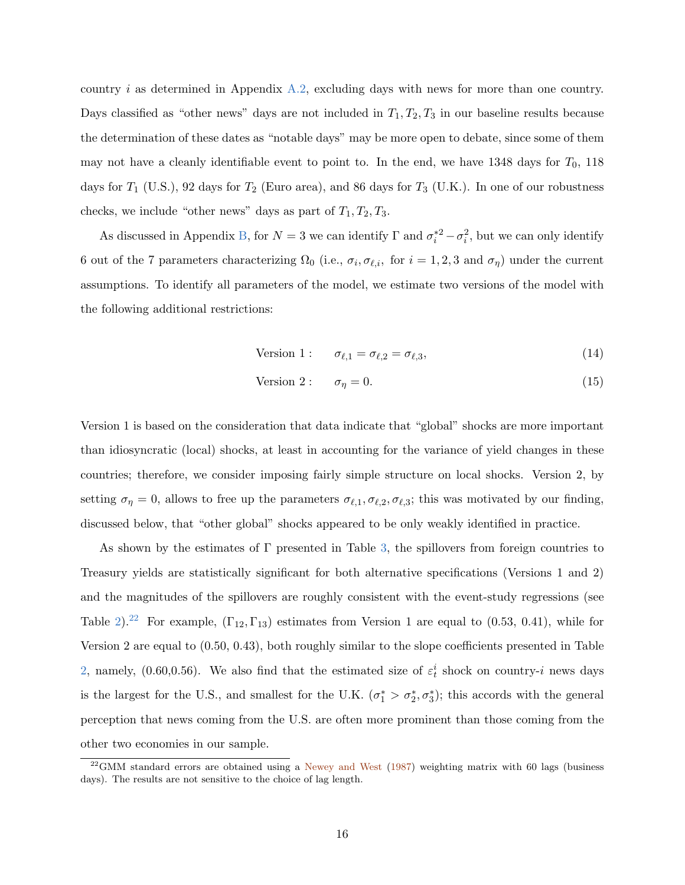country $i$ as determined in Appendix A.2, excluding days with news for more than one country. Days classified as "other news" days are not included in $T_1, T_2, T_3$ in our baseline results because the determination of these dates as "notable days" may be more open to debate, since some of them may not have a cleanly identifiable event to point to. In the end, we have 1348 days for $T_0$, 118 days for $T_1$ (U.S.), 92 days for $T_2$ (Euro area), and 86 days for $T_3$ (U.K.). In one of our robustness checks, we include "other news" days as part of $T_1, T_2, T_3$.

As discussed in Appendix B, for $N = 3$ we can identify $\Gamma$ and $\sigma_i^{*2} - \sigma_i^2$, but we can only identify 6 out of the 7 parameters characterizing $\Omega_0$ (i.e., $\sigma_i, \sigma_{\ell,i},$ for $i = 1, 2, 3$ and $\sigma_\eta$) under the current assumptions. To identify all parameters of the model, we estimate two versions of the model with the following additional restrictions:

$$\text{Version 1}: \qquad \sigma_{\ell,1} = \sigma_{\ell,2} = \sigma_{\ell,3}, \tag{14}$$

$$\text{Version 2}: \qquad \sigma_\eta = 0. \tag{15}$$

Version 1 is based on the consideration that data indicate that "global" shocks are more important than idiosyncratic (local) shocks, at least in accounting for the variance of yield changes in these countries; therefore, we consider imposing fairly simple structure on local shocks. Version 2, by setting $\sigma_\eta = 0$, allows to free up the parameters $\sigma_{\ell,1}, \sigma_{\ell,2}, \sigma_{\ell,3}$; this was motivated by our finding, discussed below, that "other global" shocks appeared to be only weakly identified in practice.

As shown by the estimates of $\Gamma$ presented in Table 3, the spillovers from foreign countries to Treasury yields are statistically significant for both alternative specifications (Versions 1 and 2) and the magnitudes of the spillovers are roughly consistent with the event-study regressions (see Table 2).[22] For example, $(\Gamma_{12}, \Gamma_{13})$ estimates from Version 1 are equal to (0.53, 0.41), while for Version 2 are equal to (0.50, 0.43), both roughly similar to the slope coefficients presented in Table 2, namely, (0.60,0.56). We also find that the estimated size of $\varepsilon_t^i$ shock on country-$i$ news days is the largest for the U.S., and smallest for the U.K. ($\sigma_1^* > \sigma_2^*, \sigma_3^*$); this accords with the general perception that news coming from the U.S. are often more prominent than those coming from the other two economies in our sample.

[22] GMM standard errors are obtained using a Newey and West (1987) weighting matrix with 60 lags (business days). The results are not sensitive to the choice of lag length.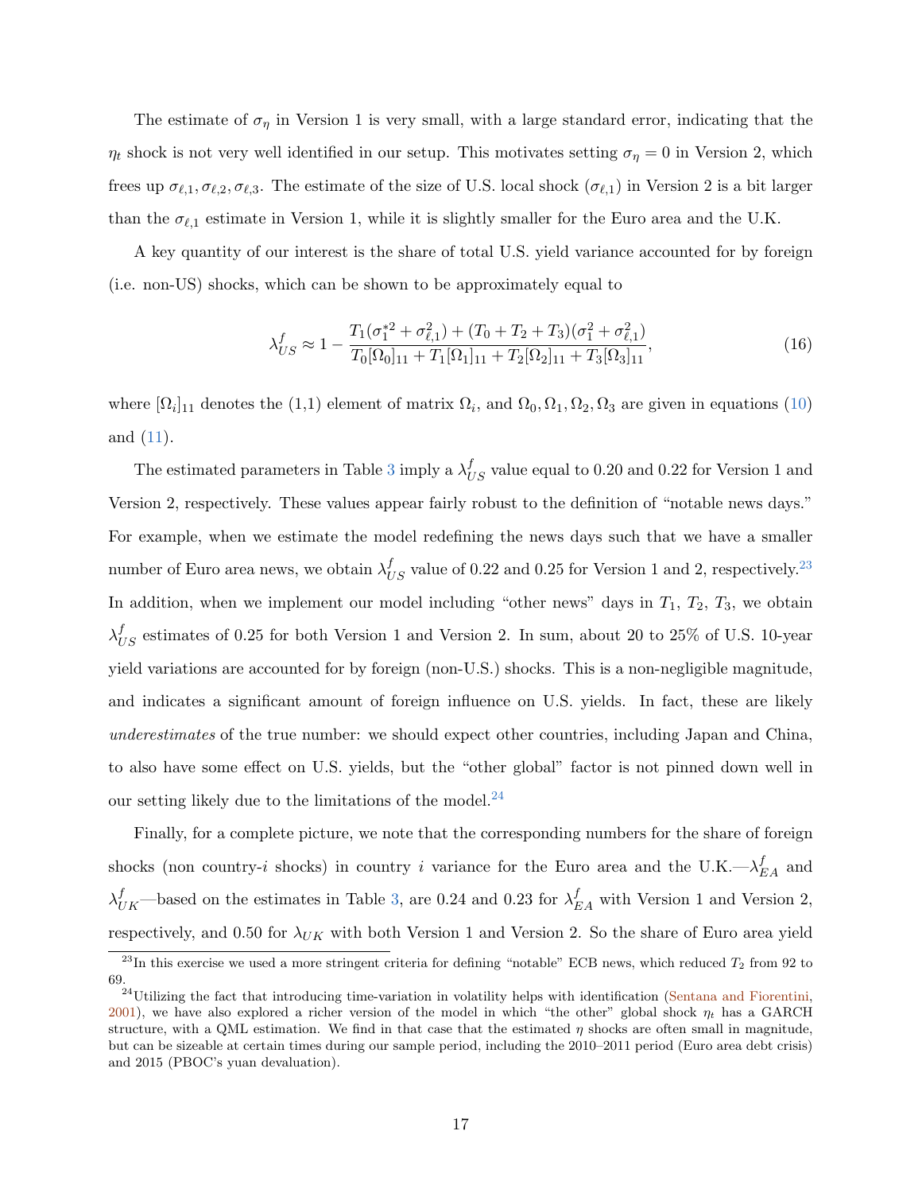The estimate of $\sigma_\eta$ in Version 1 is very small, with a large standard error, indicating that the $\eta_t$ shock is not very well identified in our setup. This motivates setting $\sigma_\eta = 0$ in Version 2, which frees up $\sigma_{\ell,1}, \sigma_{\ell,2}, \sigma_{\ell,3}$. The estimate of the size of U.S. local shock ($\sigma_{\ell,1}$) in Version 2 is a bit larger than the $\sigma_{\ell,1}$ estimate in Version 1, while it is slightly smaller for the Euro area and the U.K.

A key quantity of our interest is the share of total U.S. yield variance accounted for by foreign (i.e. non-US) shocks, which can be shown to be approximately equal to

$$\lambda^f_{US} \approx 1 - \frac{T_1(\sigma_1^{*2} + \sigma_{\ell,1}^2) + (T_0 + T_2 + T_3)(\sigma_1^2 + \sigma_{\ell,1}^2)}{T_0[\Omega_0]_{11} + T_1[\Omega_1]_{11} + T_2[\Omega_2]_{11} + T_3[\Omega_3]_{11}}, \tag{16}$$

where $[\Omega_i]_{11}$ denotes the (1,1) element of matrix $\Omega_i$, and $\Omega_0, \Omega_1, \Omega_2, \Omega_3$ are given in equations (10) and (11).

The estimated parameters in Table 3 imply a $\lambda^f_{US}$ value equal to 0.20 and 0.22 for Version 1 and Version 2, respectively. These values appear fairly robust to the definition of "notable news days." For example, when we estimate the model redefining the news days such that we have a smaller number of Euro area news, we obtain $\lambda^f_{US}$ value of 0.22 and 0.25 for Version 1 and 2, respectively.[23] In addition, when we implement our model including "other news" days in $T_1$, $T_2$, $T_3$, we obtain $\lambda^f_{US}$ estimates of 0.25 for both Version 1 and Version 2. In sum, about 20 to 25% of U.S. 10-year yield variations are accounted for by foreign (non-U.S.) shocks. This is a non-negligible magnitude, and indicates a significant amount of foreign influence on U.S. yields. In fact, these are likely *underestimates* of the true number: we should expect other countries, including Japan and China, to also have some effect on U.S. yields, but the "other global" factor is not pinned down well in our setting likely due to the limitations of the model.[24]

Finally, for a complete picture, we note that the corresponding numbers for the share of foreign shocks (non country-$i$ shocks) in country $i$ variance for the Euro area and the U.K.—$\lambda^f_{EA}$ and $\lambda^f_{UK}$—based on the estimates in Table 3, are 0.24 and 0.23 for $\lambda^f_{EA}$ with Version 1 and Version 2, respectively, and 0.50 for $\lambda_{UK}$ with both Version 1 and Version 2. So the share of Euro area yield

[23] In this exercise we used a more stringent criteria for defining "notable" ECB news, which reduced $T_2$ from 92 to 69.

[24] Utilizing the fact that introducing time-variation in volatility helps with identification (Sentana and Fiorentini, 2001), we have also explored a richer version of the model in which "the other" global shock $\eta_t$ has a GARCH structure, with a QML estimation. We find in that case that the estimated $\eta$ shocks are often small in magnitude, but can be sizeable at certain times during our sample period, including the 2010–2011 period (Euro area debt crisis) and 2015 (PBOC's yuan devaluation).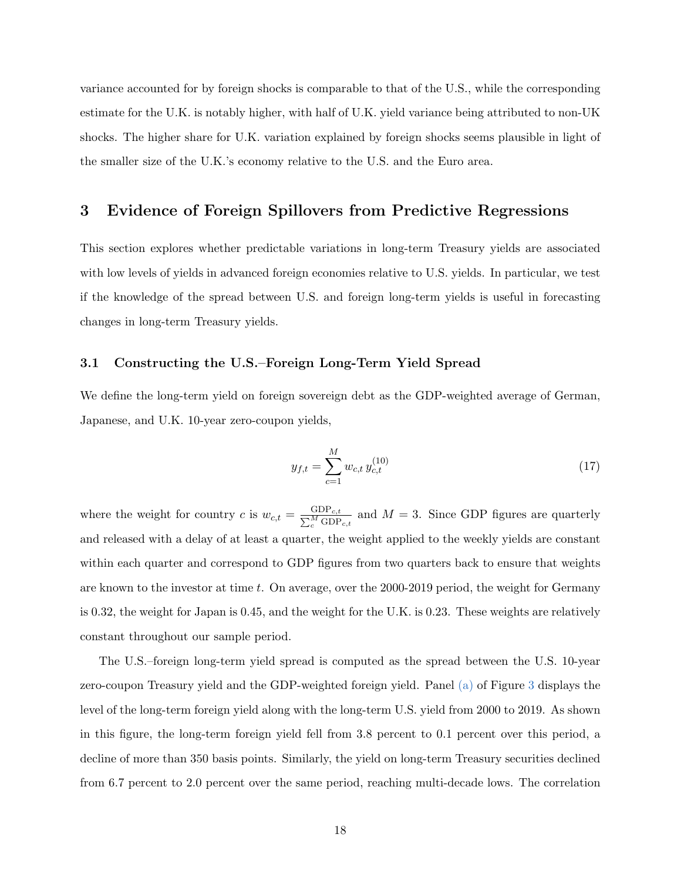variance accounted for by foreign shocks is comparable to that of the U.S., while the corresponding estimate for the U.K. is notably higher, with half of U.K. yield variance being attributed to non-UK shocks. The higher share for U.K. variation explained by foreign shocks seems plausible in light of the smaller size of the U.K.'s economy relative to the U.S. and the Euro area.

# 3 Evidence of Foreign Spillovers from Predictive Regressions

This section explores whether predictable variations in long-term Treasury yields are associated with low levels of yields in advanced foreign economies relative to U.S. yields. In particular, we test if the knowledge of the spread between U.S. and foreign long-term yields is useful in forecasting changes in long-term Treasury yields.

## 3.1 Constructing the U.S.–Foreign Long-Term Yield Spread

We define the long-term yield on foreign sovereign debt as the GDP-weighted average of German, Japanese, and U.K. 10-year zero-coupon yields,

$$y_{f,t} = \sum_{c=1}^{M} w_{c,t}\, y_{c,t}^{(10)} \tag{17}$$

where the weight for country $c$ is $w_{c,t} = \frac{\text{GDP}_{c,t}}{\sum_c^M \text{GDP}_{c,t}}$ and $M = 3$. Since GDP figures are quarterly and released with a delay of at least a quarter, the weight applied to the weekly yields are constant within each quarter and correspond to GDP figures from two quarters back to ensure that weights are known to the investor at time $t$. On average, over the 2000-2019 period, the weight for Germany is 0.32, the weight for Japan is 0.45, and the weight for the U.K. is 0.23. These weights are relatively constant throughout our sample period.

The U.S.–foreign long-term yield spread is computed as the spread between the U.S. 10-year zero-coupon Treasury yield and the GDP-weighted foreign yield. Panel (a) of Figure 3 displays the level of the long-term foreign yield along with the long-term U.S. yield from 2000 to 2019. As shown in this figure, the long-term foreign yield fell from 3.8 percent to 0.1 percent over this period, a decline of more than 350 basis points. Similarly, the yield on long-term Treasury securities declined from 6.7 percent to 2.0 percent over the same period, reaching multi-decade lows. The correlation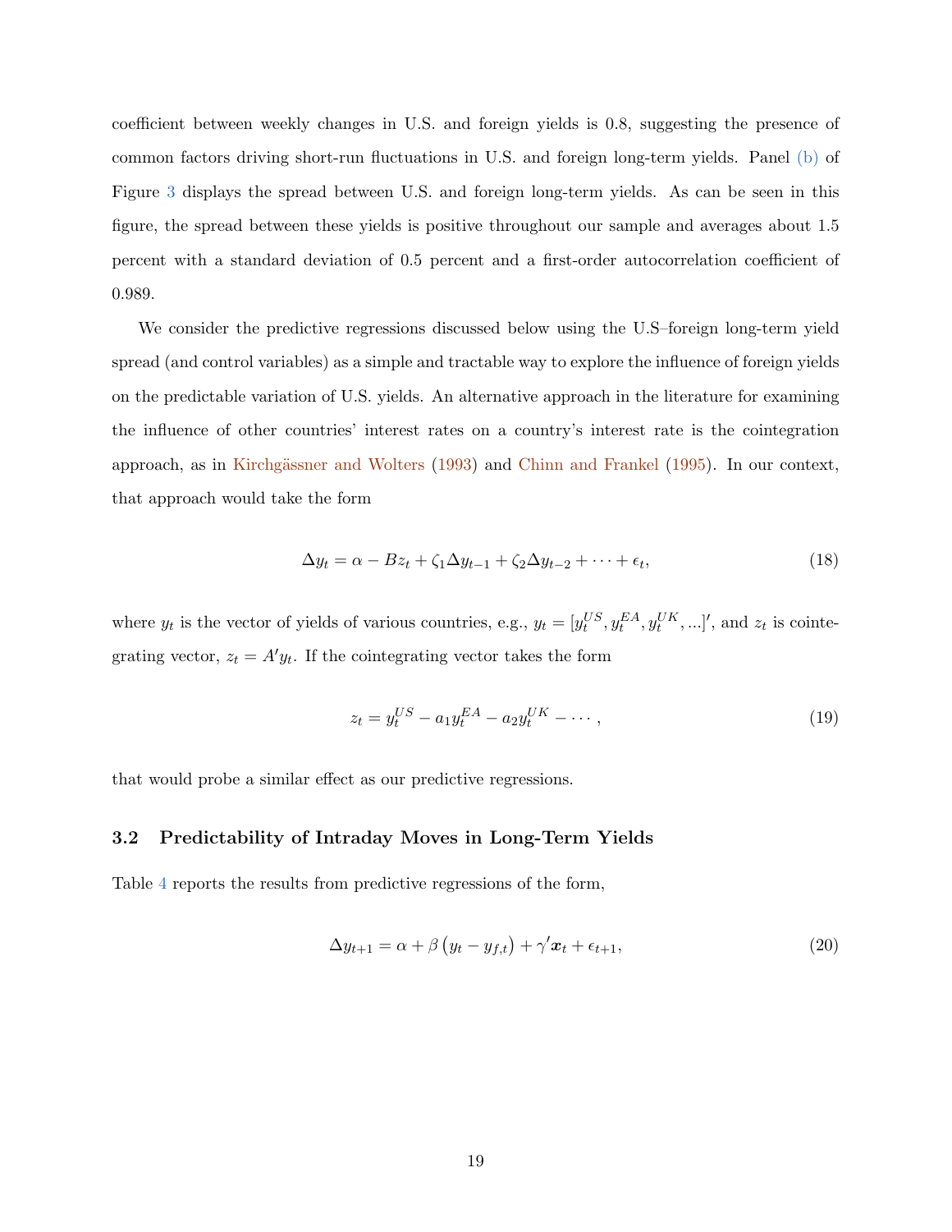coefficient between weekly changes in U.S. and foreign yields is 0.8, suggesting the presence of common factors driving short-run fluctuations in U.S. and foreign long-term yields. Panel (b) of Figure 3 displays the spread between U.S. and foreign long-term yields. As can be seen in this figure, the spread between these yields is positive throughout our sample and averages about 1.5 percent with a standard deviation of 0.5 percent and a first-order autocorrelation coefficient of 0.989.

We consider the predictive regressions discussed below using the U.S–foreign long-term yield spread (and control variables) as a simple and tractable way to explore the influence of foreign yields on the predictable variation of U.S. yields. An alternative approach in the literature for examining the influence of other countries' interest rates on a country's interest rate is the cointegration approach, as in Kirchgässner and Wolters (1993) and Chinn and Frankel (1995). In our context, that approach would take the form

$$\Delta y_t = \alpha - Bz_t + \zeta_1 \Delta y_{t-1} + \zeta_2 \Delta y_{t-2} + \cdots + \epsilon_t, \tag{18}$$

where $y_t$ is the vector of yields of various countries, e.g., $y_t = [y_t^{US}, y_t^{EA}, y_t^{UK}, ...]'$, and $z_t$ is cointegrating vector, $z_t = A'y_t$. If the cointegrating vector takes the form

$$z_t = y_t^{US} - a_1 y_t^{EA} - a_2 y_t^{UK} - \cdots, \tag{19}$$

that would probe a similar effect as our predictive regressions.

### 3.2 Predictability of Intraday Moves in Long-Term Yields

Table 4 reports the results from predictive regressions of the form,

$$\Delta y_{t+1} = \alpha + \beta \left( y_t - y_{f,t} \right) + \gamma' \boldsymbol{x}_t + \epsilon_{t+1}, \tag{20}$$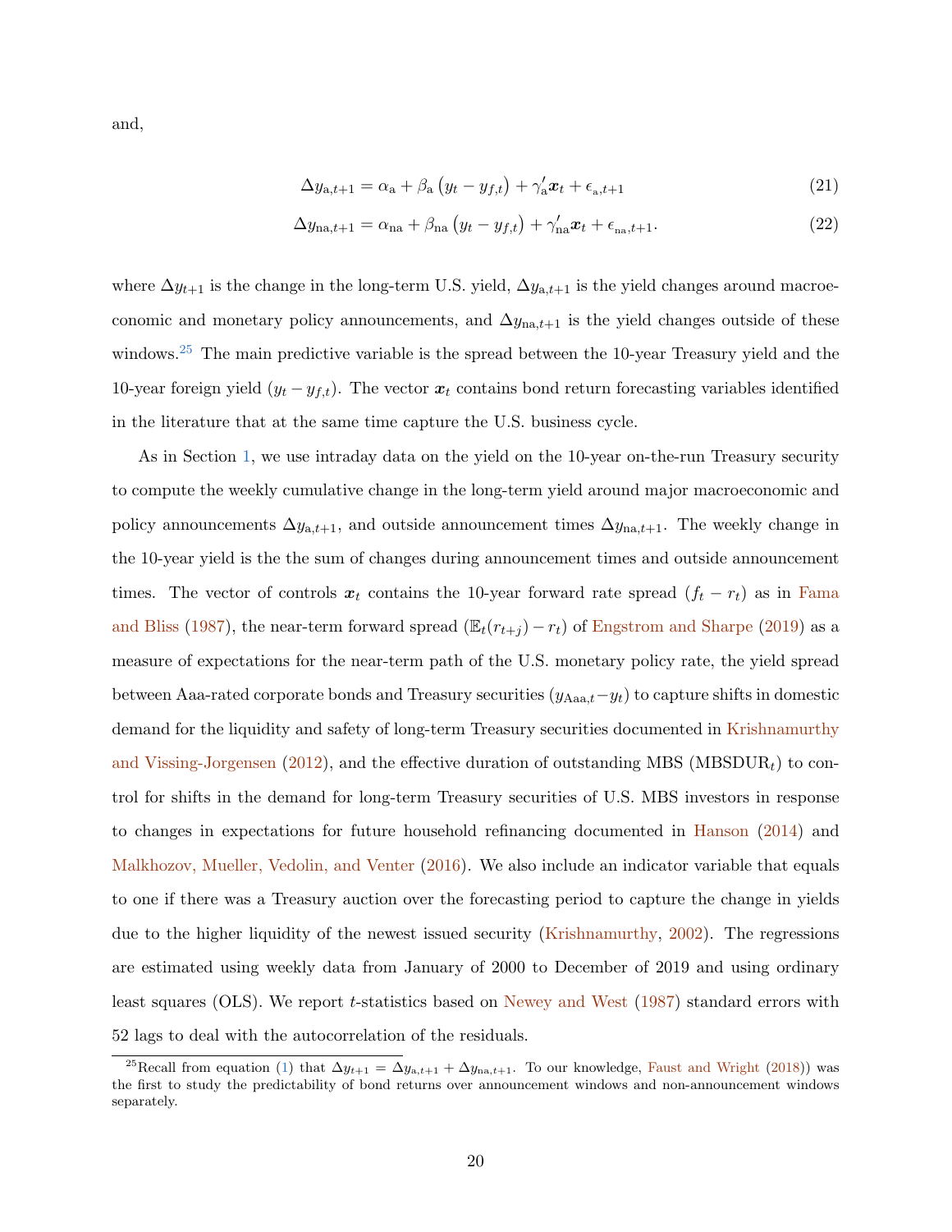and,

$$\Delta y_{\mathrm{a},t+1} = \alpha_{\mathrm{a}} + \beta_{\mathrm{a}} \left( y_t - y_{f,t} \right) + \gamma_{\mathrm{a}}' \boldsymbol{x}_t + \epsilon_{\mathrm{a},t+1} \tag{21}$$

$$\Delta y_{\mathrm{na},t+1} = \alpha_{\mathrm{na}} + \beta_{\mathrm{na}} \left( y_t - y_{f,t} \right) + \gamma_{\mathrm{na}}' \boldsymbol{x}_t + \epsilon_{\mathrm{na},t+1}. \tag{22}$$

where $\Delta y_{t+1}$ is the change in the long-term U.S. yield, $\Delta y_{\mathrm{a},t+1}$ is the yield changes around macroeconomic and monetary policy announcements, and $\Delta y_{\mathrm{na},t+1}$ is the yield changes outside of these windows.[25] The main predictive variable is the spread between the 10-year Treasury yield and the 10-year foreign yield $(y_t - y_{f,t})$. The vector $\boldsymbol{x}_t$ contains bond return forecasting variables identified in the literature that at the same time capture the U.S. business cycle.

As in Section 1, we use intraday data on the yield on the 10-year on-the-run Treasury security to compute the weekly cumulative change in the long-term yield around major macroeconomic and policy announcements $\Delta y_{\mathrm{a},t+1}$, and outside announcement times $\Delta y_{\mathrm{na},t+1}$. The weekly change in the 10-year yield is the the sum of changes during announcement times and outside announcement times. The vector of controls $\boldsymbol{x}_t$ contains the 10-year forward rate spread $(f_t - r_t)$ as in Fama and Bliss (1987), the near-term forward spread $(\mathbb{E}_t(r_{t+j}) - r_t)$ of Engstrom and Sharpe (2019) as a measure of expectations for the near-term path of the U.S. monetary policy rate, the yield spread between Aaa-rated corporate bonds and Treasury securities $(y_{\mathrm{Aaa},t} - y_t)$ to capture shifts in domestic demand for the liquidity and safety of long-term Treasury securities documented in Krishnamurthy and Vissing-Jorgensen (2012), and the effective duration of outstanding MBS $(\mathrm{MBSDUR}_t)$ to control for shifts in the demand for long-term Treasury securities of U.S. MBS investors in response to changes in expectations for future household refinancing documented in Hanson (2014) and Malkhozov, Mueller, Vedolin, and Venter (2016). We also include an indicator variable that equals to one if there was a Treasury auction over the forecasting period to capture the change in yields due to the higher liquidity of the newest issued security (Krishnamurthy, 2002). The regressions are estimated using weekly data from January of 2000 to December of 2019 and using ordinary least squares (OLS). We report $t$-statistics based on Newey and West (1987) standard errors with 52 lags to deal with the autocorrelation of the residuals.

[25] Recall from equation (1) that $\Delta y_{t+1} = \Delta y_{\mathrm{a},t+1} + \Delta y_{\mathrm{na},t+1}$. To our knowledge, Faust and Wright (2018)) was the first to study the predictability of bond returns over announcement windows and non-announcement windows separately.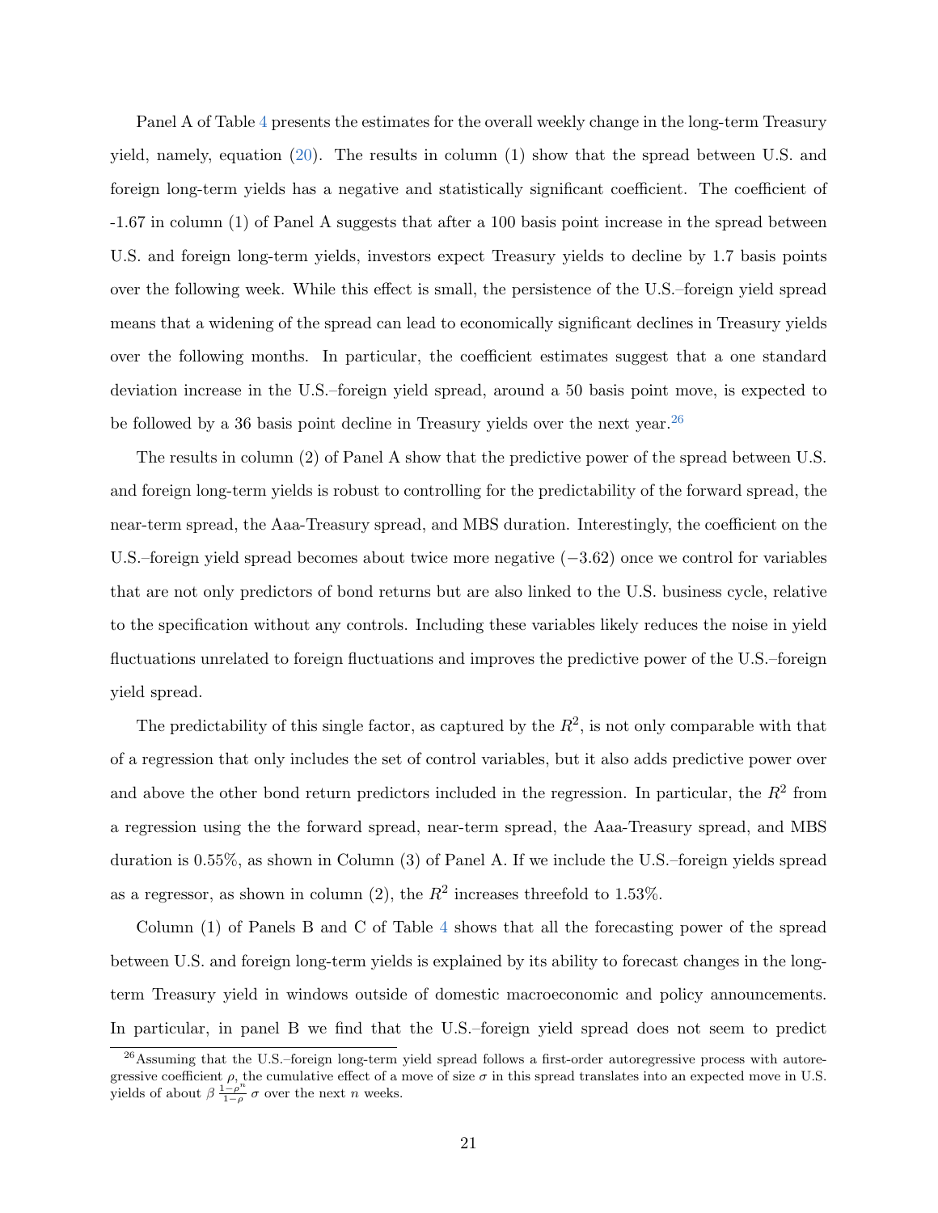Panel A of Table 4 presents the estimates for the overall weekly change in the long-term Treasury yield, namely, equation (20). The results in column (1) show that the spread between U.S. and foreign long-term yields has a negative and statistically significant coefficient. The coefficient of -1.67 in column (1) of Panel A suggests that after a 100 basis point increase in the spread between U.S. and foreign long-term yields, investors expect Treasury yields to decline by 1.7 basis points over the following week. While this effect is small, the persistence of the U.S.–foreign yield spread means that a widening of the spread can lead to economically significant declines in Treasury yields over the following months. In particular, the coefficient estimates suggest that a one standard deviation increase in the U.S.–foreign yield spread, around a 50 basis point move, is expected to be followed by a 36 basis point decline in Treasury yields over the next year.[26]

The results in column (2) of Panel A show that the predictive power of the spread between U.S. and foreign long-term yields is robust to controlling for the predictability of the forward spread, the near-term spread, the Aaa-Treasury spread, and MBS duration. Interestingly, the coefficient on the U.S.–foreign yield spread becomes about twice more negative ($-3.62$) once we control for variables that are not only predictors of bond returns but are also linked to the U.S. business cycle, relative to the specification without any controls. Including these variables likely reduces the noise in yield fluctuations unrelated to foreign fluctuations and improves the predictive power of the U.S.–foreign yield spread.

The predictability of this single factor, as captured by the $R^2$, is not only comparable with that of a regression that only includes the set of control variables, but it also adds predictive power over and above the other bond return predictors included in the regression. In particular, the $R^2$ from a regression using the the forward spread, near-term spread, the Aaa-Treasury spread, and MBS duration is 0.55%, as shown in Column (3) of Panel A. If we include the U.S.–foreign yields spread as a regressor, as shown in column (2), the $R^2$ increases threefold to 1.53%.

Column (1) of Panels B and C of Table 4 shows that all the forecasting power of the spread between U.S. and foreign long-term yields is explained by its ability to forecast changes in the long-term Treasury yield in windows outside of domestic macroeconomic and policy announcements. In particular, in panel B we find that the U.S.–foreign yield spread does not seem to predict

[26] Assuming that the U.S.–foreign long-term yield spread follows a first-order autoregressive process with autoregressive coefficient $\rho$, the cumulative effect of a move of size $\sigma$ in this spread translates into an expected move in U.S. yields of about $\beta \frac{1-\rho^n}{1-\rho} \sigma$ over the next $n$ weeks.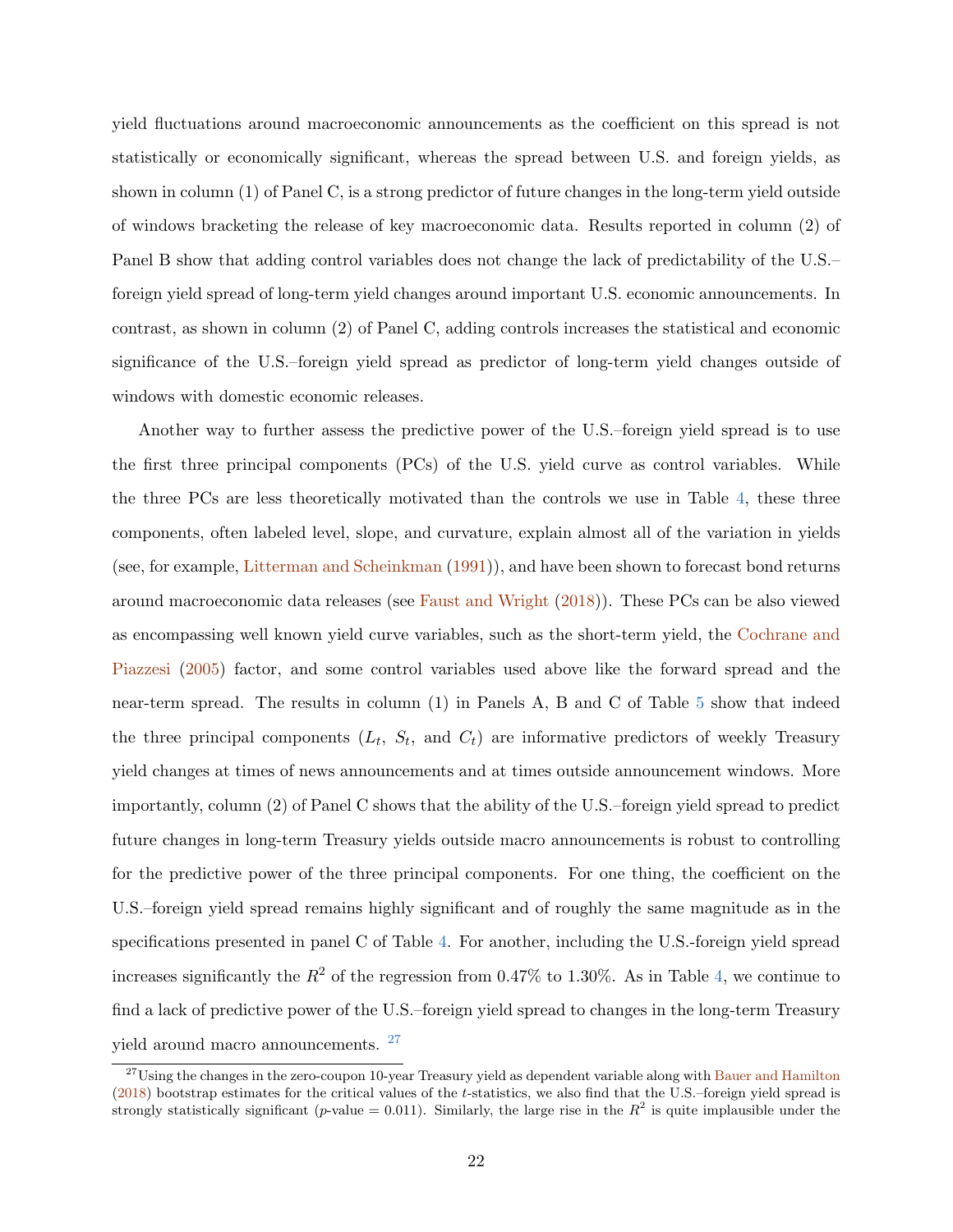yield fluctuations around macroeconomic announcements as the coefficient on this spread is not statistically or economically significant, whereas the spread between U.S. and foreign yields, as shown in column (1) of Panel C, is a strong predictor of future changes in the long-term yield outside of windows bracketing the release of key macroeconomic data. Results reported in column (2) of Panel B show that adding control variables does not change the lack of predictability of the U.S.–foreign yield spread of long-term yield changes around important U.S. economic announcements. In contrast, as shown in column (2) of Panel C, adding controls increases the statistical and economic significance of the U.S.–foreign yield spread as predictor of long-term yield changes outside of windows with domestic economic releases.

Another way to further assess the predictive power of the U.S.–foreign yield spread is to use the first three principal components (PCs) of the U.S. yield curve as control variables. While the three PCs are less theoretically motivated than the controls we use in Table 4, these three components, often labeled level, slope, and curvature, explain almost all of the variation in yields (see, for example, Litterman and Scheinkman (1991)), and have been shown to forecast bond returns around macroeconomic data releases (see Faust and Wright (2018)). These PCs can be also viewed as encompassing well known yield curve variables, such as the short-term yield, the Cochrane and Piazzesi (2005) factor, and some control variables used above like the forward spread and the near-term spread. The results in column (1) in Panels A, B and C of Table 5 show that indeed the three principal components ($L_t$, $S_t$, and $C_t$) are informative predictors of weekly Treasury yield changes at times of news announcements and at times outside announcement windows. More importantly, column (2) of Panel C shows that the ability of the U.S.–foreign yield spread to predict future changes in long-term Treasury yields outside macro announcements is robust to controlling for the predictive power of the three principal components. For one thing, the coefficient on the U.S.–foreign yield spread remains highly significant and of roughly the same magnitude as in the specifications presented in panel C of Table 4. For another, including the U.S.-foreign yield spread increases significantly the $R^2$ of the regression from 0.47% to 1.30%. As in Table 4, we continue to find a lack of predictive power of the U.S.–foreign yield spread to changes in the long-term Treasury yield around macro announcements. [27]

[27] Using the changes in the zero-coupon 10-year Treasury yield as dependent variable along with Bauer and Hamilton (2018) bootstrap estimates for the critical values of the $t$-statistics, we also find that the U.S.–foreign yield spread is strongly statistically significant ($p$-value = 0.011). Similarly, the large rise in the $R^2$ is quite implausible under the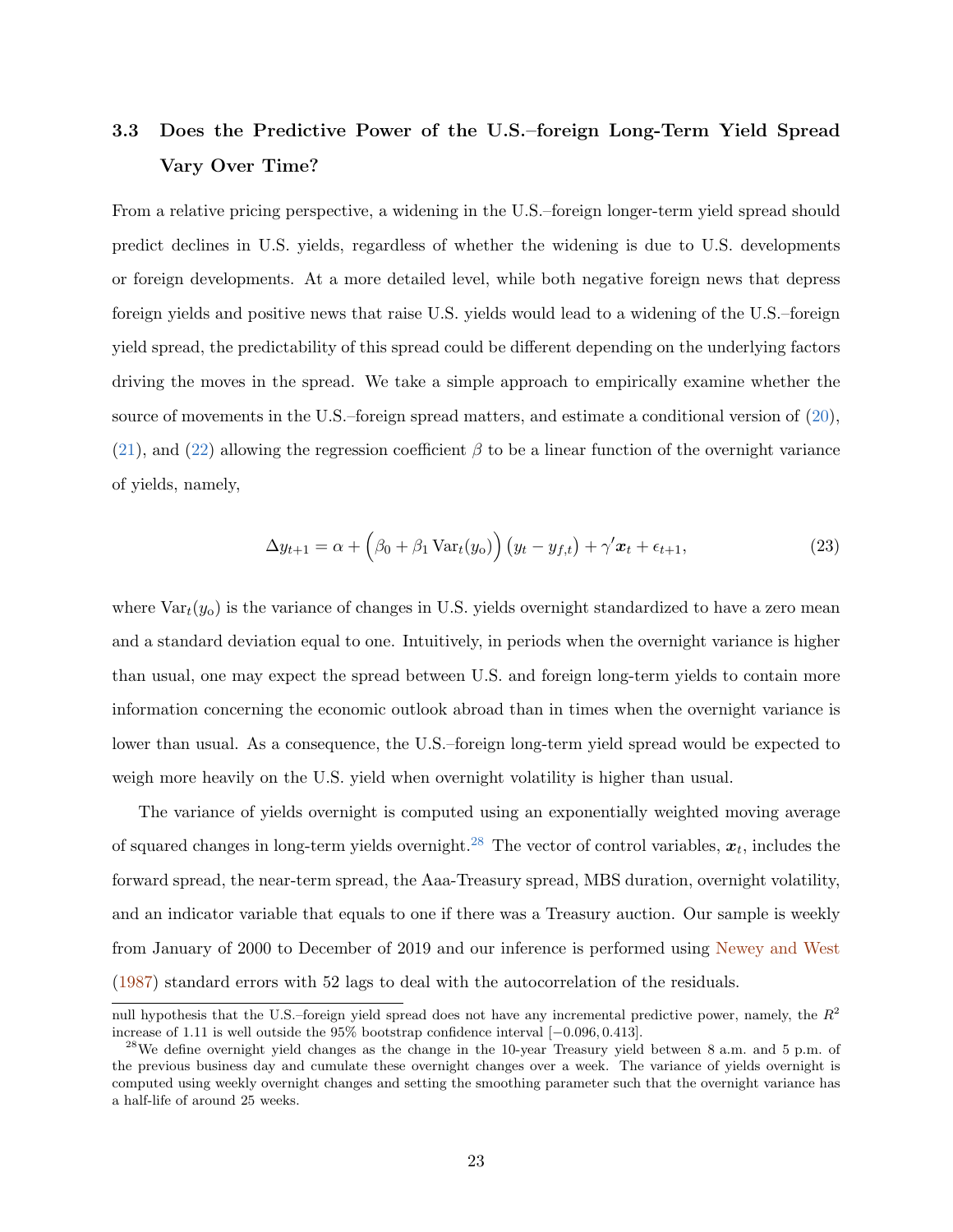### 3.3 Does the Predictive Power of the U.S.–foreign Long-Term Yield Spread Vary Over Time?

From a relative pricing perspective, a widening in the U.S.–foreign longer-term yield spread should predict declines in U.S. yields, regardless of whether the widening is due to U.S. developments or foreign developments. At a more detailed level, while both negative foreign news that depress foreign yields and positive news that raise U.S. yields would lead to a widening of the U.S.–foreign yield spread, the predictability of this spread could be different depending on the underlying factors driving the moves in the spread. We take a simple approach to empirically examine whether the source of movements in the U.S.–foreign spread matters, and estimate a conditional version of (20), (21), and (22) allowing the regression coefficient $\beta$ to be a linear function of the overnight variance of yields, namely,

$$\Delta y_{t+1} = \alpha + \Big(\beta_0 + \beta_1 \operatorname{Var}_t(y_\mathrm{o})\Big)\left(y_t - y_{f,t}\right) + \gamma' \boldsymbol{x}_t + \epsilon_{t+1}, \tag{23}$$

where $\operatorname{Var}_t(y_\mathrm{o})$ is the variance of changes in U.S. yields overnight standardized to have a zero mean and a standard deviation equal to one. Intuitively, in periods when the overnight variance is higher than usual, one may expect the spread between U.S. and foreign long-term yields to contain more information concerning the economic outlook abroad than in times when the overnight variance is lower than usual. As a consequence, the U.S.–foreign long-term yield spread would be expected to weigh more heavily on the U.S. yield when overnight volatility is higher than usual.

The variance of yields overnight is computed using an exponentially weighted moving average of squared changes in long-term yields overnight.[28] The vector of control variables, $\boldsymbol{x}_t$, includes the forward spread, the near-term spread, the Aaa-Treasury spread, MBS duration, overnight volatility, and an indicator variable that equals to one if there was a Treasury auction. Our sample is weekly from January of 2000 to December of 2019 and our inference is performed using Newey and West (1987) standard errors with 52 lags to deal with the autocorrelation of the residuals.

---

null hypothesis that the U.S.–foreign yield spread does not have any incremental predictive power, namely, the $R^2$ increase of 1.11 is well outside the 95% bootstrap confidence interval $[-0.096, 0.413]$.

[28] We define overnight yield changes as the change in the 10-year Treasury yield between 8 a.m. and 5 p.m. of the previous business day and cumulate these overnight changes over a week. The variance of yields overnight is computed using weekly overnight changes and setting the smoothing parameter such that the overnight variance has a half-life of around 25 weeks.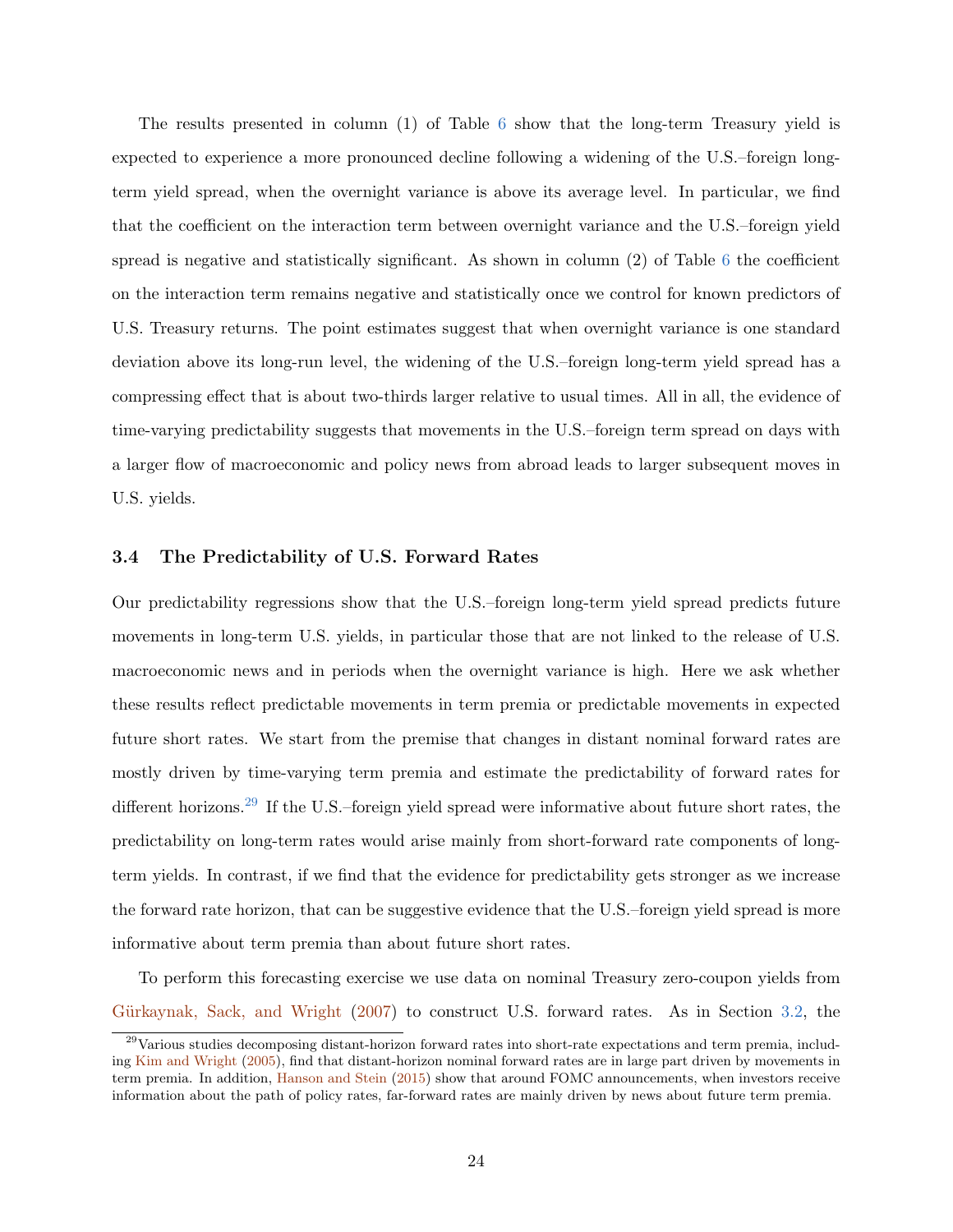The results presented in column (1) of Table 6 show that the long-term Treasury yield is expected to experience a more pronounced decline following a widening of the U.S.–foreign long-term yield spread, when the overnight variance is above its average level. In particular, we find that the coefficient on the interaction term between overnight variance and the U.S.–foreign yield spread is negative and statistically significant. As shown in column (2) of Table 6 the coefficient on the interaction term remains negative and statistically once we control for known predictors of U.S. Treasury returns. The point estimates suggest that when overnight variance is one standard deviation above its long-run level, the widening of the U.S.–foreign long-term yield spread has a compressing effect that is about two-thirds larger relative to usual times. All in all, the evidence of time-varying predictability suggests that movements in the U.S.–foreign term spread on days with a larger flow of macroeconomic and policy news from abroad leads to larger subsequent moves in U.S. yields.

### 3.4 The Predictability of U.S. Forward Rates

Our predictability regressions show that the U.S.–foreign long-term yield spread predicts future movements in long-term U.S. yields, in particular those that are not linked to the release of U.S. macroeconomic news and in periods when the overnight variance is high. Here we ask whether these results reflect predictable movements in term premia or predictable movements in expected future short rates. We start from the premise that changes in distant nominal forward rates are mostly driven by time-varying term premia and estimate the predictability of forward rates for different horizons.[29] If the U.S.–foreign yield spread were informative about future short rates, the predictability on long-term rates would arise mainly from short-forward rate components of long-term yields. In contrast, if we find that the evidence for predictability gets stronger as we increase the forward rate horizon, that can be suggestive evidence that the U.S.–foreign yield spread is more informative about term premia than about future short rates.

To perform this forecasting exercise we use data on nominal Treasury zero-coupon yields from Gürkaynak, Sack, and Wright (2007) to construct U.S. forward rates. As in Section 3.2, the

[29] Various studies decomposing distant-horizon forward rates into short-rate expectations and term premia, including Kim and Wright (2005), find that distant-horizon nominal forward rates are in large part driven by movements in term premia. In addition, Hanson and Stein (2015) show that around FOMC announcements, when investors receive information about the path of policy rates, far-forward rates are mainly driven by news about future term premia.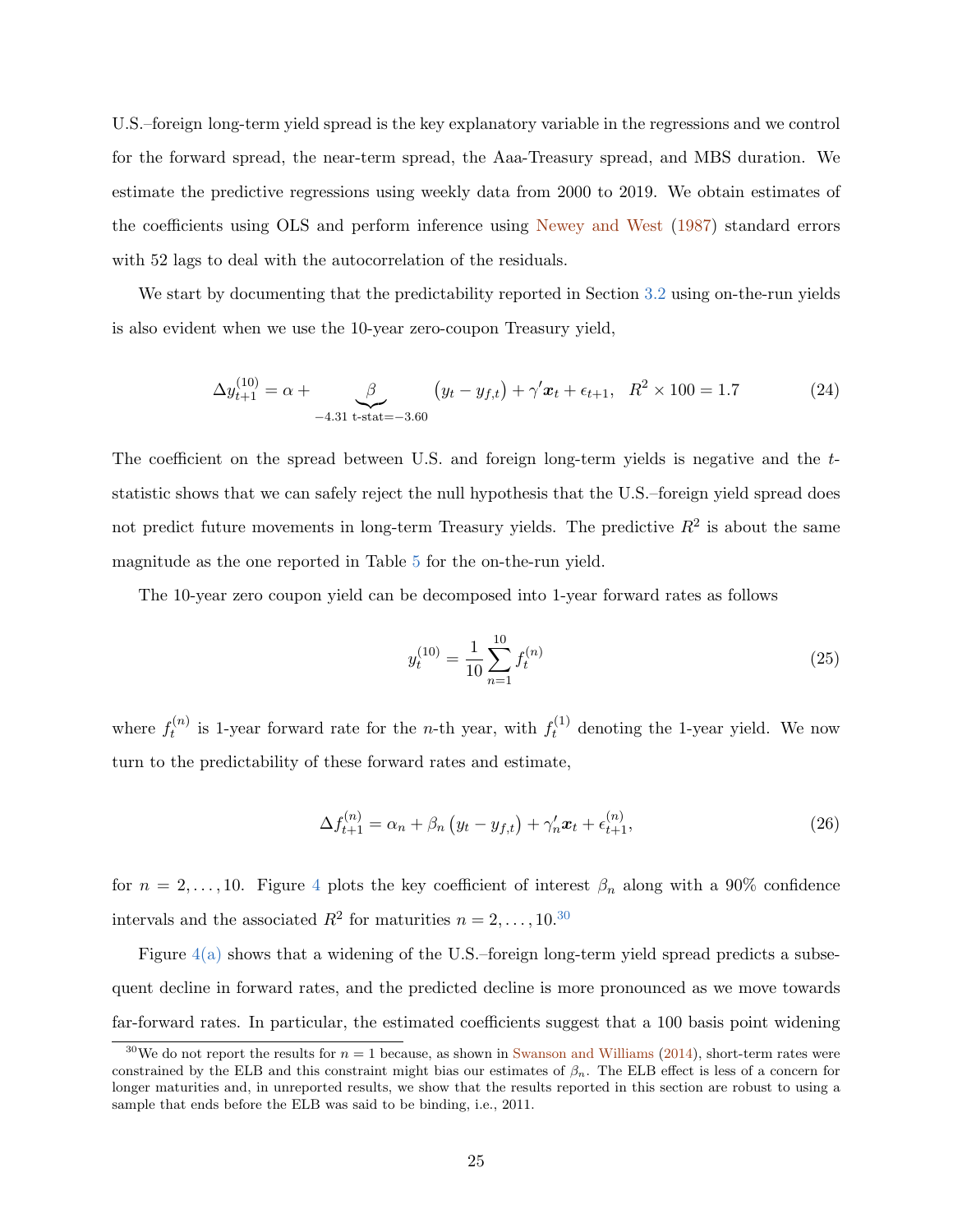U.S.–foreign long-term yield spread is the key explanatory variable in the regressions and we control for the forward spread, the near-term spread, the Aaa-Treasury spread, and MBS duration. We estimate the predictive regressions using weekly data from 2000 to 2019. We obtain estimates of the coefficients using OLS and perform inference using Newey and West (1987) standard errors with 52 lags to deal with the autocorrelation of the residuals.

We start by documenting that the predictability reported in Section 3.2 using on-the-run yields is also evident when we use the 10-year zero-coupon Treasury yield,

$$\Delta y_{t+1}^{(10)} = \alpha + \underbrace{\beta}_{-4.31 \text{ t-stat}=-3.60} \left(y_t - y_{f,t}\right) + \gamma' \boldsymbol{x}_t + \epsilon_{t+1}, \quad R^2 \times 100 = 1.7 \tag{24}$$

The coefficient on the spread between U.S. and foreign long-term yields is negative and the $t$-statistic shows that we can safely reject the null hypothesis that the U.S.–foreign yield spread does not predict future movements in long-term Treasury yields. The predictive $R^2$ is about the same magnitude as the one reported in Table 5 for the on-the-run yield.

The 10-year zero coupon yield can be decomposed into 1-year forward rates as follows

$$y_t^{(10)} = \frac{1}{10} \sum_{n=1}^{10} f_t^{(n)} \tag{25}$$

where $f_t^{(n)}$ is 1-year forward rate for the $n$-th year, with $f_t^{(1)}$ denoting the 1-year yield. We now turn to the predictability of these forward rates and estimate,

$$\Delta f_{t+1}^{(n)} = \alpha_n + \beta_n \left(y_t - y_{f,t}\right) + \gamma_n' \boldsymbol{x}_t + \epsilon_{t+1}^{(n)}, \tag{26}$$

for $n = 2, \ldots, 10$. Figure 4 plots the key coefficient of interest $\beta_n$ along with a 90% confidence intervals and the associated $R^2$ for maturities $n = 2, \ldots, 10$.[30]

Figure 4(a) shows that a widening of the U.S.–foreign long-term yield spread predicts a subsequent decline in forward rates, and the predicted decline is more pronounced as we move towards far-forward rates. In particular, the estimated coefficients suggest that a 100 basis point widening

[30] We do not report the results for $n = 1$ because, as shown in Swanson and Williams (2014), short-term rates were constrained by the ELB and this constraint might bias our estimates of $\beta_n$. The ELB effect is less of a concern for longer maturities and, in unreported results, we show that the results reported in this section are robust to using a sample that ends before the ELB was said to be binding, i.e., 2011.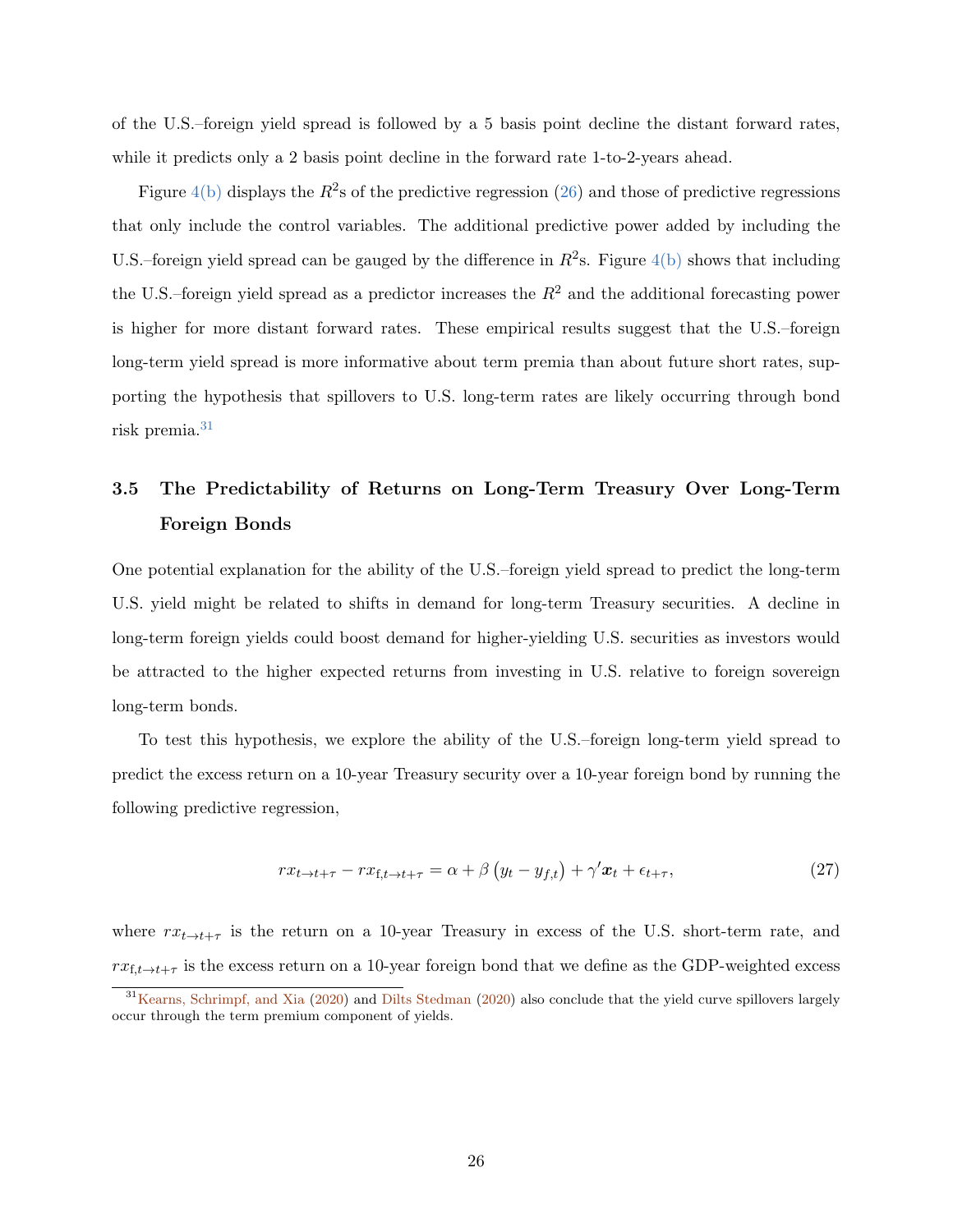of the U.S.–foreign yield spread is followed by a 5 basis point decline the distant forward rates, while it predicts only a 2 basis point decline in the forward rate 1-to-2-years ahead.

Figure 4(b) displays the $R^2$s of the predictive regression (26) and those of predictive regressions that only include the control variables. The additional predictive power added by including the U.S.–foreign yield spread can be gauged by the difference in $R^2$s. Figure 4(b) shows that including the U.S.–foreign yield spread as a predictor increases the $R^2$ and the additional forecasting power is higher for more distant forward rates. These empirical results suggest that the U.S.–foreign long-term yield spread is more informative about term premia than about future short rates, supporting the hypothesis that spillovers to U.S. long-term rates are likely occurring through bond risk premia.[31]

### 3.5 The Predictability of Returns on Long-Term Treasury Over Long-Term Foreign Bonds

One potential explanation for the ability of the U.S.–foreign yield spread to predict the long-term U.S. yield might be related to shifts in demand for long-term Treasury securities. A decline in long-term foreign yields could boost demand for higher-yielding U.S. securities as investors would be attracted to the higher expected returns from investing in U.S. relative to foreign sovereign long-term bonds.

To test this hypothesis, we explore the ability of the U.S.–foreign long-term yield spread to predict the excess return on a 10-year Treasury security over a 10-year foreign bond by running the following predictive regression,

$$rx_{t\to t+\tau} - rx_{\text{f},t\to t+\tau} = \alpha + \beta\left(y_t - y_{f,t}\right) + \gamma'\boldsymbol{x}_t + \epsilon_{t+\tau}, \tag{27}$$

where $rx_{t\to t+\tau}$ is the return on a 10-year Treasury in excess of the U.S. short-term rate, and $rx_{\text{f},t\to t+\tau}$ is the excess return on a 10-year foreign bond that we define as the GDP-weighted excess

[31] Kearns, Schrimpf, and Xia (2020) and Dilts Stedman (2020) also conclude that the yield curve spillovers largely occur through the term premium component of yields.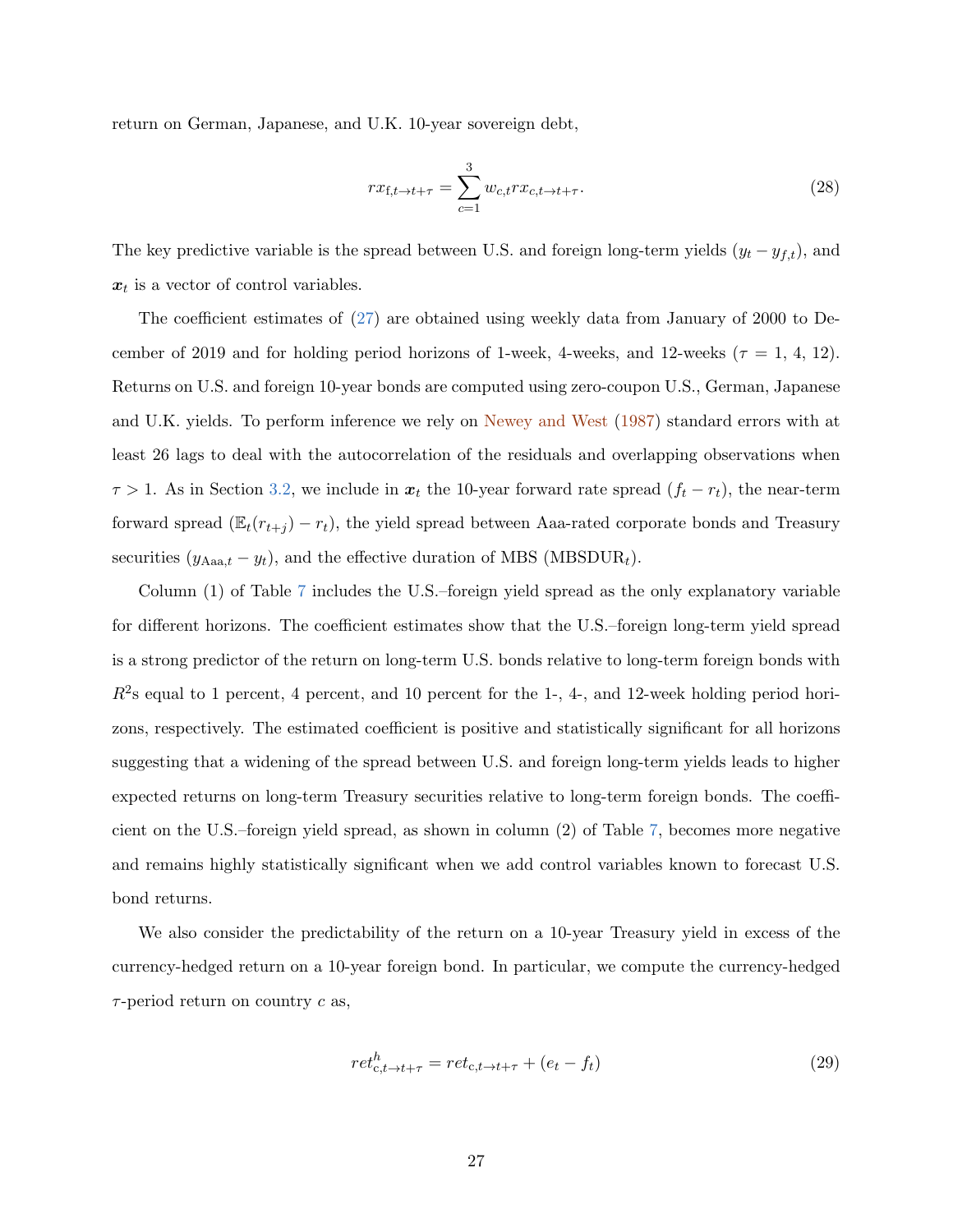return on German, Japanese, and U.K. 10-year sovereign debt,

$$rx_{\mathrm{f},t \to t+\tau} = \sum_{c=1}^{3} w_{c,t} rx_{c,t \to t+\tau}. \tag{28}$$

The key predictive variable is the spread between U.S. and foreign long-term yields ($y_t - y_{f,t}$), and $\boldsymbol{x}_t$ is a vector of control variables.

The coefficient estimates of (27) are obtained using weekly data from January of 2000 to December of 2019 and for holding period horizons of 1-week, 4-weeks, and 12-weeks ($\tau$ = 1, 4, 12). Returns on U.S. and foreign 10-year bonds are computed using zero-coupon U.S., German, Japanese and U.K. yields. To perform inference we rely on Newey and West (1987) standard errors with at least 26 lags to deal with the autocorrelation of the residuals and overlapping observations when $\tau > 1$. As in Section 3.2, we include in $\boldsymbol{x}_t$ the 10-year forward rate spread ($f_t - r_t$), the near-term forward spread ($\mathbb{E}_t(r_{t+j}) - r_t$), the yield spread between Aaa-rated corporate bonds and Treasury securities ($y_{\mathrm{Aaa},t} - y_t$), and the effective duration of MBS ($\mathrm{MBSDUR}_t$).

Column (1) of Table 7 includes the U.S.–foreign yield spread as the only explanatory variable for different horizons. The coefficient estimates show that the U.S.–foreign long-term yield spread is a strong predictor of the return on long-term U.S. bonds relative to long-term foreign bonds with $R^2$s equal to 1 percent, 4 percent, and 10 percent for the 1-, 4-, and 12-week holding period horizons, respectively. The estimated coefficient is positive and statistically significant for all horizons suggesting that a widening of the spread between U.S. and foreign long-term yields leads to higher expected returns on long-term Treasury securities relative to long-term foreign bonds. The coefficient on the U.S.–foreign yield spread, as shown in column (2) of Table 7, becomes more negative and remains highly statistically significant when we add control variables known to forecast U.S. bond returns.

We also consider the predictability of the return on a 10-year Treasury yield in excess of the currency-hedged return on a 10-year foreign bond. In particular, we compute the currency-hedged $\tau$-period return on country $c$ as,

$$ret^{h}_{c,t \to t+\tau} = ret_{c,t \to t+\tau} + (e_t - f_t) \tag{29}$$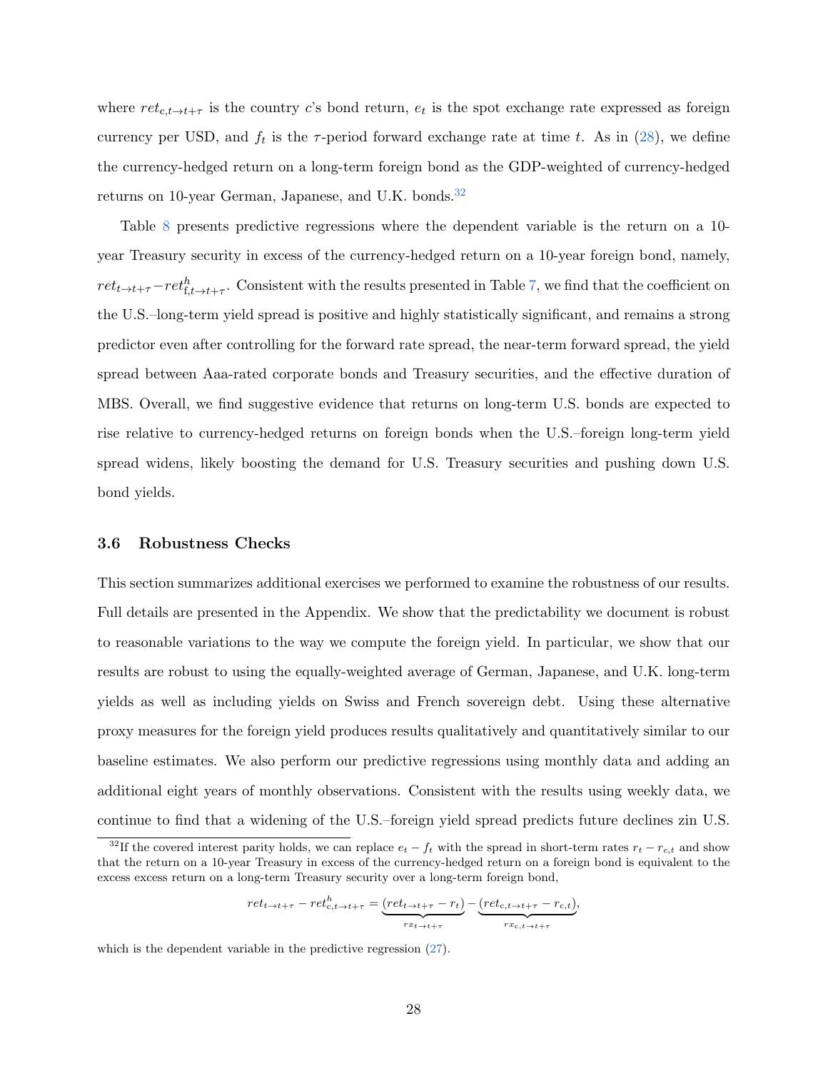where $ret_{c,t \to t+\tau}$ is the country $c$'s bond return, $e_t$ is the spot exchange rate expressed as foreign currency per USD, and $f_t$ is the $\tau$-period forward exchange rate at time $t$. As in (28), we define the currency-hedged return on a long-term foreign bond as the GDP-weighted of currency-hedged returns on 10-year German, Japanese, and U.K. bonds.[32]

Table 8 presents predictive regressions where the dependent variable is the return on a 10-year Treasury security in excess of the currency-hedged return on a 10-year foreign bond, namely, $ret_{t \to t+\tau} - ret^h_{f,t \to t+\tau}$. Consistent with the results presented in Table 7, we find that the coefficient on the U.S.–long-term yield spread is positive and highly statistically significant, and remains a strong predictor even after controlling for the forward rate spread, the near-term forward spread, the yield spread between Aaa-rated corporate bonds and Treasury securities, and the effective duration of MBS. Overall, we find suggestive evidence that returns on long-term U.S. bonds are expected to rise relative to currency-hedged returns on foreign bonds when the U.S.–foreign long-term yield spread widens, likely boosting the demand for U.S. Treasury securities and pushing down U.S. bond yields.

### 3.6 Robustness Checks

This section summarizes additional exercises we performed to examine the robustness of our results. Full details are presented in the Appendix. We show that the predictability we document is robust to reasonable variations to the way we compute the foreign yield. In particular, we show that our results are robust to using the equally-weighted average of German, Japanese, and U.K. long-term yields as well as including yields on Swiss and French sovereign debt. Using these alternative proxy measures for the foreign yield produces results qualitatively and quantitatively similar to our baseline estimates. We also perform our predictive regressions using monthly data and adding an additional eight years of monthly observations. Consistent with the results using weekly data, we continue to find that a widening of the U.S.–foreign yield spread predicts future declines zin U.S.

[32] If the covered interest parity holds, we can replace $e_t - f_t$ with the spread in short-term rates $r_t - r_{c,t}$ and show that the return on a 10-year Treasury in excess of the currency-hedged return on a foreign bond is equivalent to the excess excess return on a long-term Treasury security over a long-term foreign bond,

$$ret_{t \to t+\tau} - ret^h_{c,t \to t+\tau} = \underbrace{(ret_{t \to t+\tau} - r_t)}_{rx_{t \to t+\tau}} - \underbrace{(ret_{c,t \to t+\tau} - r_{c,t})}_{rx_{c,t \to t+\tau}},$$

which is the dependent variable in the predictive regression (27).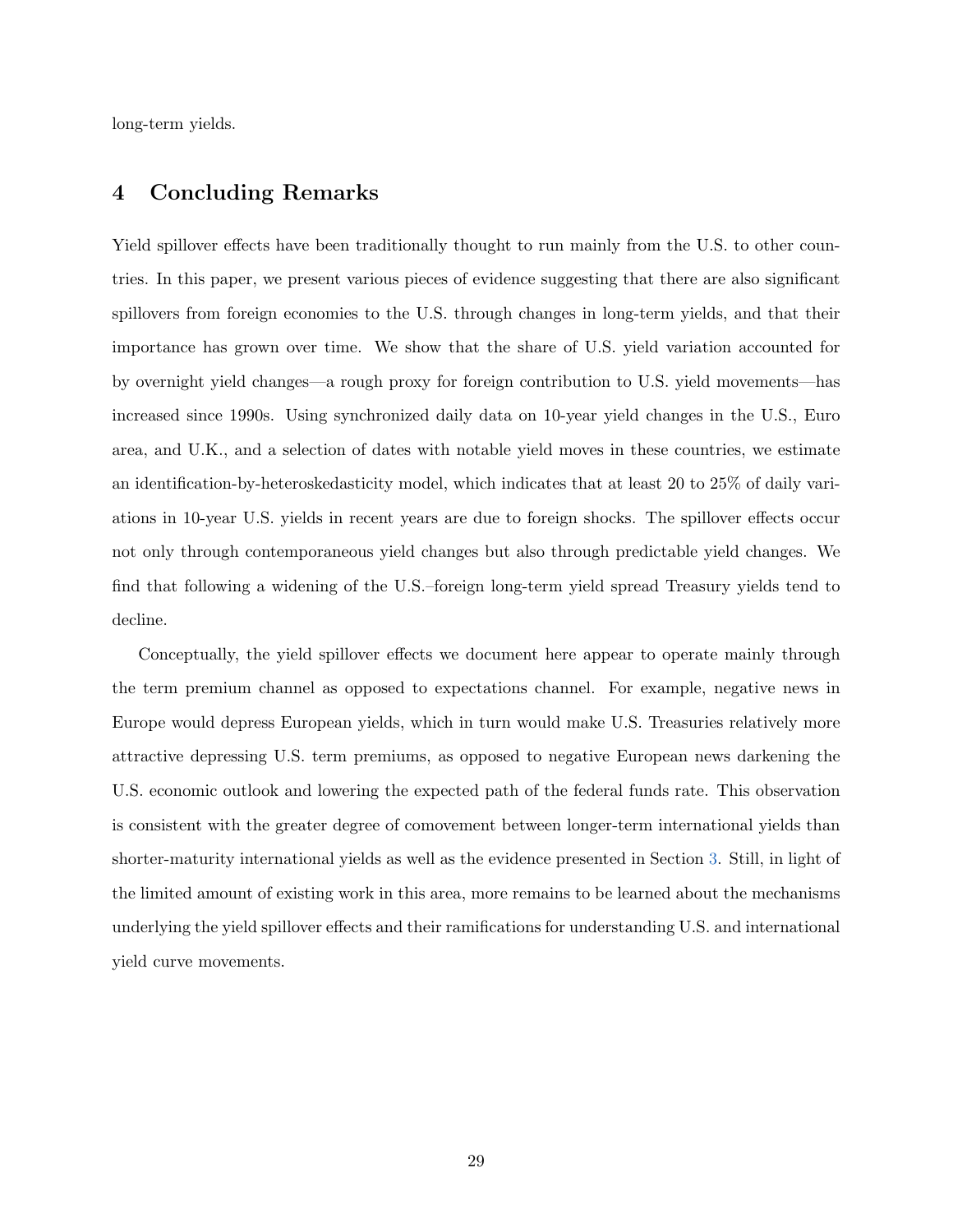long-term yields.

## 4 Concluding Remarks

Yield spillover effects have been traditionally thought to run mainly from the U.S. to other countries. In this paper, we present various pieces of evidence suggesting that there are also significant spillovers from foreign economies to the U.S. through changes in long-term yields, and that their importance has grown over time. We show that the share of U.S. yield variation accounted for by overnight yield changes—a rough proxy for foreign contribution to U.S. yield movements—has increased since 1990s. Using synchronized daily data on 10-year yield changes in the U.S., Euro area, and U.K., and a selection of dates with notable yield moves in these countries, we estimate an identification-by-heteroskedasticity model, which indicates that at least 20 to 25% of daily variations in 10-year U.S. yields in recent years are due to foreign shocks. The spillover effects occur not only through contemporaneous yield changes but also through predictable yield changes. We find that following a widening of the U.S.–foreign long-term yield spread Treasury yields tend to decline.

Conceptually, the yield spillover effects we document here appear to operate mainly through the term premium channel as opposed to expectations channel. For example, negative news in Europe would depress European yields, which in turn would make U.S. Treasuries relatively more attractive depressing U.S. term premiums, as opposed to negative European news darkening the U.S. economic outlook and lowering the expected path of the federal funds rate. This observation is consistent with the greater degree of comovement between longer-term international yields than shorter-maturity international yields as well as the evidence presented in Section 3. Still, in light of the limited amount of existing work in this area, more remains to be learned about the mechanisms underlying the yield spillover effects and their ramifications for understanding U.S. and international yield curve movements.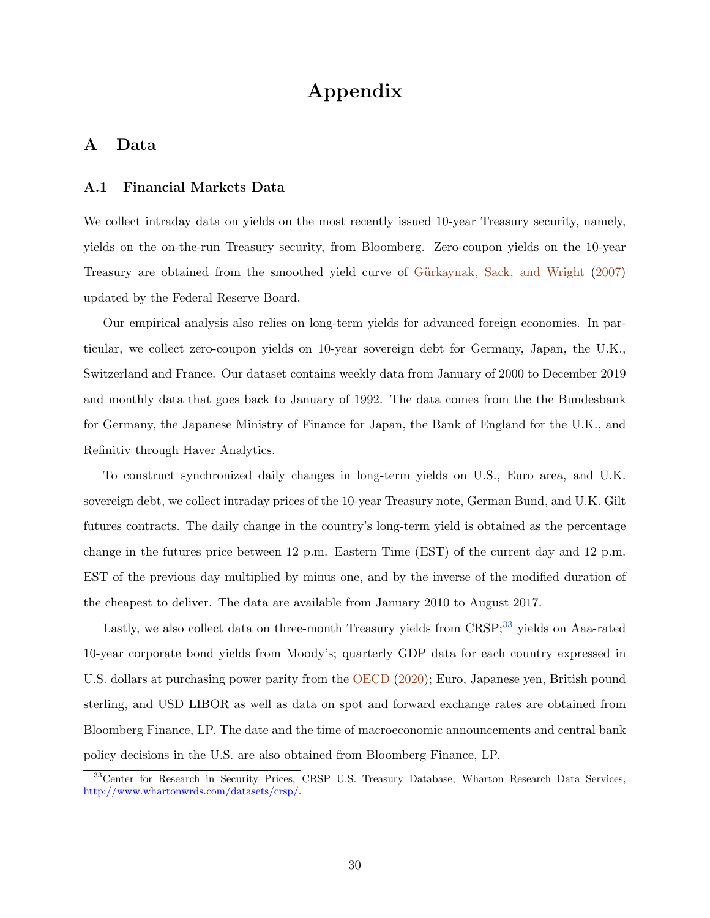# Appendix

## A Data

### A.1 Financial Markets Data

We collect intraday data on yields on the most recently issued 10-year Treasury security, namely, yields on the on-the-run Treasury security, from Bloomberg. Zero-coupon yields on the 10-year Treasury are obtained from the smoothed yield curve of Gürkaynak, Sack, and Wright (2007) updated by the Federal Reserve Board.

Our empirical analysis also relies on long-term yields for advanced foreign economies. In particular, we collect zero-coupon yields on 10-year sovereign debt for Germany, Japan, the U.K., Switzerland and France. Our dataset contains weekly data from January of 2000 to December 2019 and monthly data that goes back to January of 1992. The data comes from the the Bundesbank for Germany, the Japanese Ministry of Finance for Japan, the Bank of England for the U.K., and Refinitiv through Haver Analytics.

To construct synchronized daily changes in long-term yields on U.S., Euro area, and U.K. sovereign debt, we collect intraday prices of the 10-year Treasury note, German Bund, and U.K. Gilt futures contracts. The daily change in the country's long-term yield is obtained as the percentage change in the futures price between 12 p.m. Eastern Time (EST) of the current day and 12 p.m. EST of the previous day multiplied by minus one, and by the inverse of the modified duration of the cheapest to deliver. The data are available from January 2010 to August 2017.

Lastly, we also collect data on three-month Treasury yields from CRSP;[33] yields on Aaa-rated 10-year corporate bond yields from Moody's; quarterly GDP data for each country expressed in U.S. dollars at purchasing power parity from the OECD (2020); Euro, Japanese yen, British pound sterling, and USD LIBOR as well as data on spot and forward exchange rates are obtained from Bloomberg Finance, LP. The date and the time of macroeconomic announcements and central bank policy decisions in the U.S. are also obtained from Bloomberg Finance, LP.

[33]Center for Research in Security Prices, CRSP U.S. Treasury Database, Wharton Research Data Services, http://www.whartonwrds.com/datasets/crsp/.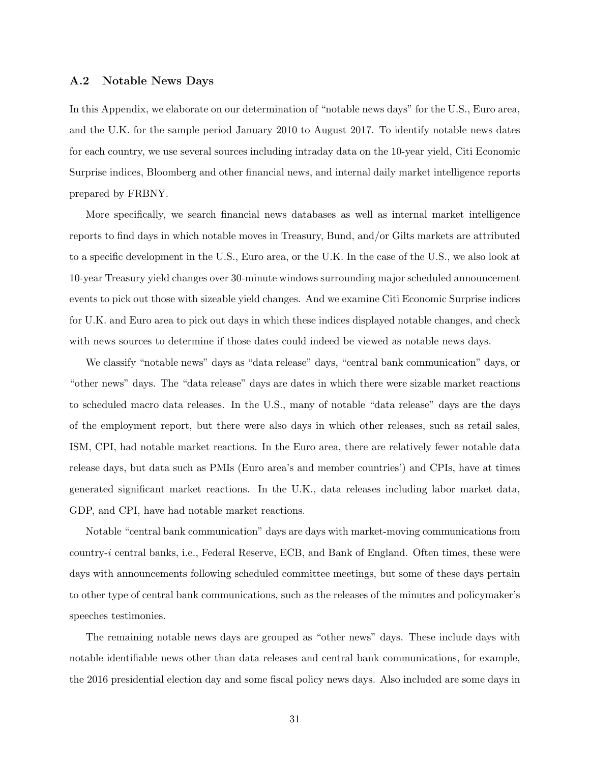### A.2 Notable News Days

In this Appendix, we elaborate on our determination of "notable news days" for the U.S., Euro area, and the U.K. for the sample period January 2010 to August 2017. To identify notable news dates for each country, we use several sources including intraday data on the 10-year yield, Citi Economic Surprise indices, Bloomberg and other financial news, and internal daily market intelligence reports prepared by FRBNY.

More specifically, we search financial news databases as well as internal market intelligence reports to find days in which notable moves in Treasury, Bund, and/or Gilts markets are attributed to a specific development in the U.S., Euro area, or the U.K. In the case of the U.S., we also look at 10-year Treasury yield changes over 30-minute windows surrounding major scheduled announcement events to pick out those with sizeable yield changes. And we examine Citi Economic Surprise indices for U.K. and Euro area to pick out days in which these indices displayed notable changes, and check with news sources to determine if those dates could indeed be viewed as notable news days.

We classify "notable news" days as "data release" days, "central bank communication" days, or "other news" days. The "data release" days are dates in which there were sizable market reactions to scheduled macro data releases. In the U.S., many of notable "data release" days are the days of the employment report, but there were also days in which other releases, such as retail sales, ISM, CPI, had notable market reactions. In the Euro area, there are relatively fewer notable data release days, but data such as PMIs (Euro area's and member countries') and CPIs, have at times generated significant market reactions. In the U.K., data releases including labor market data, GDP, and CPI, have had notable market reactions.

Notable "central bank communication" days are days with market-moving communications from country-$i$ central banks, i.e., Federal Reserve, ECB, and Bank of England. Often times, these were days with announcements following scheduled committee meetings, but some of these days pertain to other type of central bank communications, such as the releases of the minutes and policymaker's speeches testimonies.

The remaining notable news days are grouped as "other news" days. These include days with notable identifiable news other than data releases and central bank communications, for example, the 2016 presidential election day and some fiscal policy news days. Also included are some days in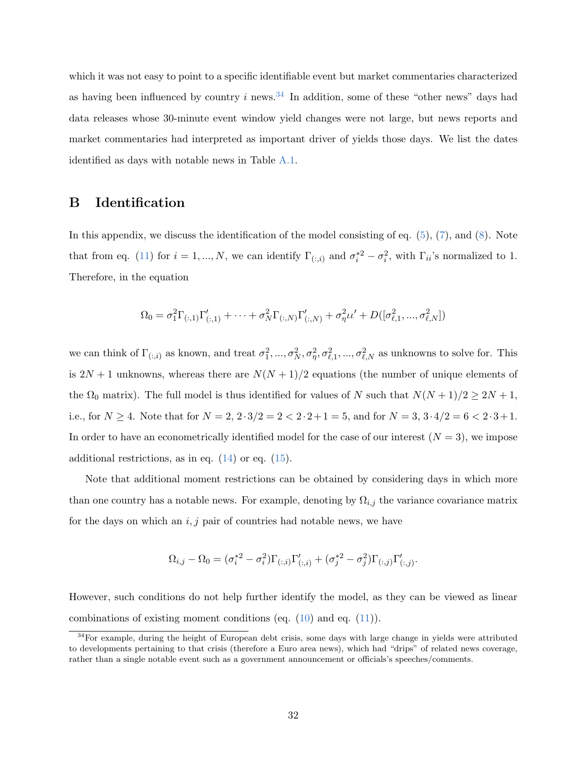which it was not easy to point to a specific identifiable event but market commentaries characterized as having been influenced by country $i$ news.[34] In addition, some of these "other news" days had data releases whose 30-minute event window yield changes were not large, but news reports and market commentaries had interpreted as important driver of yields those days. We list the dates identified as days with notable news in Table A.1.

# B Identification

In this appendix, we discuss the identification of the model consisting of eq. (5), (7), and (8). Note that from eq. (11) for $i = 1, ..., N$, we can identify $\Gamma_{(:,i)}$ and $\sigma_i^{*2} - \sigma_i^2$, with $\Gamma_{ii}$'s normalized to 1. Therefore, in the equation

$$\Omega_0 = \sigma_1^2 \Gamma_{(:,1)} \Gamma'_{(:,1)} + \cdots + \sigma_N^2 \Gamma_{(:,N)} \Gamma'_{(:,N)} + \sigma_\eta^2 \iota\iota' + D([\sigma_{\ell,1}^2, ..., \sigma_{\ell,N}^2])$$

we can think of $\Gamma_{(:,i)}$ as known, and treat $\sigma_1^2, ..., \sigma_N^2, \sigma_\eta^2, \sigma_{\ell,1}^2, ..., \sigma_{\ell,N}^2$ as unknowns to solve for. This is $2N+1$ unknowns, whereas there are $N(N+1)/2$ equations (the number of unique elements of the $\Omega_0$ matrix). The full model is thus identified for values of $N$ such that $N(N+1)/2 \geq 2N+1$, i.e., for $N \geq 4$. Note that for $N = 2$, $2 \cdot 3/2 = 2 < 2 \cdot 2 + 1 = 5$, and for $N = 3$, $3 \cdot 4/2 = 6 < 2 \cdot 3 + 1$. In order to have an econometrically identified model for the case of our interest ($N = 3$), we impose additional restrictions, as in eq. (14) or eq. (15).

Note that additional moment restrictions can be obtained by considering days in which more than one country has a notable news. For example, denoting by $\Omega_{i,j}$ the variance covariance matrix for the days on which an $i, j$ pair of countries had notable news, we have

$$\Omega_{i,j} - \Omega_0 = (\sigma_i^{*2} - \sigma_i^2) \Gamma_{(:,i)} \Gamma'_{(:,i)} + (\sigma_j^{*2} - \sigma_j^2) \Gamma_{(:,j)} \Gamma'_{(:,j)}.$$

However, such conditions do not help further identify the model, as they can be viewed as linear combinations of existing moment conditions (eq. (10) and eq. (11)).

[34] For example, during the height of European debt crisis, some days with large change in yields were attributed to developments pertaining to that crisis (therefore a Euro area news), which had "drips" of related news coverage, rather than a single notable event such as a government announcement or officials's speeches/comments.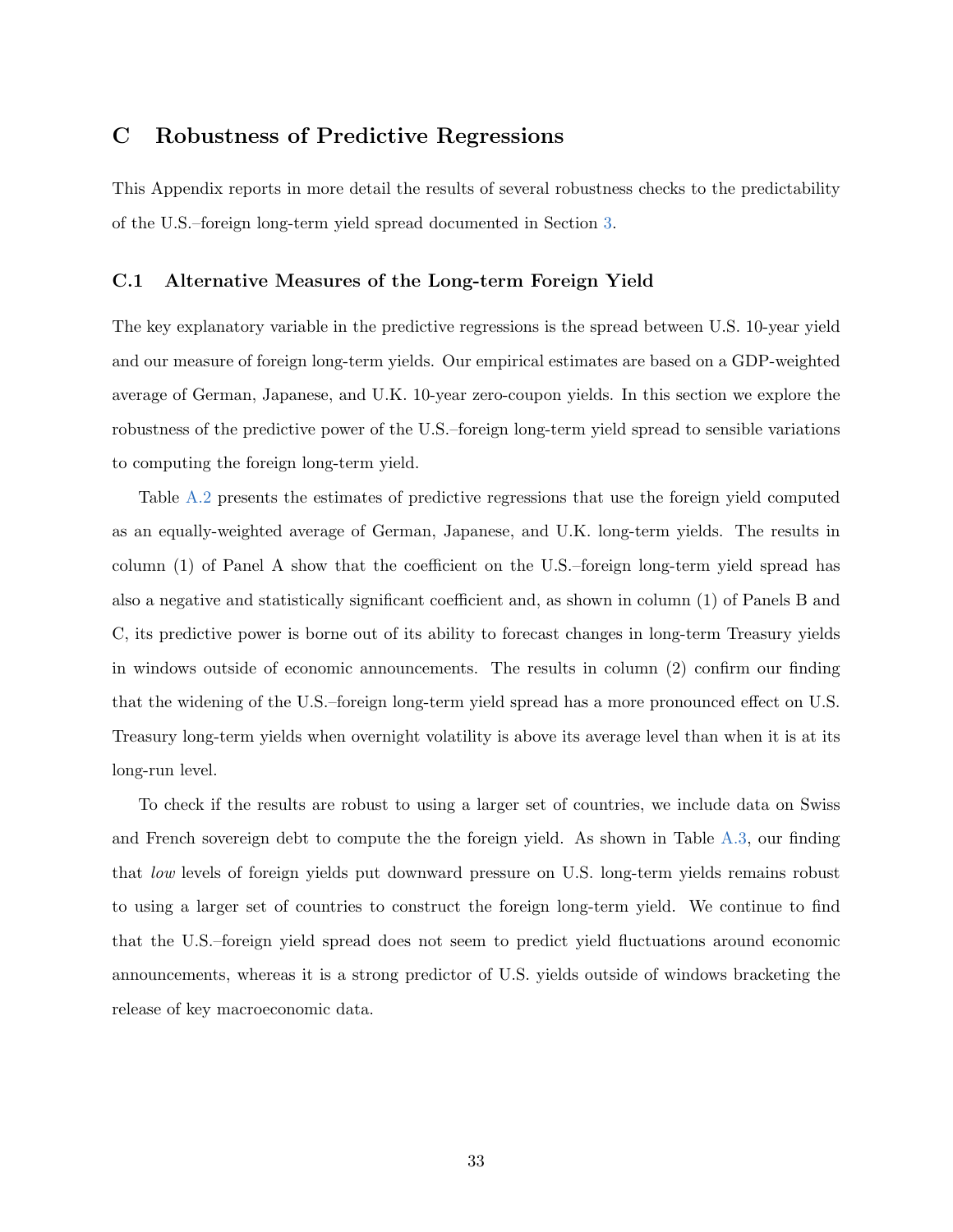# C Robustness of Predictive Regressions

This Appendix reports in more detail the results of several robustness checks to the predictability of the U.S.–foreign long-term yield spread documented in Section 3.

## C.1 Alternative Measures of the Long-term Foreign Yield

The key explanatory variable in the predictive regressions is the spread between U.S. 10-year yield and our measure of foreign long-term yields. Our empirical estimates are based on a GDP-weighted average of German, Japanese, and U.K. 10-year zero-coupon yields. In this section we explore the robustness of the predictive power of the U.S.–foreign long-term yield spread to sensible variations to computing the foreign long-term yield.

Table A.2 presents the estimates of predictive regressions that use the foreign yield computed as an equally-weighted average of German, Japanese, and U.K. long-term yields. The results in column (1) of Panel A show that the coefficient on the U.S.–foreign long-term yield spread has also a negative and statistically significant coefficient and, as shown in column (1) of Panels B and C, its predictive power is borne out of its ability to forecast changes in long-term Treasury yields in windows outside of economic announcements. The results in column (2) confirm our finding that the widening of the U.S.–foreign long-term yield spread has a more pronounced effect on U.S. Treasury long-term yields when overnight volatility is above its average level than when it is at its long-run level.

To check if the results are robust to using a larger set of countries, we include data on Swiss and French sovereign debt to compute the the foreign yield. As shown in Table A.3, our finding that *low* levels of foreign yields put downward pressure on U.S. long-term yields remains robust to using a larger set of countries to construct the foreign long-term yield. We continue to find that the U.S.–foreign yield spread does not seem to predict yield fluctuations around economic announcements, whereas it is a strong predictor of U.S. yields outside of windows bracketing the release of key macroeconomic data.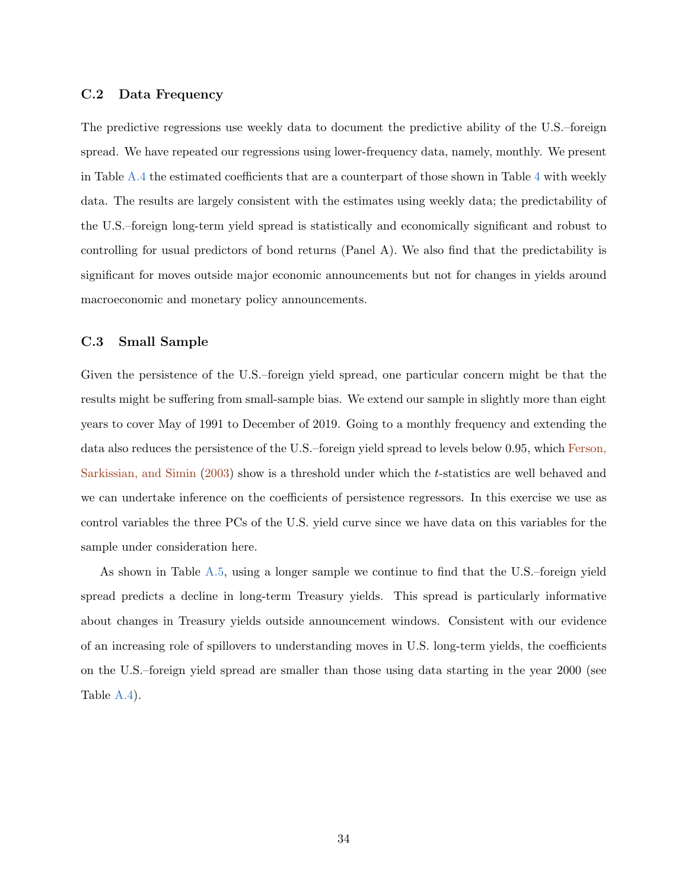### C.2 Data Frequency

The predictive regressions use weekly data to document the predictive ability of the U.S.–foreign spread. We have repeated our regressions using lower-frequency data, namely, monthly. We present in Table A.4 the estimated coefficients that are a counterpart of those shown in Table 4 with weekly data. The results are largely consistent with the estimates using weekly data; the predictability of the U.S.–foreign long-term yield spread is statistically and economically significant and robust to controlling for usual predictors of bond returns (Panel A). We also find that the predictability is significant for moves outside major economic announcements but not for changes in yields around macroeconomic and monetary policy announcements.

### C.3 Small Sample

Given the persistence of the U.S.–foreign yield spread, one particular concern might be that the results might be suffering from small-sample bias. We extend our sample in slightly more than eight years to cover May of 1991 to December of 2019. Going to a monthly frequency and extending the data also reduces the persistence of the U.S.–foreign yield spread to levels below 0.95, which Ferson, Sarkissian, and Simin (2003) show is a threshold under which the *t*-statistics are well behaved and we can undertake inference on the coefficients of persistence regressors. In this exercise we use as control variables the three PCs of the U.S. yield curve since we have data on this variables for the sample under consideration here.

As shown in Table A.5, using a longer sample we continue to find that the U.S.–foreign yield spread predicts a decline in long-term Treasury yields. This spread is particularly informative about changes in Treasury yields outside announcement windows. Consistent with our evidence of an increasing role of spillovers to understanding moves in U.S. long-term yields, the coefficients on the U.S.–foreign yield spread are smaller than those using data starting in the year 2000 (see Table A.4).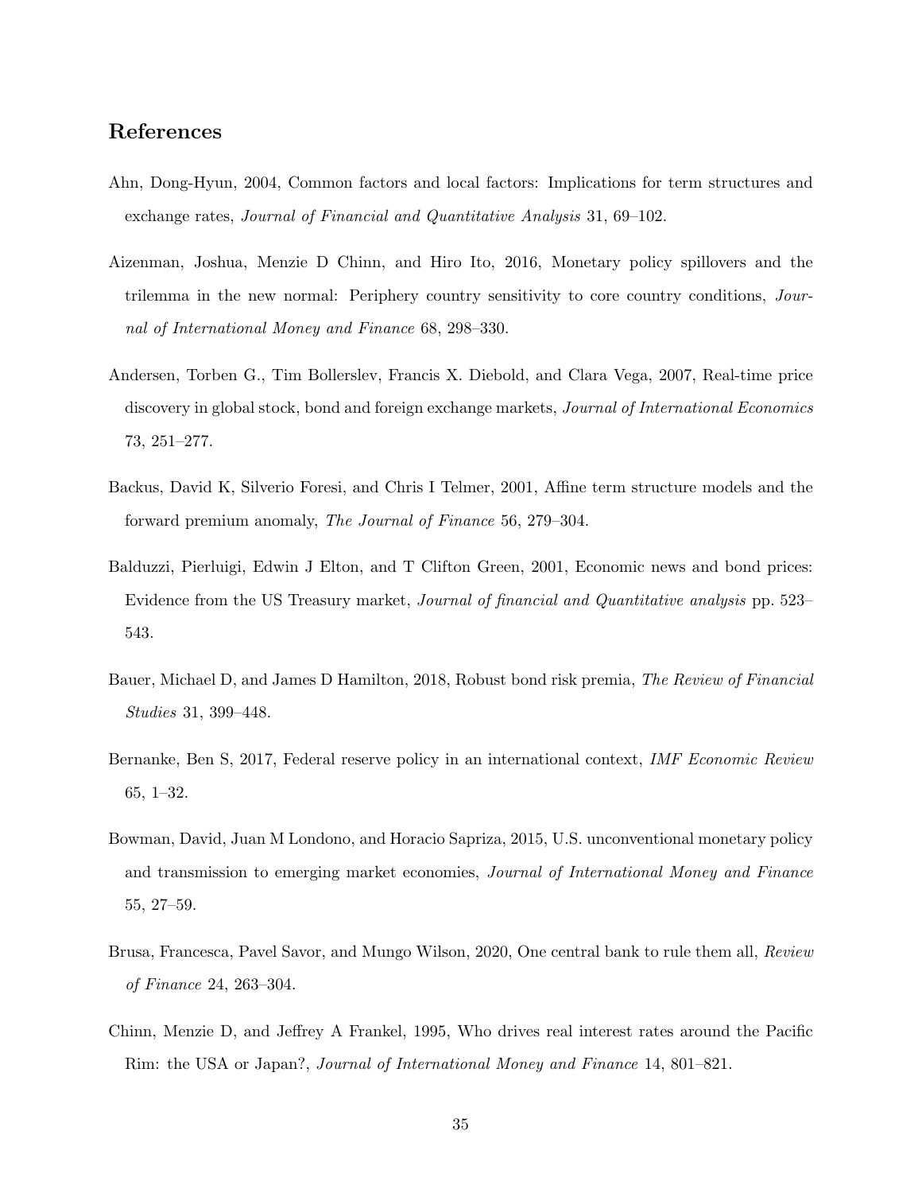## References

Ahn, Dong-Hyun, 2004, Common factors and local factors: Implications for term structures and exchange rates, *Journal of Financial and Quantitative Analysis* 31, 69–102.

Aizenman, Joshua, Menzie D Chinn, and Hiro Ito, 2016, Monetary policy spillovers and the trilemma in the new normal: Periphery country sensitivity to core country conditions, *Journal of International Money and Finance* 68, 298–330.

Andersen, Torben G., Tim Bollerslev, Francis X. Diebold, and Clara Vega, 2007, Real-time price discovery in global stock, bond and foreign exchange markets, *Journal of International Economics* 73, 251–277.

Backus, David K, Silverio Foresi, and Chris I Telmer, 2001, Affine term structure models and the forward premium anomaly, *The Journal of Finance* 56, 279–304.

Balduzzi, Pierluigi, Edwin J Elton, and T Clifton Green, 2001, Economic news and bond prices: Evidence from the US Treasury market, *Journal of financial and Quantitative analysis* pp. 523–543.

Bauer, Michael D, and James D Hamilton, 2018, Robust bond risk premia, *The Review of Financial Studies* 31, 399–448.

Bernanke, Ben S, 2017, Federal reserve policy in an international context, *IMF Economic Review* 65, 1–32.

Bowman, David, Juan M Londono, and Horacio Sapriza, 2015, U.S. unconventional monetary policy and transmission to emerging market economies, *Journal of International Money and Finance* 55, 27–59.

Brusa, Francesca, Pavel Savor, and Mungo Wilson, 2020, One central bank to rule them all, *Review of Finance* 24, 263–304.

Chinn, Menzie D, and Jeffrey A Frankel, 1995, Who drives real interest rates around the Pacific Rim: the USA or Japan?, *Journal of International Money and Finance* 14, 801–821.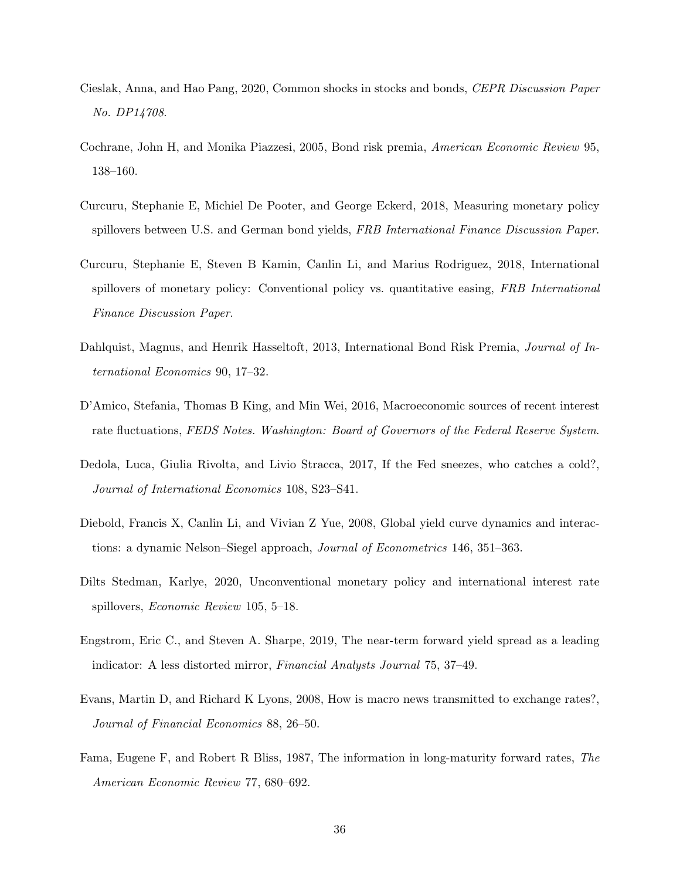Cieslak, Anna, and Hao Pang, 2020, Common shocks in stocks and bonds, *CEPR Discussion Paper No. DP14708*.

Cochrane, John H, and Monika Piazzesi, 2005, Bond risk premia, *American Economic Review* 95, 138–160.

Curcuru, Stephanie E, Michiel De Pooter, and George Eckerd, 2018, Measuring monetary policy spillovers between U.S. and German bond yields, *FRB International Finance Discussion Paper*.

Curcuru, Stephanie E, Steven B Kamin, Canlin Li, and Marius Rodriguez, 2018, International spillovers of monetary policy: Conventional policy vs. quantitative easing, *FRB International Finance Discussion Paper*.

Dahlquist, Magnus, and Henrik Hasseltoft, 2013, International Bond Risk Premia, *Journal of International Economics* 90, 17–32.

D'Amico, Stefania, Thomas B King, and Min Wei, 2016, Macroeconomic sources of recent interest rate fluctuations, *FEDS Notes. Washington: Board of Governors of the Federal Reserve System*.

Dedola, Luca, Giulia Rivolta, and Livio Stracca, 2017, If the Fed sneezes, who catches a cold?, *Journal of International Economics* 108, S23–S41.

Diebold, Francis X, Canlin Li, and Vivian Z Yue, 2008, Global yield curve dynamics and interactions: a dynamic Nelson–Siegel approach, *Journal of Econometrics* 146, 351–363.

Dilts Stedman, Karlye, 2020, Unconventional monetary policy and international interest rate spillovers, *Economic Review* 105, 5–18.

Engstrom, Eric C., and Steven A. Sharpe, 2019, The near-term forward yield spread as a leading indicator: A less distorted mirror, *Financial Analysts Journal* 75, 37–49.

Evans, Martin D, and Richard K Lyons, 2008, How is macro news transmitted to exchange rates?, *Journal of Financial Economics* 88, 26–50.

Fama, Eugene F, and Robert R Bliss, 1987, The information in long-maturity forward rates, *The American Economic Review* 77, 680–692.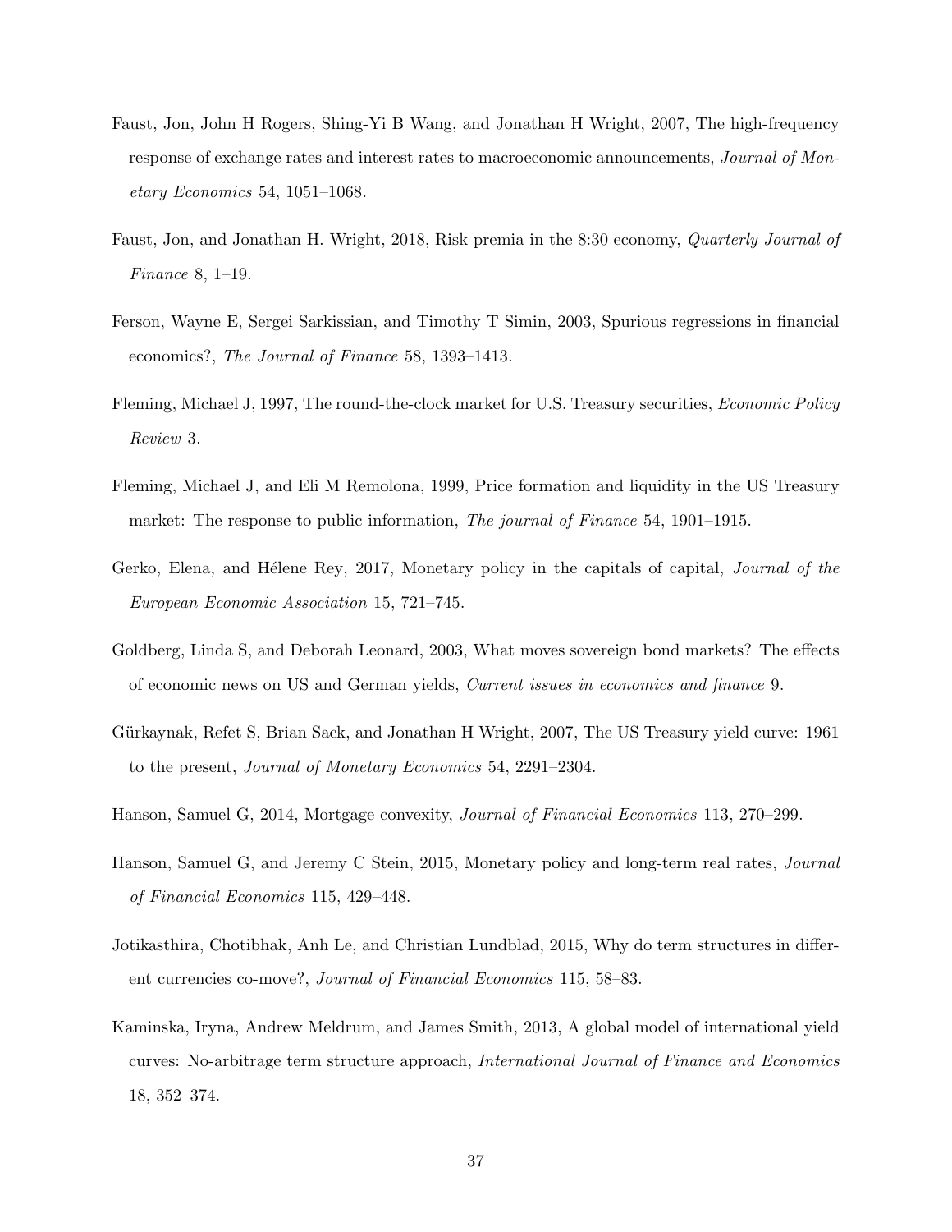Faust, Jon, John H Rogers, Shing-Yi B Wang, and Jonathan H Wright, 2007, The high-frequency response of exchange rates and interest rates to macroeconomic announcements, *Journal of Monetary Economics* 54, 1051–1068.

Faust, Jon, and Jonathan H. Wright, 2018, Risk premia in the 8:30 economy, *Quarterly Journal of Finance* 8, 1–19.

Ferson, Wayne E, Sergei Sarkissian, and Timothy T Simin, 2003, Spurious regressions in financial economics?, *The Journal of Finance* 58, 1393–1413.

Fleming, Michael J, 1997, The round-the-clock market for U.S. Treasury securities, *Economic Policy Review* 3.

Fleming, Michael J, and Eli M Remolona, 1999, Price formation and liquidity in the US Treasury market: The response to public information, *The journal of Finance* 54, 1901–1915.

Gerko, Elena, and Hélene Rey, 2017, Monetary policy in the capitals of capital, *Journal of the European Economic Association* 15, 721–745.

Goldberg, Linda S, and Deborah Leonard, 2003, What moves sovereign bond markets? The effects of economic news on US and German yields, *Current issues in economics and finance* 9.

Gürkaynak, Refet S, Brian Sack, and Jonathan H Wright, 2007, The US Treasury yield curve: 1961 to the present, *Journal of Monetary Economics* 54, 2291–2304.

Hanson, Samuel G, 2014, Mortgage convexity, *Journal of Financial Economics* 113, 270–299.

Hanson, Samuel G, and Jeremy C Stein, 2015, Monetary policy and long-term real rates, *Journal of Financial Economics* 115, 429–448.

Jotikasthira, Chotibhak, Anh Le, and Christian Lundblad, 2015, Why do term structures in different currencies co-move?, *Journal of Financial Economics* 115, 58–83.

Kaminska, Iryna, Andrew Meldrum, and James Smith, 2013, A global model of international yield curves: No-arbitrage term structure approach, *International Journal of Finance and Economics* 18, 352–374.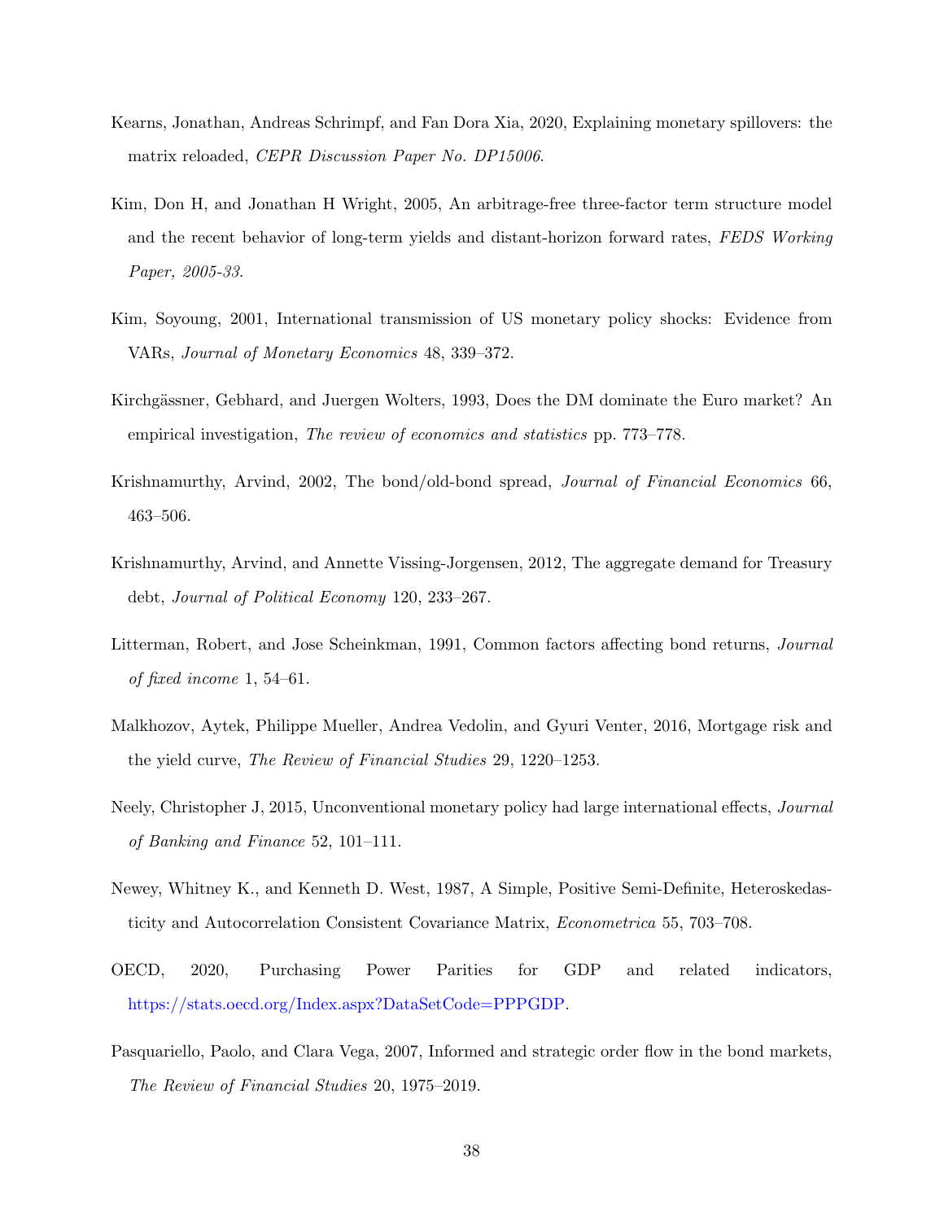Kearns, Jonathan, Andreas Schrimpf, and Fan Dora Xia, 2020, Explaining monetary spillovers: the matrix reloaded, *CEPR Discussion Paper No. DP15006*.

Kim, Don H, and Jonathan H Wright, 2005, An arbitrage-free three-factor term structure model and the recent behavior of long-term yields and distant-horizon forward rates, *FEDS Working Paper, 2005-33*.

Kim, Soyoung, 2001, International transmission of US monetary policy shocks: Evidence from VARs, *Journal of Monetary Economics* 48, 339–372.

Kirchgässner, Gebhard, and Juergen Wolters, 1993, Does the DM dominate the Euro market? An empirical investigation, *The review of economics and statistics* pp. 773–778.

Krishnamurthy, Arvind, 2002, The bond/old-bond spread, *Journal of Financial Economics* 66, 463–506.

Krishnamurthy, Arvind, and Annette Vissing-Jorgensen, 2012, The aggregate demand for Treasury debt, *Journal of Political Economy* 120, 233–267.

Litterman, Robert, and Jose Scheinkman, 1991, Common factors affecting bond returns, *Journal of fixed income* 1, 54–61.

Malkhozov, Aytek, Philippe Mueller, Andrea Vedolin, and Gyuri Venter, 2016, Mortgage risk and the yield curve, *The Review of Financial Studies* 29, 1220–1253.

Neely, Christopher J, 2015, Unconventional monetary policy had large international effects, *Journal of Banking and Finance* 52, 101–111.

Newey, Whitney K., and Kenneth D. West, 1987, A Simple, Positive Semi-Definite, Heteroskedasticity and Autocorrelation Consistent Covariance Matrix, *Econometrica* 55, 703–708.

OECD, 2020, Purchasing Power Parities for GDP and related indicators, https://stats.oecd.org/Index.aspx?DataSetCode=PPPGDP.

Pasquariello, Paolo, and Clara Vega, 2007, Informed and strategic order flow in the bond markets, *The Review of Financial Studies* 20, 1975–2019.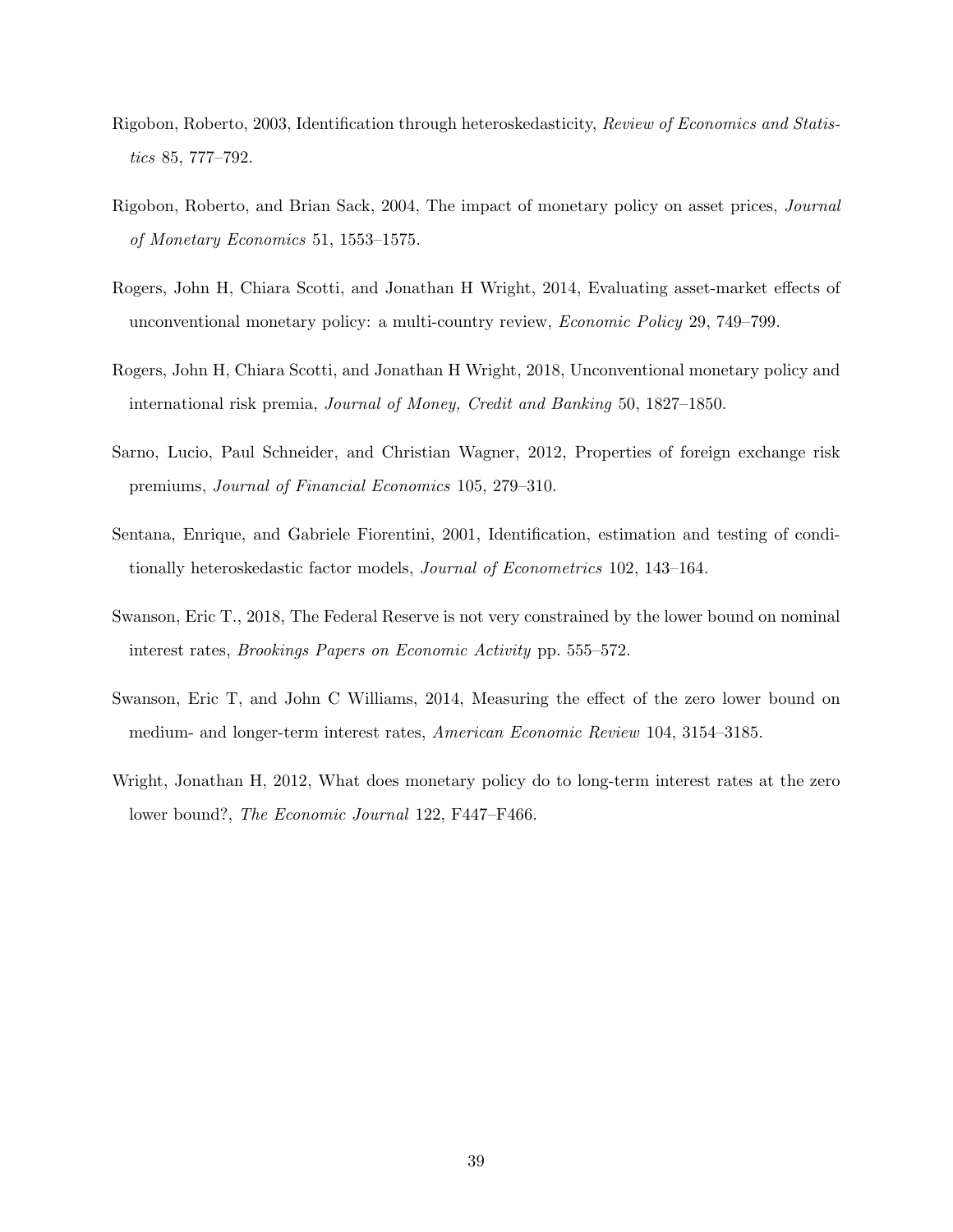Rigobon, Roberto, 2003, Identification through heteroskedasticity, *Review of Economics and Statistics* 85, 777–792.

Rigobon, Roberto, and Brian Sack, 2004, The impact of monetary policy on asset prices, *Journal of Monetary Economics* 51, 1553–1575.

Rogers, John H, Chiara Scotti, and Jonathan H Wright, 2014, Evaluating asset-market effects of unconventional monetary policy: a multi-country review, *Economic Policy* 29, 749–799.

Rogers, John H, Chiara Scotti, and Jonathan H Wright, 2018, Unconventional monetary policy and international risk premia, *Journal of Money, Credit and Banking* 50, 1827–1850.

Sarno, Lucio, Paul Schneider, and Christian Wagner, 2012, Properties of foreign exchange risk premiums, *Journal of Financial Economics* 105, 279–310.

Sentana, Enrique, and Gabriele Fiorentini, 2001, Identification, estimation and testing of conditionally heteroskedastic factor models, *Journal of Econometrics* 102, 143–164.

Swanson, Eric T., 2018, The Federal Reserve is not very constrained by the lower bound on nominal interest rates, *Brookings Papers on Economic Activity* pp. 555–572.

Swanson, Eric T, and John C Williams, 2014, Measuring the effect of the zero lower bound on medium- and longer-term interest rates, *American Economic Review* 104, 3154–3185.

Wright, Jonathan H, 2012, What does monetary policy do to long-term interest rates at the zero lower bound?, *The Economic Journal* 122, F447–F466.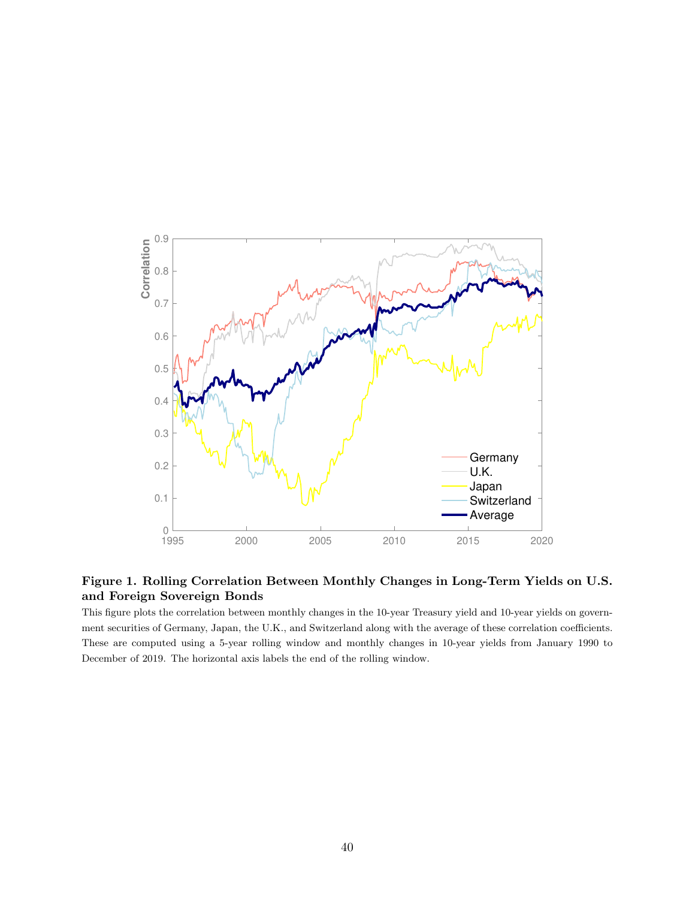**Figure 1. Rolling Correlation Between Monthly Changes in Long-Term Yields on U.S. and Foreign Sovereign Bonds**

This figure plots the correlation between monthly changes in the 10-year Treasury yield and 10-year yields on government securities of Germany, Japan, the U.K., and Switzerland along with the average of these correlation coefficients. These are computed using a 5-year rolling window and monthly changes in 10-year yields from January 1990 to December of 2019. The horizontal axis labels the end of the rolling window.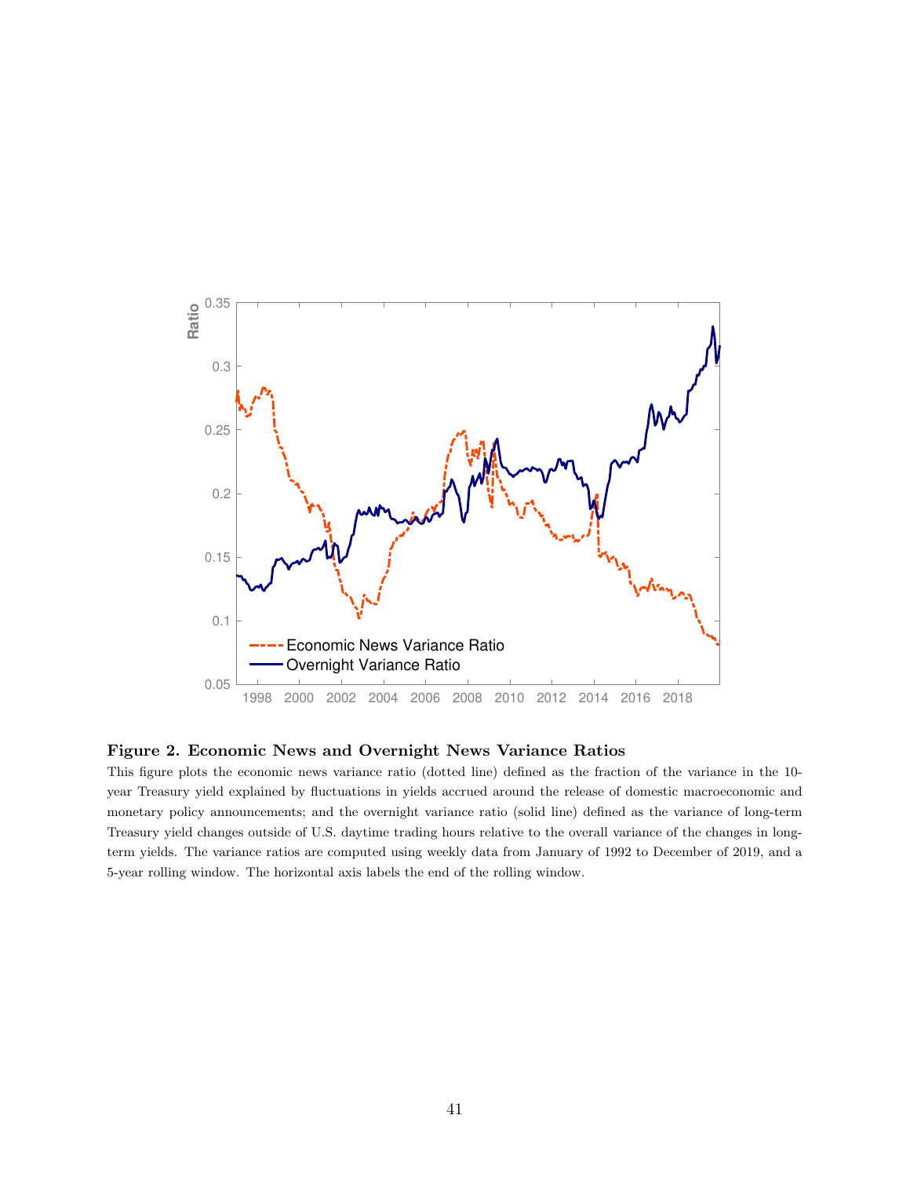**Figure 2. Economic News and Overnight News Variance Ratios**

This figure plots the economic news variance ratio (dotted line) defined as the fraction of the variance in the 10-year Treasury yield explained by fluctuations in yields accrued around the release of domestic macroeconomic and monetary policy announcements; and the overnight variance ratio (solid line) defined as the variance of long-term Treasury yield changes outside of U.S. daytime trading hours relative to the overall variance of the changes in long-term yields. The variance ratios are computed using weekly data from January of 1992 to December of 2019, and a 5-year rolling window. The horizontal axis labels the end of the rolling window.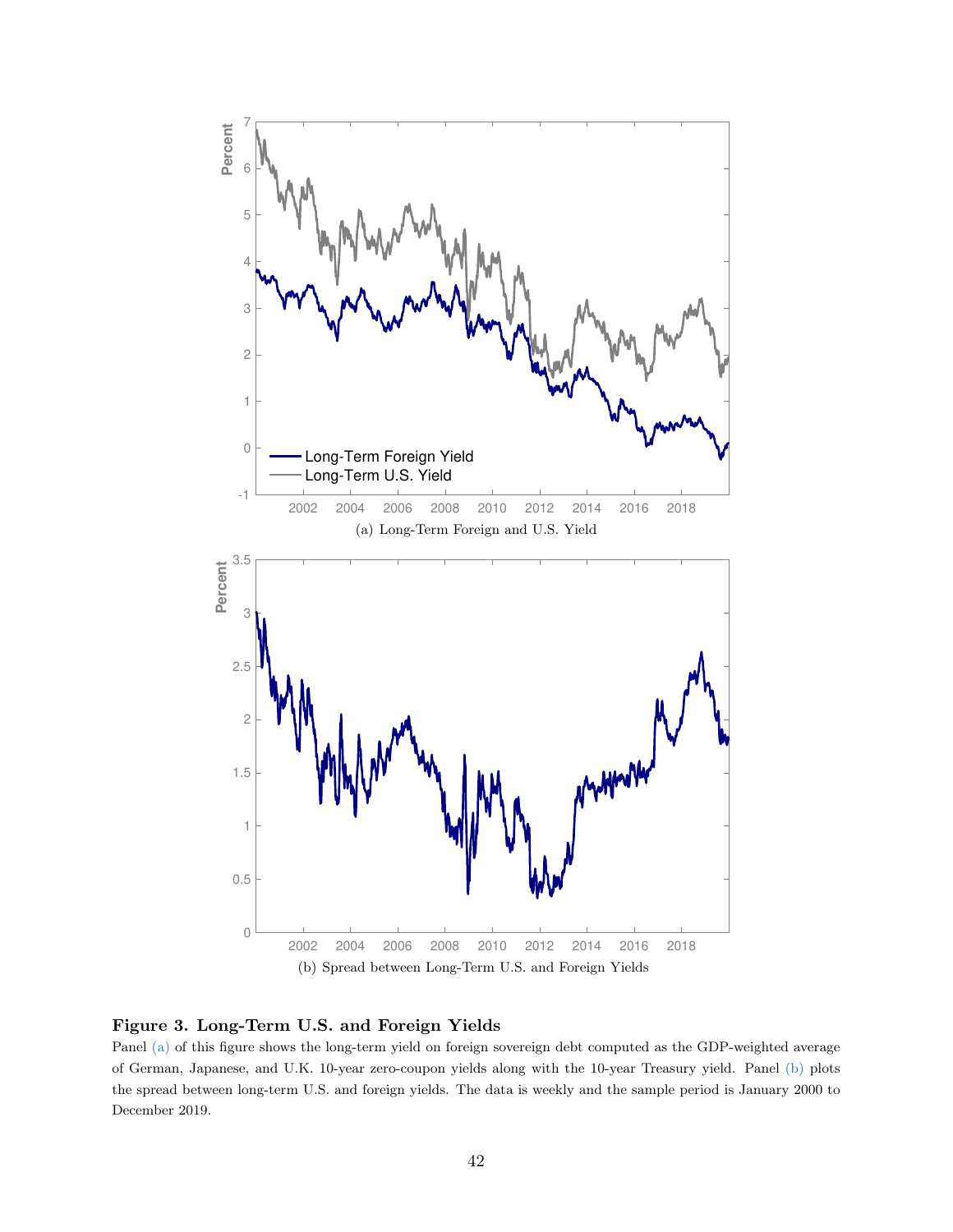(a) Long-Term Foreign and U.S. Yield

(b) Spread between Long-Term U.S. and Foreign Yields

**Figure 3. Long-Term U.S. and Foreign Yields**

Panel (a) of this figure shows the long-term yield on foreign sovereign debt computed as the GDP-weighted average of German, Japanese, and U.K. 10-year zero-coupon yields along with the 10-year Treasury yield. Panel (b) plots the spread between long-term U.S. and foreign yields. The data is weekly and the sample period is January 2000 to December 2019.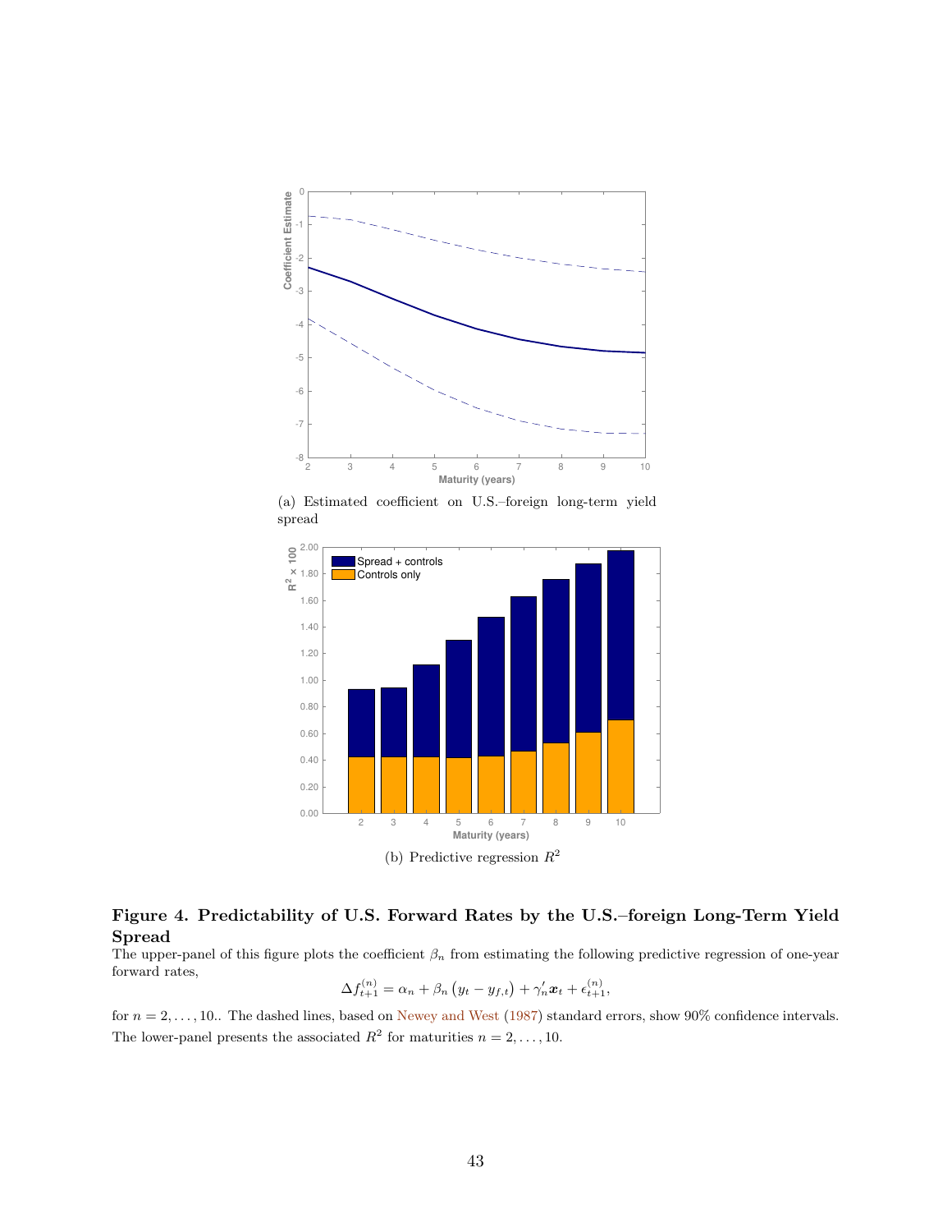(a) Estimated coefficient on U.S.–foreign long-term yield spread

(b) Predictive regression $R^2$

**Figure 4. Predictability of U.S. Forward Rates by the U.S.–foreign Long-Term Yield Spread**

The upper-panel of this figure plots the coefficient $\beta_n$ from estimating the following predictive regression of one-year forward rates,

$$\Delta f_{t+1}^{(n)} = \alpha_n + \beta_n \left( y_t - y_{f,t} \right) + \gamma_n' \boldsymbol{x}_t + \epsilon_{t+1}^{(n)},$$

for $n = 2, \ldots, 10$.. The dashed lines, based on Newey and West (1987) standard errors, show 90% confidence intervals. The lower-panel presents the associated $R^2$ for maturities $n = 2, \ldots, 10$.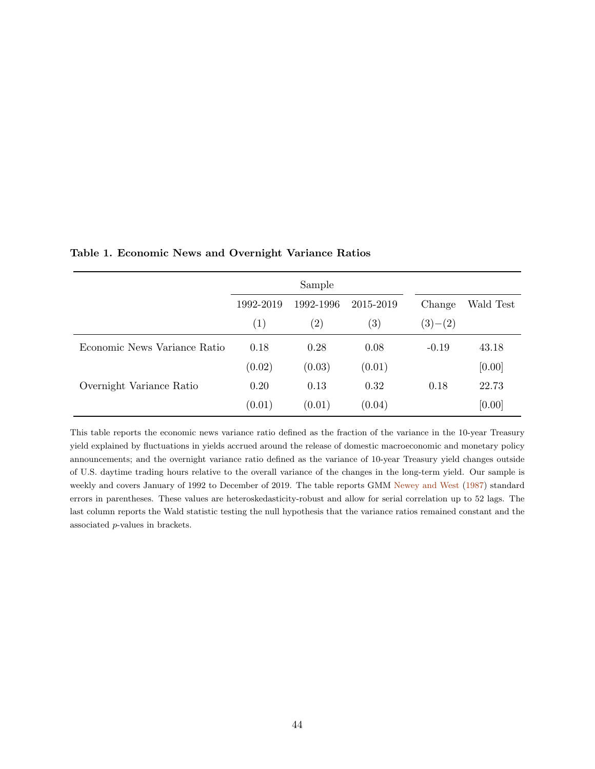**Table 1. Economic News and Overnight Variance Ratios**

| | Sample | | | | |
|---|---|---|---|---|---|
| | 1992-2019 | 1992-1996 | 2015-2019 | Change | Wald Test |
| | (1) | (2) | (3) | (3)−(2) | |
| Economic News Variance Ratio | 0.18 | 0.28 | 0.08 | -0.19 | 43.18 |
| | (0.02) | (0.03) | (0.01) | | [0.00] |
| Overnight Variance Ratio | 0.20 | 0.13 | 0.32 | 0.18 | 22.73 |
| | (0.01) | (0.01) | (0.04) | | [0.00] |

This table reports the economic news variance ratio defined as the fraction of the variance in the 10-year Treasury yield explained by fluctuations in yields accrued around the release of domestic macroeconomic and monetary policy announcements; and the overnight variance ratio defined as the variance of 10-year Treasury yield changes outside of U.S. daytime trading hours relative to the overall variance of the changes in the long-term yield. Our sample is weekly and covers January of 1992 to December of 2019. The table reports GMM Newey and West (1987) standard errors in parentheses. These values are heteroskedasticity-robust and allow for serial correlation up to 52 lags. The last column reports the Wald statistic testing the null hypothesis that the variance ratios remained constant and the associated $p$-values in brackets.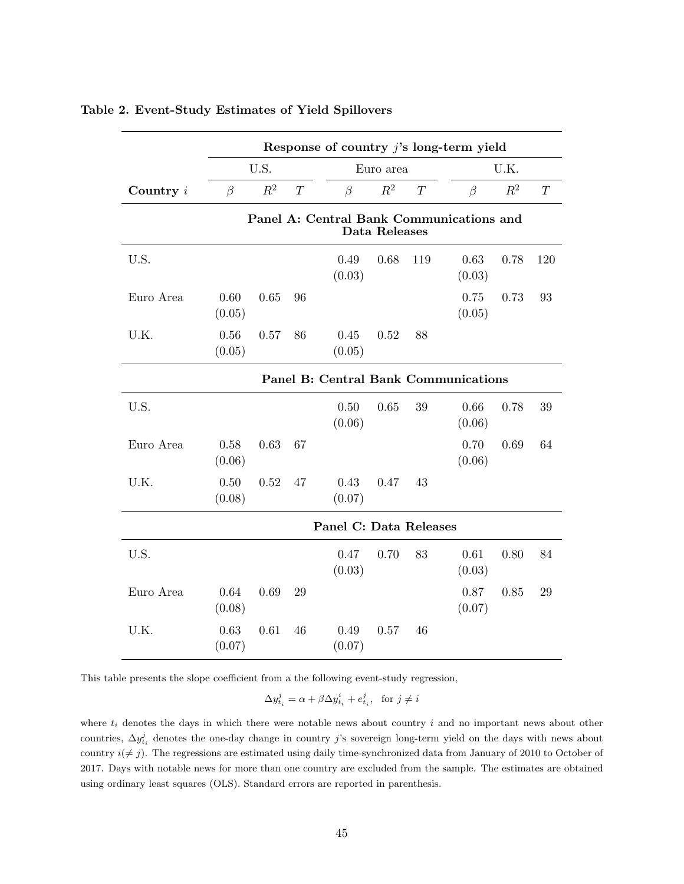**Table 2. Event-Study Estimates of Yield Spillovers**

| | Response of country $j$'s long-term yield | | | | | | | | |
|---|---|---|---|---|---|---|---|---|---|
| | U.S. | | | Euro area | | | U.K. | | |
| **Country** $i$ | $\beta$ | $R^2$ | $T$ | $\beta$ | $R^2$ | $T$ | $\beta$ | $R^2$ | $T$ |
| **Panel A: Central Bank Communications and Data Releases** | | | | | | | | | |
| U.S. | | | | 0.49 (0.03) | 0.68 | 119 | 0.63 (0.03) | 0.78 | 120 |
| Euro Area | 0.60 (0.05) | 0.65 | 96 | | | | 0.75 (0.05) | 0.73 | 93 |
| U.K. | 0.56 (0.05) | 0.57 | 86 | 0.45 (0.05) | 0.52 | 88 | | | |
| **Panel B: Central Bank Communications** | | | | | | | | | |
| U.S. | | | | 0.50 (0.06) | 0.65 | 39 | 0.66 (0.06) | 0.78 | 39 |
| Euro Area | 0.58 (0.06) | 0.63 | 67 | | | | 0.70 (0.06) | 0.69 | 64 |
| U.K. | 0.50 (0.08) | 0.52 | 47 | 0.43 (0.07) | 0.47 | 43 | | | |
| **Panel C: Data Releases** | | | | | | | | | |
| U.S. | | | | 0.47 (0.03) | 0.70 | 83 | 0.61 (0.03) | 0.80 | 84 |
| Euro Area | 0.64 (0.08) | 0.69 | 29 | | | | 0.87 (0.07) | 0.85 | 29 |
| U.K. | 0.63 (0.07) | 0.61 | 46 | 0.49 (0.07) | 0.57 | 46 | | | |

This table presents the slope coefficient from a the following event-study regression,

$$\Delta y^j_{t_i} = \alpha + \beta \Delta y^i_{t_i} + e^j_{t_i}, \quad \text{for } j \neq i$$

where $t_i$ denotes the days in which there were notable news about country $i$ and no important news about other countries, $\Delta y^j_{t_i}$ denotes the one-day change in country $j$'s sovereign long-term yield on the days with news about country $i (\neq j)$. The regressions are estimated using daily time-synchronized data from January of 2010 to October of 2017. Days with notable news for more than one country are excluded from the sample. The estimates are obtained using ordinary least squares (OLS). Standard errors are reported in parenthesis.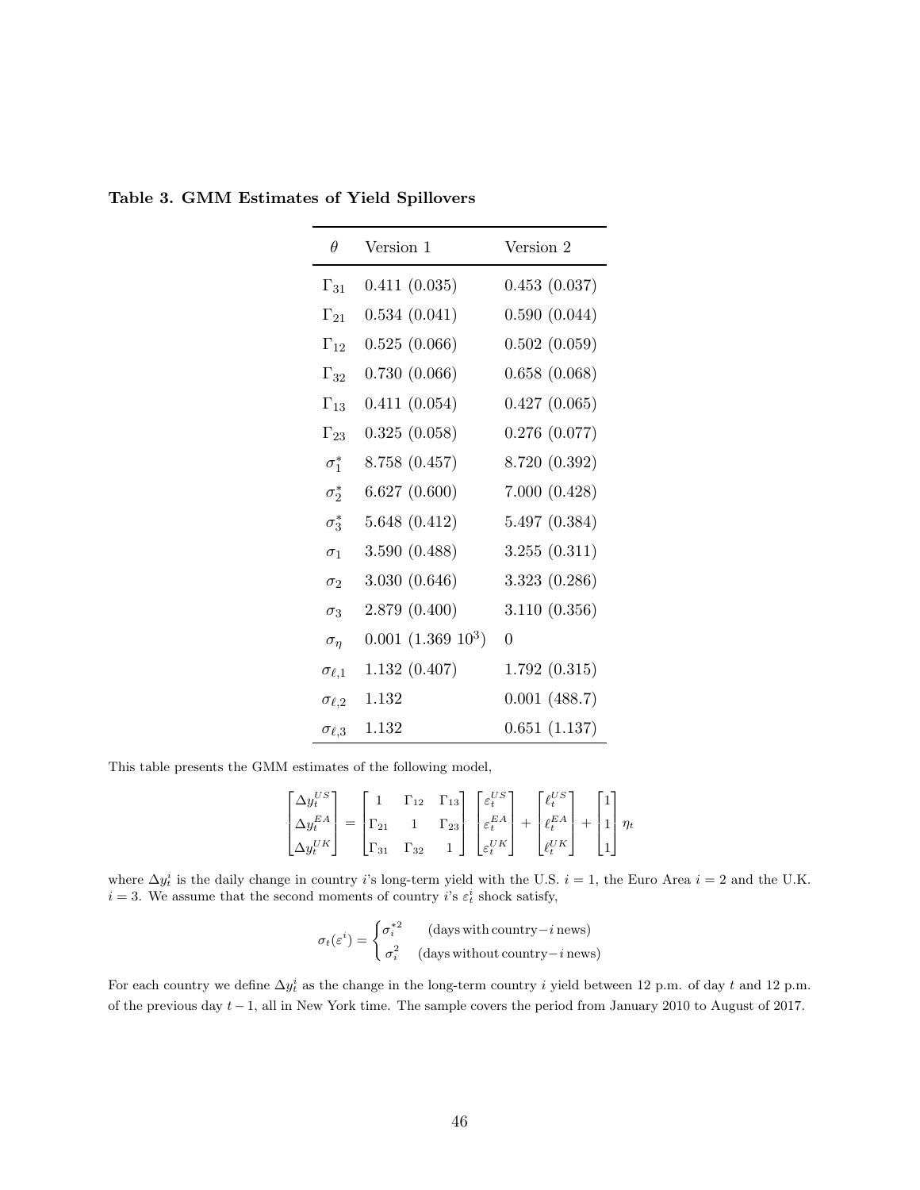**Table 3. GMM Estimates of Yield Spillovers**

| $\theta$ | Version 1 | Version 2 |
|---|---|---|
| $\Gamma_{31}$ | 0.411 (0.035) | 0.453 (0.037) |
| $\Gamma_{21}$ | 0.534 (0.041) | 0.590 (0.044) |
| $\Gamma_{12}$ | 0.525 (0.066) | 0.502 (0.059) |
| $\Gamma_{32}$ | 0.730 (0.066) | 0.658 (0.068) |
| $\Gamma_{13}$ | 0.411 (0.054) | 0.427 (0.065) |
| $\Gamma_{23}$ | 0.325 (0.058) | 0.276 (0.077) |
| $\sigma_1^*$ | 8.758 (0.457) | 8.720 (0.392) |
| $\sigma_2^*$ | 6.627 (0.600) | 7.000 (0.428) |
| $\sigma_3^*$ | 5.648 (0.412) | 5.497 (0.384) |
| $\sigma_1$ | 3.590 (0.488) | 3.255 (0.311) |
| $\sigma_2$ | 3.030 (0.646) | 3.323 (0.286) |
| $\sigma_3$ | 2.879 (0.400) | 3.110 (0.356) |
| $\sigma_\eta$ | 0.001 ($1.369\ 10^3$) | 0 |
| $\sigma_{\ell,1}$ | 1.132 (0.407) | 1.792 (0.315) |
| $\sigma_{\ell,2}$ | 1.132 | 0.001 (488.7) |
| $\sigma_{\ell,3}$ | 1.132 | 0.651 (1.137) |

This table presents the GMM estimates of the following model,

$$\begin{bmatrix} \Delta y_t^{US} \\ \Delta y_t^{EA} \\ \Delta y_t^{UK} \end{bmatrix} = \begin{bmatrix} 1 & \Gamma_{12} & \Gamma_{13} \\ \Gamma_{21} & 1 & \Gamma_{23} \\ \Gamma_{31} & \Gamma_{32} & 1 \end{bmatrix} \begin{bmatrix} \varepsilon_t^{US} \\ \varepsilon_t^{EA} \\ \varepsilon_t^{UK} \end{bmatrix} + \begin{bmatrix} \ell_t^{US} \\ \ell_t^{EA} \\ \ell_t^{UK} \end{bmatrix} + \begin{bmatrix} 1 \\ 1 \\ 1 \end{bmatrix} \eta_t$$

where $\Delta y_t^i$ is the daily change in country $i$'s long-term yield with the U.S. $i = 1$, the Euro Area $i = 2$ and the U.K. $i = 3$. We assume that the second moments of country $i$'s $\varepsilon_t^i$ shock satisfy,

$$\sigma_t(\varepsilon^i) = \begin{cases} \sigma_i^{*2} & \text{(days with country}-i\text{ news)} \\ \sigma_i^2 & \text{(days without country}-i\text{ news)} \end{cases}$$

For each country we define $\Delta y_t^i$ as the change in the long-term country $i$ yield between 12 p.m. of day $t$ and 12 p.m. of the previous day $t-1$, all in New York time. The sample covers the period from January 2010 to August of 2017.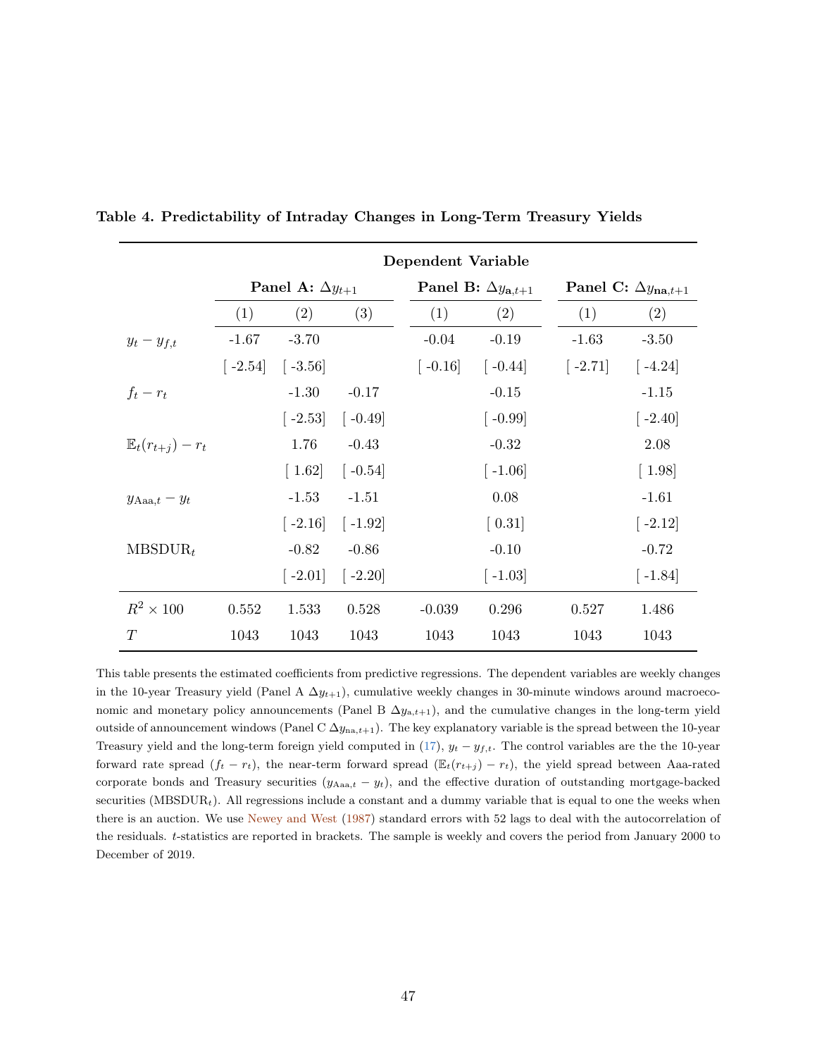**Table 4. Predictability of Intraday Changes in Long-Term Treasury Yields**

| | Dependent Variable | | | | | | |
|---|---|---|---|---|---|---|---|
| | **Panel A:** $\Delta y_{t+1}$ | | | **Panel B:** $\Delta y_{\mathbf{a},t+1}$ | | **Panel C:** $\Delta y_{\mathbf{na},t+1}$ | |
| | (1) | (2) | (3) | (1) | (2) | (1) | (2) |
| $y_t - y_{f,t}$ | -1.67 | -3.70 | | -0.04 | -0.19 | -1.63 | -3.50 |
| | [ -2.54] | [ -3.56] | | [ -0.16] | [ -0.44] | [ -2.71] | [ -4.24] |
| $f_t - r_t$ | | -1.30 | -0.17 | | -0.15 | | -1.15 |
| | | [ -2.53] | [ -0.49] | | [ -0.99] | | [ -2.40] |
| $\mathbb{E}_t(r_{t+j}) - r_t$ | | 1.76 | -0.43 | | -0.32 | | 2.08 |
| | | [ 1.62] | [ -0.54] | | [ -1.06] | | [ 1.98] |
| $y_{\mathrm{Aaa},t} - y_t$ | | -1.53 | -1.51 | | 0.08 | | -1.61 |
| | | [ -2.16] | [ -1.92] | | [ 0.31] | | [ -2.12] |
| $\mathrm{MBSDUR}_t$ | | -0.82 | -0.86 | | -0.10 | | -0.72 |
| | | [ -2.01] | [ -2.20] | | [ -1.03] | | [ -1.84] |
| $R^2 \times 100$ | 0.552 | 1.533 | 0.528 | -0.039 | 0.296 | 0.527 | 1.486 |
| $T$ | 1043 | 1043 | 1043 | 1043 | 1043 | 1043 | 1043 |

This table presents the estimated coefficients from predictive regressions. The dependent variables are weekly changes in the 10-year Treasury yield (Panel A $\Delta y_{t+1}$), cumulative weekly changes in 30-minute windows around macroeconomic and monetary policy announcements (Panel B $\Delta y_{\mathrm{a},t+1}$), and the cumulative changes in the long-term yield outside of announcement windows (Panel C $\Delta y_{\mathrm{na},t+1}$). The key explanatory variable is the spread between the 10-year Treasury yield and the long-term foreign yield computed in (17), $y_t - y_{f,t}$. The control variables are the the 10-year forward rate spread ($f_t - r_t$), the near-term forward spread ($\mathbb{E}_t(r_{t+j}) - r_t$), the yield spread between Aaa-rated corporate bonds and Treasury securities ($y_{\mathrm{Aaa},t} - y_t$), and the effective duration of outstanding mortgage-backed securities ($\mathrm{MBSDUR}_t$). All regressions include a constant and a dummy variable that is equal to one the weeks when there is an auction. We use Newey and West (1987) standard errors with 52 lags to deal with the autocorrelation of the residuals. $t$-statistics are reported in brackets. The sample is weekly and covers the period from January 2000 to December of 2019.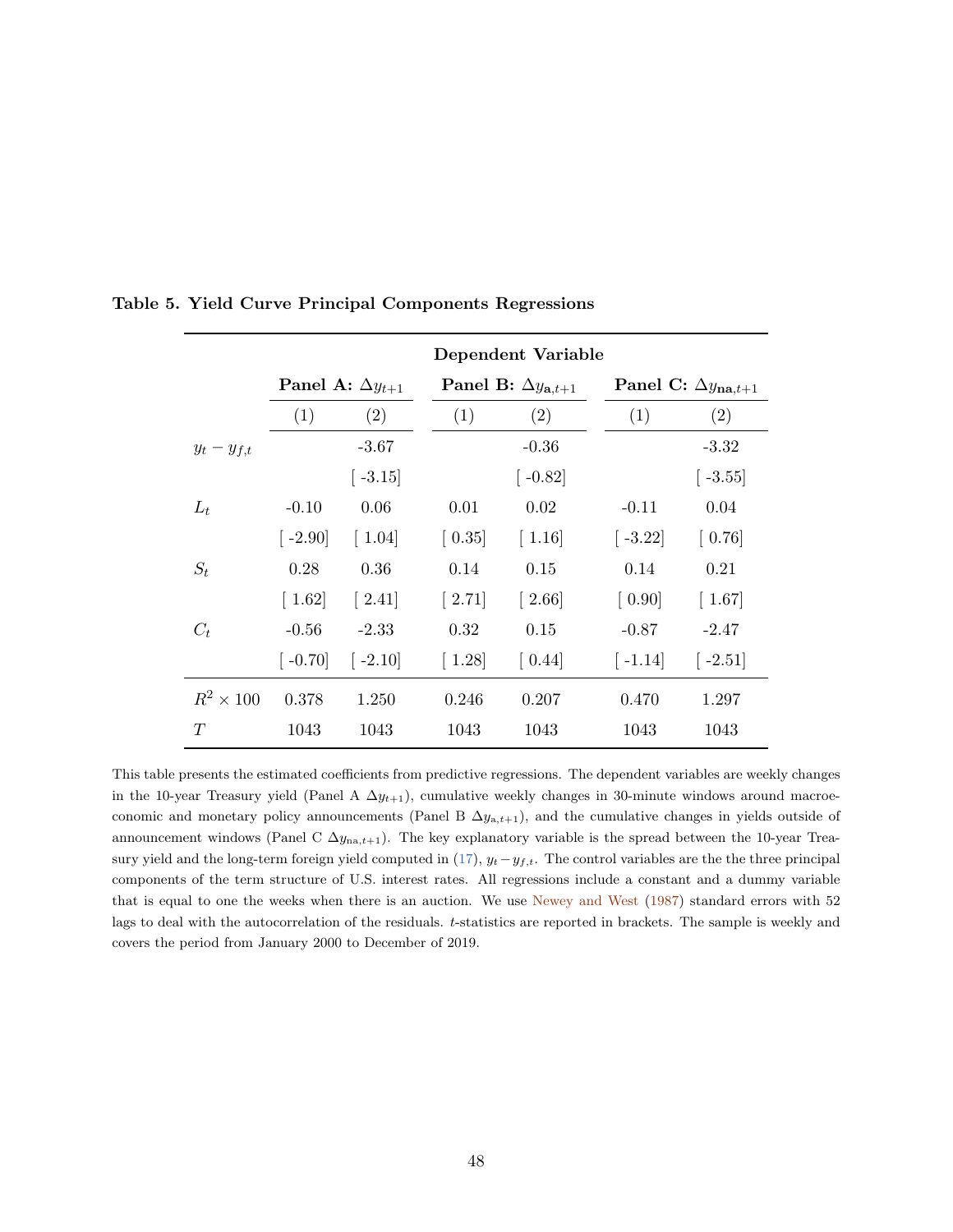**Table 5. Yield Curve Principal Components Regressions**

| | **Dependent Variable** | | | | | |
|---|---|---|---|---|---|---|
| | **Panel A:** $\Delta y_{t+1}$ | | **Panel B:** $\Delta y_{\mathbf{a},t+1}$ | | **Panel C:** $\Delta y_{\mathbf{na},t+1}$ | |
| | (1) | (2) | (1) | (2) | (1) | (2) |
| $y_t - y_{f,t}$ | | -3.67 | | -0.36 | | -3.32 |
| | | [ -3.15] | | [ -0.82] | | [ -3.55] |
| $L_t$ | -0.10 | 0.06 | 0.01 | 0.02 | -0.11 | 0.04 |
| | [ -2.90] | [ 1.04] | [ 0.35] | [ 1.16] | [ -3.22] | [ 0.76] |
| $S_t$ | 0.28 | 0.36 | 0.14 | 0.15 | 0.14 | 0.21 |
| | [ 1.62] | [ 2.41] | [ 2.71] | [ 2.66] | [ 0.90] | [ 1.67] |
| $C_t$ | -0.56 | -2.33 | 0.32 | 0.15 | -0.87 | -2.47 |
| | [ -0.70] | [ -2.10] | [ 1.28] | [ 0.44] | [ -1.14] | [ -2.51] |
| $R^2 \times 100$ | 0.378 | 1.250 | 0.246 | 0.207 | 0.470 | 1.297 |
| $T$ | 1043 | 1043 | 1043 | 1043 | 1043 | 1043 |

This table presents the estimated coefficients from predictive regressions. The dependent variables are weekly changes in the 10-year Treasury yield (Panel A $\Delta y_{t+1}$), cumulative weekly changes in 30-minute windows around macroeconomic and monetary policy announcements (Panel B $\Delta y_{\text{a},t+1}$), and the cumulative changes in yields outside of announcement windows (Panel C $\Delta y_{\text{na},t+1}$). The key explanatory variable is the spread between the 10-year Treasury yield and the long-term foreign yield computed in (17), $y_t - y_{f,t}$. The control variables are the the three principal components of the term structure of U.S. interest rates. All regressions include a constant and a dummy variable that is equal to one the weeks when there is an auction. We use Newey and West (1987) standard errors with 52 lags to deal with the autocorrelation of the residuals. $t$-statistics are reported in brackets. The sample is weekly and covers the period from January 2000 to December of 2019.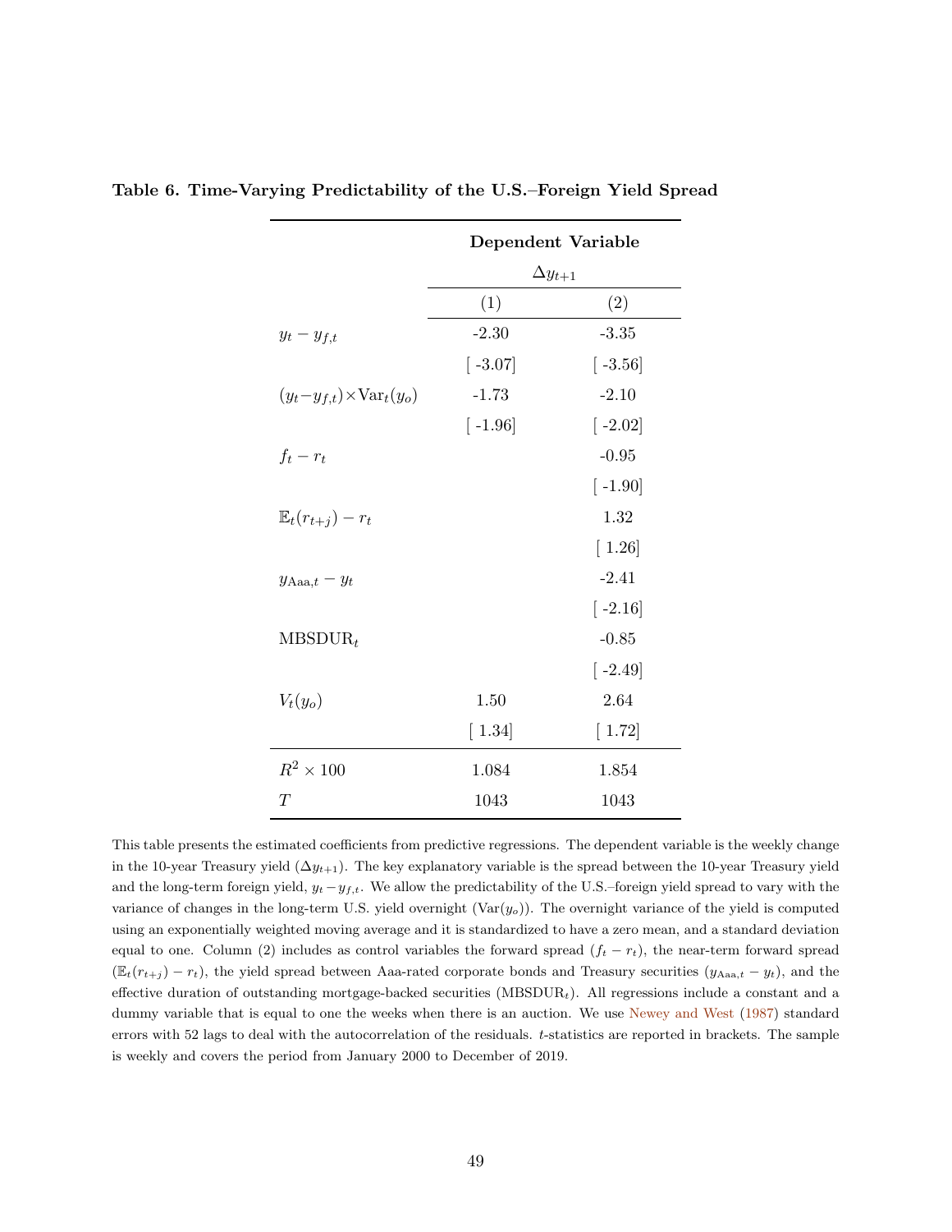**Table 6. Time-Varying Predictability of the U.S.–Foreign Yield Spread**

| | Dependent Variable | |
|---|---|---|
| | $\Delta y_{t+1}$ | |
| | (1) | (2) |
| $y_t - y_{f,t}$ | -2.30 | -3.35 |
| | [ -3.07] | [ -3.56] |
| $(y_t - y_{f,t}) \times \text{Var}_t(y_o)$ | -1.73 | -2.10 |
| | [ -1.96] | [ -2.02] |
| $f_t - r_t$ | | -0.95 |
| | | [ -1.90] |
| $\mathbb{E}_t(r_{t+j}) - r_t$ | | 1.32 |
| | | [ 1.26] |
| $y_{\text{Aaa},t} - y_t$ | | -2.41 |
| | | [ -2.16] |
| $\text{MBSDUR}_t$ | | -0.85 |
| | | [ -2.49] |
| $V_t(y_o)$ | 1.50 | 2.64 |
| | [ 1.34] | [ 1.72] |
| $R^2 \times 100$ | 1.084 | 1.854 |
| $T$ | 1043 | 1043 |

This table presents the estimated coefficients from predictive regressions. The dependent variable is the weekly change in the 10-year Treasury yield ($\Delta y_{t+1}$). The key explanatory variable is the spread between the 10-year Treasury yield and the long-term foreign yield, $y_t - y_{f,t}$. We allow the predictability of the U.S.–foreign yield spread to vary with the variance of changes in the long-term U.S. yield overnight ($\text{Var}(y_o)$). The overnight variance of the yield is computed using an exponentially weighted moving average and it is standardized to have a zero mean, and a standard deviation equal to one. Column (2) includes as control variables the forward spread ($f_t - r_t$), the near-term forward spread ($\mathbb{E}_t(r_{t+j}) - r_t$), the yield spread between Aaa-rated corporate bonds and Treasury securities ($y_{\text{Aaa},t} - y_t$), and the effective duration of outstanding mortgage-backed securities ($\text{MBSDUR}_t$). All regressions include a constant and a dummy variable that is equal to one the weeks when there is an auction. We use Newey and West (1987) standard errors with 52 lags to deal with the autocorrelation of the residuals. $t$-statistics are reported in brackets. The sample is weekly and covers the period from January 2000 to December of 2019.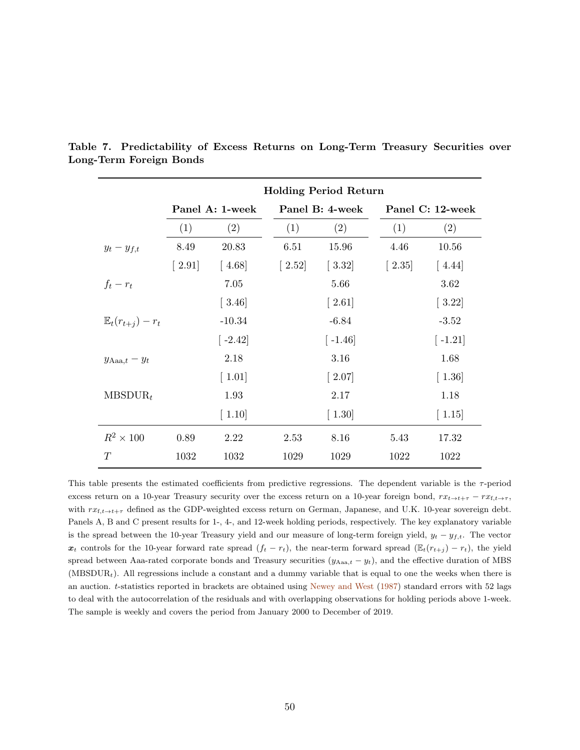**Table 7. Predictability of Excess Returns on Long-Term Treasury Securities over Long-Term Foreign Bonds**

| | **Holding Period Return** | | | | | |
|---|---|---|---|---|---|---|
| | **Panel A: 1-week** | | **Panel B: 4-week** | | **Panel C: 12-week** | |
| | (1) | (2) | (1) | (2) | (1) | (2) |
| $y_t - y_{f,t}$ | 8.49 | 20.83 | 6.51 | 15.96 | 4.46 | 10.56 |
| | [ 2.91] | [ 4.68] | [ 2.52] | [ 3.32] | [ 2.35] | [ 4.44] |
| $f_t - r_t$ | | 7.05 | | 5.66 | | 3.62 |
| | | [ 3.46] | | [ 2.61] | | [ 3.22] |
| $\mathbb{E}_t(r_{t+j}) - r_t$ | | -10.34 | | -6.84 | | -3.52 |
| | | [ -2.42] | | [ -1.46] | | [ -1.21] |
| $y_{\text{Aaa},t} - y_t$ | | 2.18 | | 3.16 | | 1.68 |
| | | [ 1.01] | | [ 2.07] | | [ 1.36] |
| $\text{MBSDUR}_t$ | | 1.93 | | 2.17 | | 1.18 |
| | | [ 1.10] | | [ 1.30] | | [ 1.15] |
| $R^2 \times 100$ | 0.89 | 2.22 | 2.53 | 8.16 | 5.43 | 17.32 |
| $T$ | 1032 | 1032 | 1029 | 1029 | 1022 | 1022 |

This table presents the estimated coefficients from predictive regressions. The dependent variable is the $\tau$-period excess return on a 10-year Treasury security over the excess return on a 10-year foreign bond, $rx_{t\to t+\tau} - rx_{f,t\to\tau}$, with $rx_{f,t\to t+\tau}$ defined as the GDP-weighted excess return on German, Japanese, and U.K. 10-year sovereign debt. Panels A, B and C present results for 1-, 4-, and 12-week holding periods, respectively. The key explanatory variable is the spread between the 10-year Treasury yield and our measure of long-term foreign yield, $y_t - y_{f,t}$. The vector $\boldsymbol{x}_t$ controls for the 10-year forward rate spread ($f_t - r_t$), the near-term forward spread ($\mathbb{E}_t(r_{t+j}) - r_t$), the yield spread between Aaa-rated corporate bonds and Treasury securities ($y_{\text{Aaa},t} - y_t$), and the effective duration of MBS ($\text{MBSDUR}_t$). All regressions include a constant and a dummy variable that is equal to one the weeks when there is an auction. $t$-statistics reported in brackets are obtained using Newey and West (1987) standard errors with 52 lags to deal with the autocorrelation of the residuals and with overlapping observations for holding periods above 1-week. The sample is weekly and covers the period from January 2000 to December of 2019.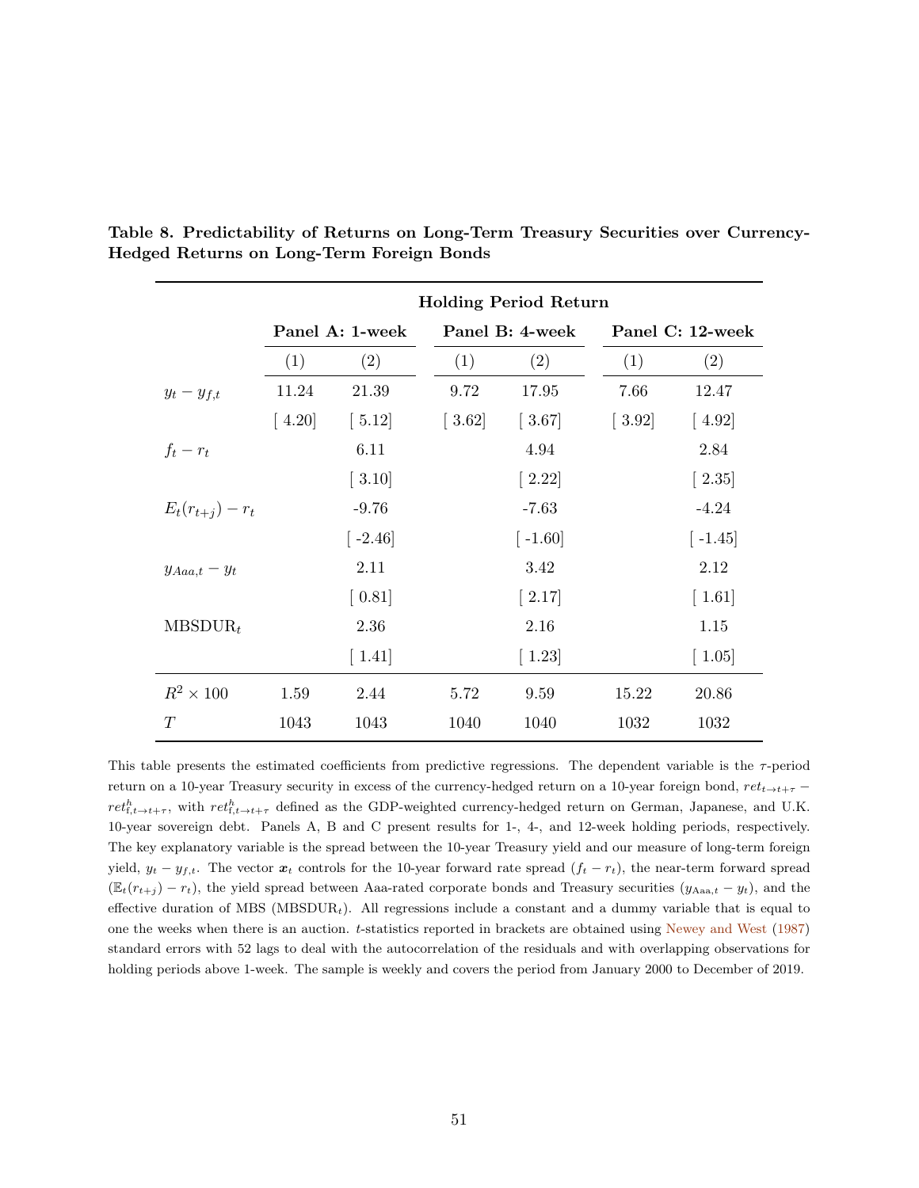**Table 8. Predictability of Returns on Long-Term Treasury Securities over Currency-Hedged Returns on Long-Term Foreign Bonds**

| | Holding Period Return | | | | | |
|---|---|---|---|---|---|---|
| | Panel A: 1-week | | Panel B: 4-week | | Panel C: 12-week | |
| | (1) | (2) | (1) | (2) | (1) | (2) |
| $y_t - y_{f,t}$ | 11.24 | 21.39 | 9.72 | 17.95 | 7.66 | 12.47 |
| | [ 4.20] | [ 5.12] | [ 3.62] | [ 3.67] | [ 3.92] | [ 4.92] |
| $f_t - r_t$ | | 6.11 | | 4.94 | | 2.84 |
| | | [ 3.10] | | [ 2.22] | | [ 2.35] |
| $E_t(r_{t+j}) - r_t$ | | -9.76 | | -7.63 | | -4.24 |
| | | [ -2.46] | | [ -1.60] | | [ -1.45] |
| $y_{Aaa,t} - y_t$ | | 2.11 | | 3.42 | | 2.12 |
| | | [ 0.81] | | [ 2.17] | | [ 1.61] |
| $\text{MBSDUR}_t$ | | 2.36 | | 2.16 | | 1.15 |
| | | [ 1.41] | | [ 1.23] | | [ 1.05] |
| $R^2 \times 100$ | 1.59 | 2.44 | 5.72 | 9.59 | 15.22 | 20.86 |
| $T$ | 1043 | 1043 | 1040 | 1040 | 1032 | 1032 |

This table presents the estimated coefficients from predictive regressions. The dependent variable is the $\tau$-period return on a 10-year Treasury security in excess of the currency-hedged return on a 10-year foreign bond, $ret_{t\to t+\tau} - ret^h_{f,t\to t+\tau}$, with $ret^h_{f,t\to t+\tau}$ defined as the GDP-weighted currency-hedged return on German, Japanese, and U.K. 10-year sovereign debt. Panels A, B and C present results for 1-, 4-, and 12-week holding periods, respectively. The key explanatory variable is the spread between the 10-year Treasury yield and our measure of long-term foreign yield, $y_t - y_{f,t}$. The vector $\boldsymbol{x}_t$ controls for the 10-year forward rate spread $(f_t - r_t)$, the near-term forward spread $(\mathbb{E}_t(r_{t+j}) - r_t)$, the yield spread between Aaa-rated corporate bonds and Treasury securities $(y_{\text{Aaa},t} - y_t)$, and the effective duration of MBS $(\text{MBSDUR}_t)$. All regressions include a constant and a dummy variable that is equal to one the weeks when there is an auction. $t$-statistics reported in brackets are obtained using Newey and West (1987) standard errors with 52 lags to deal with the autocorrelation of the residuals and with overlapping observations for holding periods above 1-week. The sample is weekly and covers the period from January 2000 to December of 2019.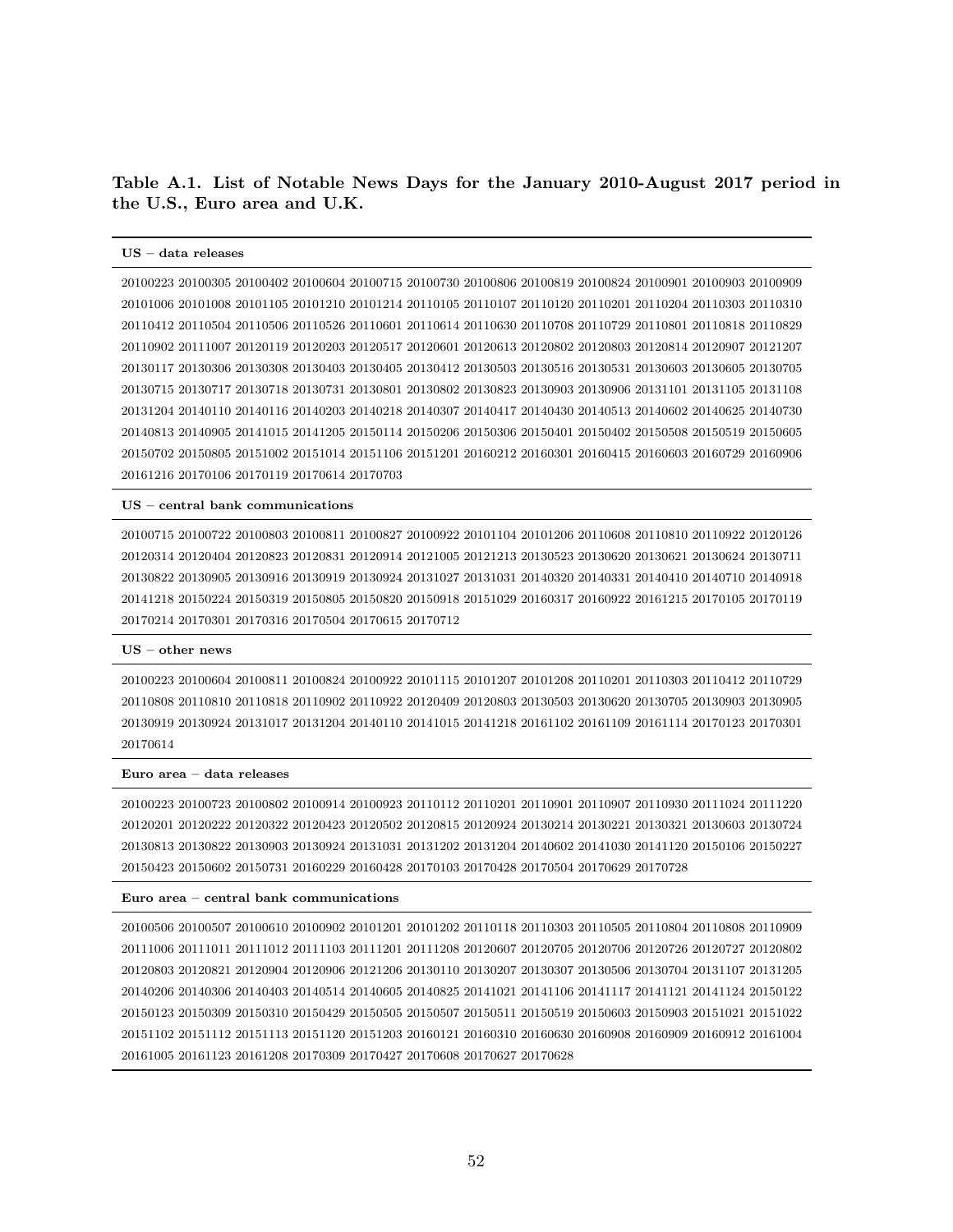**Table A.1. List of Notable News Days for the January 2010-August 2017 period in the U.S., Euro area and U.K.**

**US – data releases**

20100223 20100305 20100402 20100604 20100715 20100730 20100806 20100819 20100824 20100901 20100903 20100909 20101006 20101008 20101105 20101210 20101214 20110105 20110107 20110120 20110201 20110204 20110303 20110310 20110412 20110504 20110506 20110526 20110601 20110614 20110630 20110708 20110729 20110801 20110818 20110829 20110902 20111007 20120119 20120203 20120517 20120601 20120613 20120802 20120803 20120814 20120907 20121207 20130117 20130306 20130308 20130403 20130405 20130412 20130503 20130516 20130531 20130603 20130605 20130705 20130715 20130717 20130718 20130731 20130801 20130802 20130823 20130903 20130906 20131101 20131105 20131108 20131204 20140110 20140116 20140203 20140218 20140307 20140417 20140430 20140513 20140602 20140625 20140730 20140813 20140905 20141015 20141205 20150114 20150206 20150306 20150401 20150402 20150508 20150519 20150605 20150702 20150805 20151002 20151014 20151106 20151201 20160212 20160301 20160415 20160603 20160729 20160906 20161216 20170106 20170119 20170614 20170703

**US – central bank communications**

20100715 20100722 20100803 20100811 20100827 20100922 20101104 20101206 20110608 20110810 20110922 20120126 20120314 20120404 20120823 20120831 20120914 20121005 20121213 20130523 20130620 20130621 20130624 20130711 20130822 20130905 20130916 20130919 20130924 20131027 20131031 20140320 20140331 20140410 20140710 20140918 20141218 20150224 20150319 20150805 20150820 20150918 20151029 20160317 20160922 20161215 20170105 20170119 20170214 20170301 20170316 20170504 20170615 20170712

**US – other news**

20100223 20100604 20100811 20100824 20100922 20101115 20101207 20101208 20110201 20110303 20110412 20110729 20110808 20110810 20110818 20110902 20110922 20120409 20120803 20130503 20130620 20130705 20130903 20130905 20130919 20130924 20131017 20131204 20140110 20141015 20141218 20161102 20161109 20161114 20170123 20170301 20170614

**Euro area – data releases**

20100223 20100723 20100802 20100914 20100923 20110112 20110201 20110901 20110907 20110930 20111024 20111220 20120201 20120222 20120322 20120423 20120502 20120815 20120924 20130214 20130221 20130321 20130603 20130724 20130813 20130822 20130903 20130924 20131031 20131202 20131204 20140602 20141030 20141120 20150106 20150227 20150423 20150602 20150731 20160229 20160428 20170103 20170428 20170504 20170629 20170728

**Euro area – central bank communications**

20100506 20100507 20100610 20100902 20101201 20101202 20110118 20110303 20110505 20110804 20110808 20110909 20111006 20111011 20111012 20111103 20111201 20111208 20120607 20120705 20120706 20120726 20120727 20120802 20120803 20120821 20120904 20120906 20121206 20130110 20130207 20130307 20130506 20130704 20131107 20131205 20140206 20140306 20140403 20140514 20140605 20140825 20141021 20141106 20141117 20141121 20141124 20150122 20150123 20150309 20150310 20150429 20150505 20150507 20150511 20150519 20150603 20150903 20151021 20151022 20151102 20151112 20151113 20151120 20151203 20160121 20160310 20160630 20160908 20160909 20160912 20161004 20161005 20161123 20161208 20170309 20170427 20170608 20170627 20170628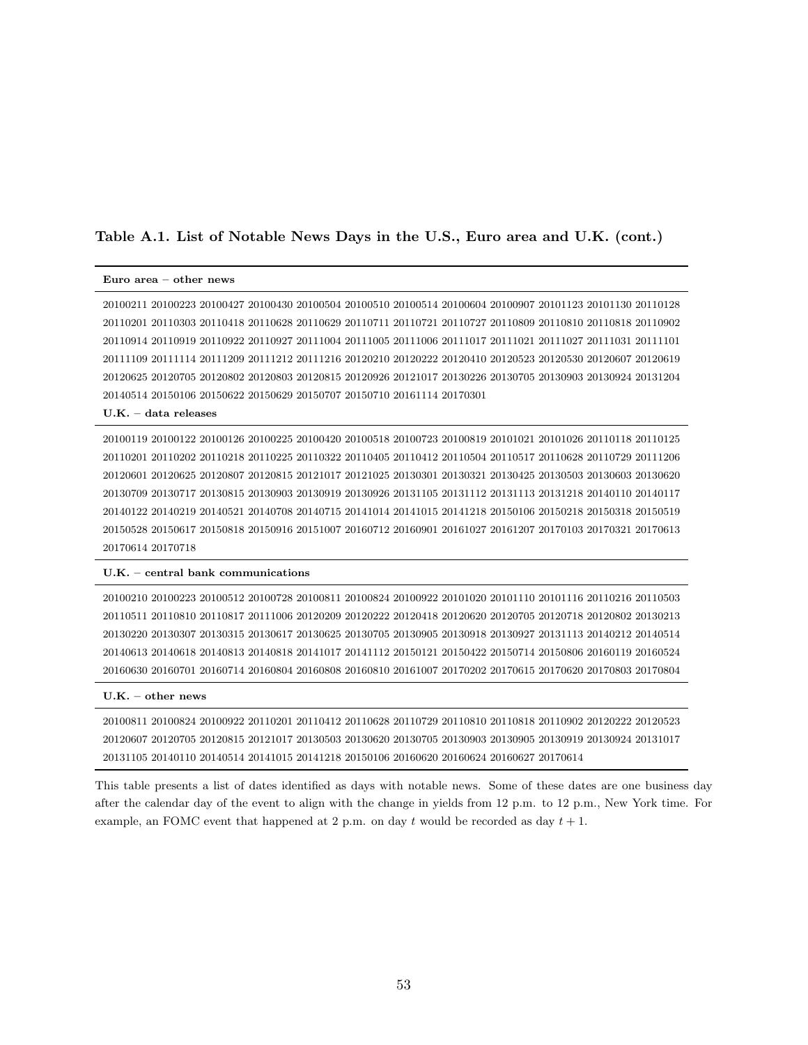**Table A.1. List of Notable News Days in the U.S., Euro area and U.K. (cont.)**

| **Euro area – other news** |
|---|
| 20100211 20100223 20100427 20100430 20100504 20100510 20100514 20100604 20100907 20101123 20101130 20110128 20110201 20110303 20110418 20110628 20110629 20110711 20110721 20110727 20110809 20110810 20110818 20110902 20110914 20110919 20110922 20110927 20111004 20111005 20111006 20111017 20111021 20111027 20111031 20111101 20111109 20111114 20111209 20111212 20111216 20120210 20120222 20120410 20120523 20120530 20120607 20120619 20120625 20120705 20120802 20120803 20120815 20120926 20121017 20130226 20130705 20130903 20130924 20131204 20140514 20150106 20150622 20150629 20150707 20150710 20161114 20170301 |
| **U.K. – data releases** |
| 20100119 20100122 20100126 20100225 20100420 20100518 20100723 20100819 20101021 20101026 20110118 20110125 20110201 20110202 20110218 20110225 20110322 20110405 20110412 20110504 20110517 20110628 20110729 20111206 20120601 20120625 20120807 20120815 20121017 20121025 20130301 20130321 20130425 20130503 20130603 20130620 20130709 20130717 20130815 20130903 20130919 20130926 20131105 20131112 20131113 20131218 20140110 20140117 20140122 20140219 20140521 20140708 20140715 20141014 20141015 20141218 20150106 20150218 20150318 20150519 20150528 20150617 20150818 20150916 20151007 20160712 20160901 20161027 20161207 20170103 20170321 20170613 20170614 20170718 |
| **U.K. – central bank communications** |
| 20100210 20100223 20100512 20100728 20100811 20100824 20100922 20101020 20101110 20101116 20110216 20110503 20110511 20110810 20110817 20111006 20120209 20120222 20120418 20120620 20120705 20120718 20120802 20130213 20130220 20130307 20130315 20130617 20130625 20130705 20130905 20130918 20130927 20131113 20140212 20140514 20140613 20140618 20140813 20140818 20141017 20141112 20150121 20150422 20150714 20150806 20160119 20160524 20160630 20160701 20160714 20160804 20160808 20160810 20161007 20170202 20170615 20170620 20170803 20170804 |
| **U.K. – other news** |
| 20100811 20100824 20100922 20110201 20110412 20110628 20110729 20110810 20110818 20110902 20120222 20120523 20120607 20120705 20120815 20121017 20130503 20130620 20130705 20130903 20130905 20130919 20130924 20131017 20131105 20140110 20140514 20141015 20141218 20150106 20160620 20160624 20160627 20170614 |

This table presents a list of dates identified as days with notable news. Some of these dates are one business day after the calendar day of the event to align with the change in yields from 12 p.m. to 12 p.m., New York time. For example, an FOMC event that happened at 2 p.m. on day $t$ would be recorded as day $t + 1$.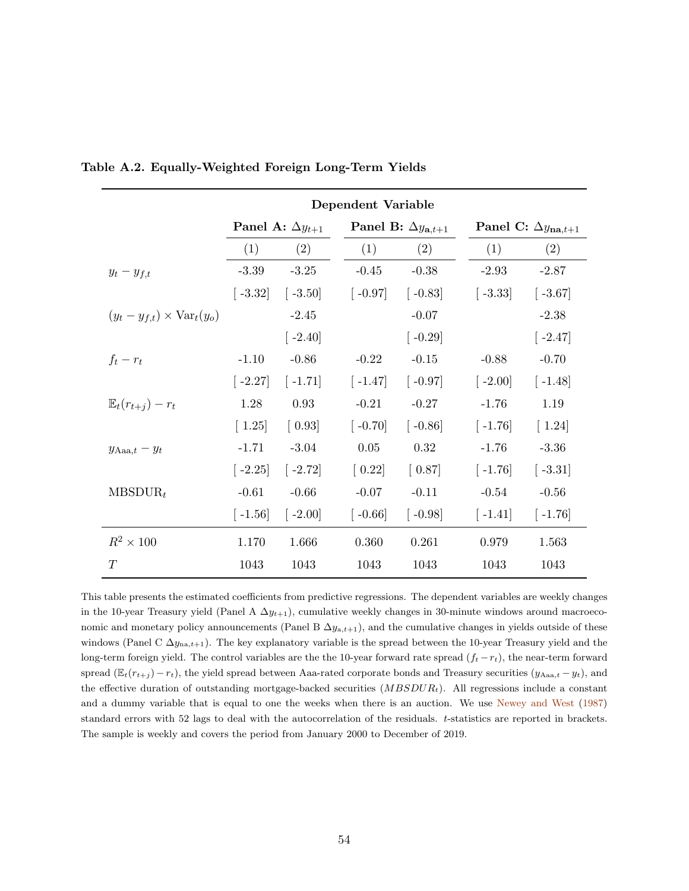**Table A.2. Equally-Weighted Foreign Long-Term Yields**

| | Dependent Variable | | | | | |
|---|---|---|---|---|---|---|
| | Panel A: $\Delta y_{t+1}$ | | Panel B: $\Delta y_{\mathbf{a},t+1}$ | | Panel C: $\Delta y_{\mathbf{na},t+1}$ | |
| | (1) | (2) | (1) | (2) | (1) | (2) |
| $y_t - y_{f,t}$ | -3.39 | -3.25 | -0.45 | -0.38 | -2.93 | -2.87 |
| | [ -3.32] | [ -3.50] | [ -0.97] | [ -0.83] | [ -3.33] | [ -3.67] |
| $(y_t - y_{f,t}) \times \text{Var}_t(y_o)$ | | -2.45 | | -0.07 | | -2.38 |
| | | [ -2.40] | | [ -0.29] | | [ -2.47] |
| $f_t - r_t$ | -1.10 | -0.86 | -0.22 | -0.15 | -0.88 | -0.70 |
| | [ -2.27] | [ -1.71] | [ -1.47] | [ -0.97] | [ -2.00] | [ -1.48] |
| $\mathbb{E}_t(r_{t+j}) - r_t$ | 1.28 | 0.93 | -0.21 | -0.27 | -1.76 | 1.19 |
| | [ 1.25] | [ 0.93] | [ -0.70] | [ -0.86] | [ -1.76] | [ 1.24] |
| $y_{\text{Aaa},t} - y_t$ | -1.71 | -3.04 | 0.05 | 0.32 | -1.76 | -3.36 |
| | [ -2.25] | [ -2.72] | [ 0.22] | [ 0.87] | [ -1.76] | [ -3.31] |
| $\text{MBSDUR}_t$ | -0.61 | -0.66 | -0.07 | -0.11 | -0.54 | -0.56 |
| | [ -1.56] | [ -2.00] | [ -0.66] | [ -0.98] | [ -1.41] | [ -1.76] |
| $R^2 \times 100$ | 1.170 | 1.666 | 0.360 | 0.261 | 0.979 | 1.563 |
| $T$ | 1043 | 1043 | 1043 | 1043 | 1043 | 1043 |

This table presents the estimated coefficients from predictive regressions. The dependent variables are weekly changes in the 10-year Treasury yield (Panel A $\Delta y_{t+1}$), cumulative weekly changes in 30-minute windows around macroeconomic and monetary policy announcements (Panel B $\Delta y_{\text{a},t+1}$), and the cumulative changes in yields outside of these windows (Panel C $\Delta y_{\text{na},t+1}$). The key explanatory variable is the spread between the 10-year Treasury yield and the long-term foreign yield. The control variables are the the 10-year forward rate spread ($f_t - r_t$), the near-term forward spread ($\mathbb{E}_t(r_{t+j}) - r_t$), the yield spread between Aaa-rated corporate bonds and Treasury securities ($y_{\text{Aaa},t} - y_t$), and the effective duration of outstanding mortgage-backed securities ($MBSDUR_t$). All regressions include a constant and a dummy variable that is equal to one the weeks when there is an auction. We use Newey and West (1987) standard errors with 52 lags to deal with the autocorrelation of the residuals. $t$-statistics are reported in brackets. The sample is weekly and covers the period from January 2000 to December of 2019.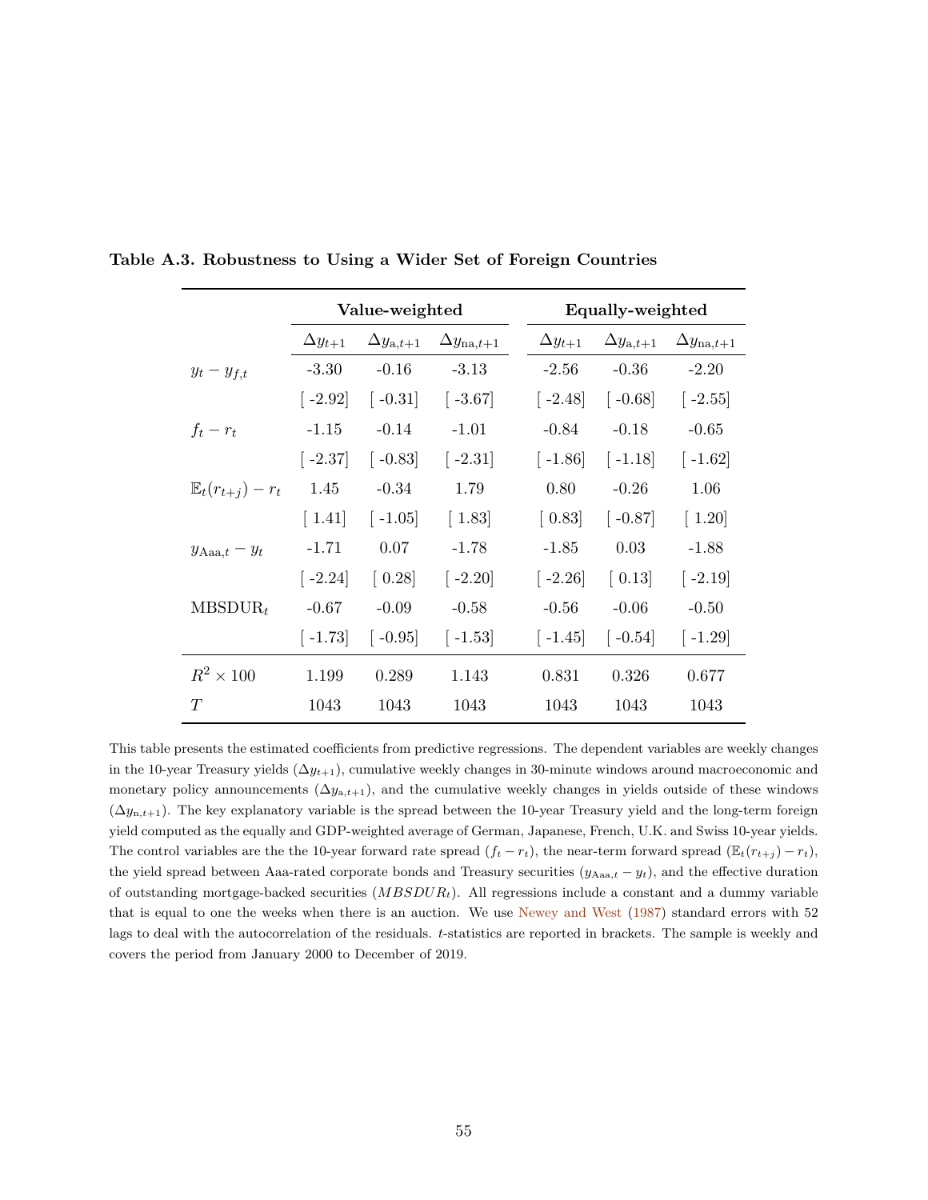**Table A.3. Robustness to Using a Wider Set of Foreign Countries**

| | Value-weighted | | | Equally-weighted | | |
|---|---|---|---|---|---|---|
| | $\Delta y_{t+1}$ | $\Delta y_{\text{a},t+1}$ | $\Delta y_{\text{na},t+1}$ | $\Delta y_{t+1}$ | $\Delta y_{\text{a},t+1}$ | $\Delta y_{\text{na},t+1}$ |
| $y_t - y_{f,t}$ | -3.30 | -0.16 | -3.13 | -2.56 | -0.36 | -2.20 |
| | [ -2.92] | [ -0.31] | [ -3.67] | [ -2.48] | [ -0.68] | [ -2.55] |
| $f_t - r_t$ | -1.15 | -0.14 | -1.01 | -0.84 | -0.18 | -0.65 |
| | [ -2.37] | [ -0.83] | [ -2.31] | [ -1.86] | [ -1.18] | [ -1.62] |
| $\mathbb{E}_t(r_{t+j}) - r_t$ | 1.45 | -0.34 | 1.79 | 0.80 | -0.26 | 1.06 |
| | [ 1.41] | [ -1.05] | [ 1.83] | [ 0.83] | [ -0.87] | [ 1.20] |
| $y_{\text{Aaa},t} - y_t$ | -1.71 | 0.07 | -1.78 | -1.85 | 0.03 | -1.88 |
| | [ -2.24] | [ 0.28] | [ -2.20] | [ -2.26] | [ 0.13] | [ -2.19] |
| $\text{MBSDUR}_t$ | -0.67 | -0.09 | -0.58 | -0.56 | -0.06 | -0.50 |
| | [ -1.73] | [ -0.95] | [ -1.53] | [ -1.45] | [ -0.54] | [ -1.29] |
| $R^2 \times 100$ | 1.199 | 0.289 | 1.143 | 0.831 | 0.326 | 0.677 |
| $T$ | 1043 | 1043 | 1043 | 1043 | 1043 | 1043 |

This table presents the estimated coefficients from predictive regressions. The dependent variables are weekly changes in the 10-year Treasury yields ($\Delta y_{t+1}$), cumulative weekly changes in 30-minute windows around macroeconomic and monetary policy announcements ($\Delta y_{\text{a},t+1}$), and the cumulative weekly changes in yields outside of these windows ($\Delta y_{\text{n},t+1}$). The key explanatory variable is the spread between the 10-year Treasury yield and the long-term foreign yield computed as the equally and GDP-weighted average of German, Japanese, French, U.K. and Swiss 10-year yields. The control variables are the the 10-year forward rate spread ($f_t - r_t$), the near-term forward spread ($\mathbb{E}_t(r_{t+j}) - r_t$), the yield spread between Aaa-rated corporate bonds and Treasury securities ($y_{\text{Aaa},t} - y_t$), and the effective duration of outstanding mortgage-backed securities ($MBSDUR_t$). All regressions include a constant and a dummy variable that is equal to one the weeks when there is an auction. We use Newey and West (1987) standard errors with 52 lags to deal with the autocorrelation of the residuals. $t$-statistics are reported in brackets. The sample is weekly and covers the period from January 2000 to December of 2019.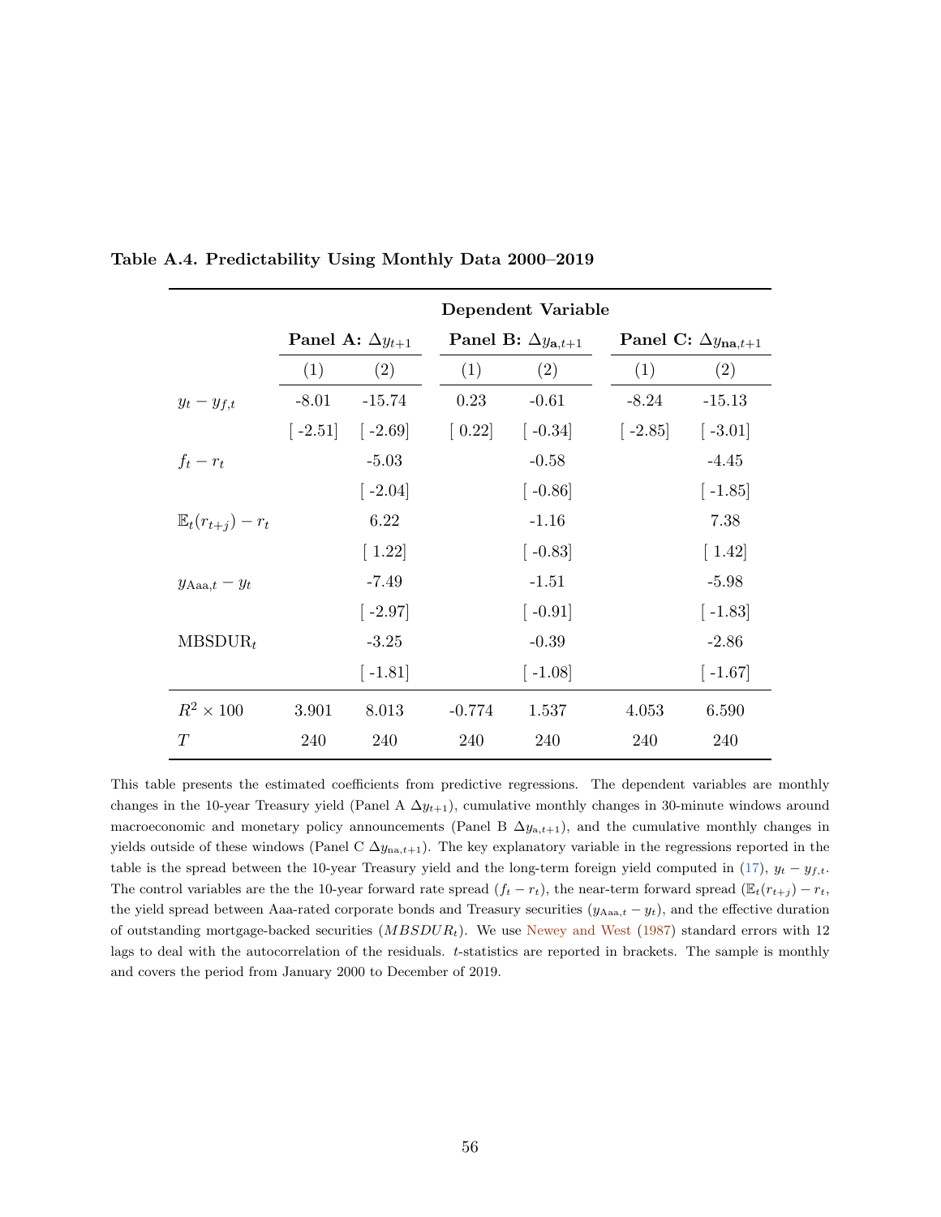**Table A.4. Predictability Using Monthly Data 2000–2019**

| | Dependent Variable | | | | | |
|---|---|---|---|---|---|---|
| | **Panel A: $\Delta y_{t+1}$** | | **Panel B: $\Delta y_{\mathbf{a},t+1}$** | | **Panel C: $\Delta y_{\mathbf{na},t+1}$** | |
| | (1) | (2) | (1) | (2) | (1) | (2) |
| $y_t - y_{f,t}$ | -8.01 | -15.74 | 0.23 | -0.61 | -8.24 | -15.13 |
| | [ -2.51] | [ -2.69] | [ 0.22] | [ -0.34] | [ -2.85] | [ -3.01] |
| $f_t - r_t$ | | -5.03 | | -0.58 | | -4.45 |
| | | [ -2.04] | | [ -0.86] | | [ -1.85] |
| $\mathbb{E}_t(r_{t+j}) - r_t$ | | 6.22 | | -1.16 | | 7.38 |
| | | [ 1.22] | | [ -0.83] | | [ 1.42] |
| $y_{\text{Aaa},t} - y_t$ | | -7.49 | | -1.51 | | -5.98 |
| | | [ -2.97] | | [ -0.91] | | [ -1.83] |
| $\text{MBSDUR}_t$ | | -3.25 | | -0.39 | | -2.86 |
| | | [ -1.81] | | [ -1.08] | | [ -1.67] |
| $R^2 \times 100$ | 3.901 | 8.013 | -0.774 | 1.537 | 4.053 | 6.590 |
| $T$ | 240 | 240 | 240 | 240 | 240 | 240 |

This table presents the estimated coefficients from predictive regressions. The dependent variables are monthly changes in the 10-year Treasury yield (Panel A $\Delta y_{t+1}$), cumulative monthly changes in 30-minute windows around macroeconomic and monetary policy announcements (Panel B $\Delta y_{\text{a},t+1}$), and the cumulative monthly changes in yields outside of these windows (Panel C $\Delta y_{\text{na},t+1}$). The key explanatory variable in the regressions reported in the table is the spread between the 10-year Treasury yield and the long-term foreign yield computed in (17), $y_t - y_{f,t}$. The control variables are the the 10-year forward rate spread ($f_t - r_t$), the near-term forward spread ($\mathbb{E}_t(r_{t+j}) - r_t$, the yield spread between Aaa-rated corporate bonds and Treasury securities ($y_{\text{Aaa},t} - y_t$), and the effective duration of outstanding mortgage-backed securities ($MBSDUR_t$). We use Newey and West (1987) standard errors with 12 lags to deal with the autocorrelation of the residuals. $t$-statistics are reported in brackets. The sample is monthly and covers the period from January 2000 to December of 2019.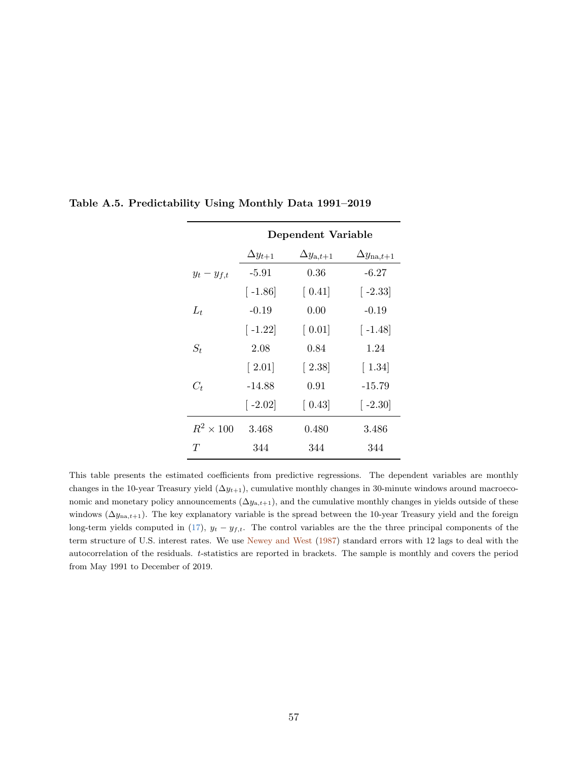**Table A.5. Predictability Using Monthly Data 1991–2019**

| | Dependent Variable | | |
|---|---|---|---|
| | $\Delta y_{t+1}$ | $\Delta y_{\mathrm{a},t+1}$ | $\Delta y_{\mathrm{na},t+1}$ |
| $y_t - y_{f,t}$ | -5.91 | 0.36 | -6.27 |
| | [ -1.86] | [ 0.41] | [ -2.33] |
| $L_t$ | -0.19 | 0.00 | -0.19 |
| | [ -1.22] | [ 0.01] | [ -1.48] |
| $S_t$ | 2.08 | 0.84 | 1.24 |
| | [ 2.01] | [ 2.38] | [ 1.34] |
| $C_t$ | -14.88 | 0.91 | -15.79 |
| | [ -2.02] | [ 0.43] | [ -2.30] |
| $R^2 \times 100$ | 3.468 | 0.480 | 3.486 |
| $T$ | 344 | 344 | 344 |

This table presents the estimated coefficients from predictive regressions. The dependent variables are monthly changes in the 10-year Treasury yield ($\Delta y_{t+1}$), cumulative monthly changes in 30-minute windows around macroeconomic and monetary policy announcements ($\Delta y_{\mathrm{a},t+1}$), and the cumulative monthly changes in yields outside of these windows ($\Delta y_{\mathrm{na},t+1}$). The key explanatory variable is the spread between the 10-year Treasury yield and the foreign long-term yields computed in (17), $y_t - y_{f,t}$. The control variables are the the three principal components of the term structure of U.S. interest rates. We use Newey and West (1987) standard errors with 12 lags to deal with the autocorrelation of the residuals. $t$-statistics are reported in brackets. The sample is monthly and covers the period from May 1991 to December of 2019.